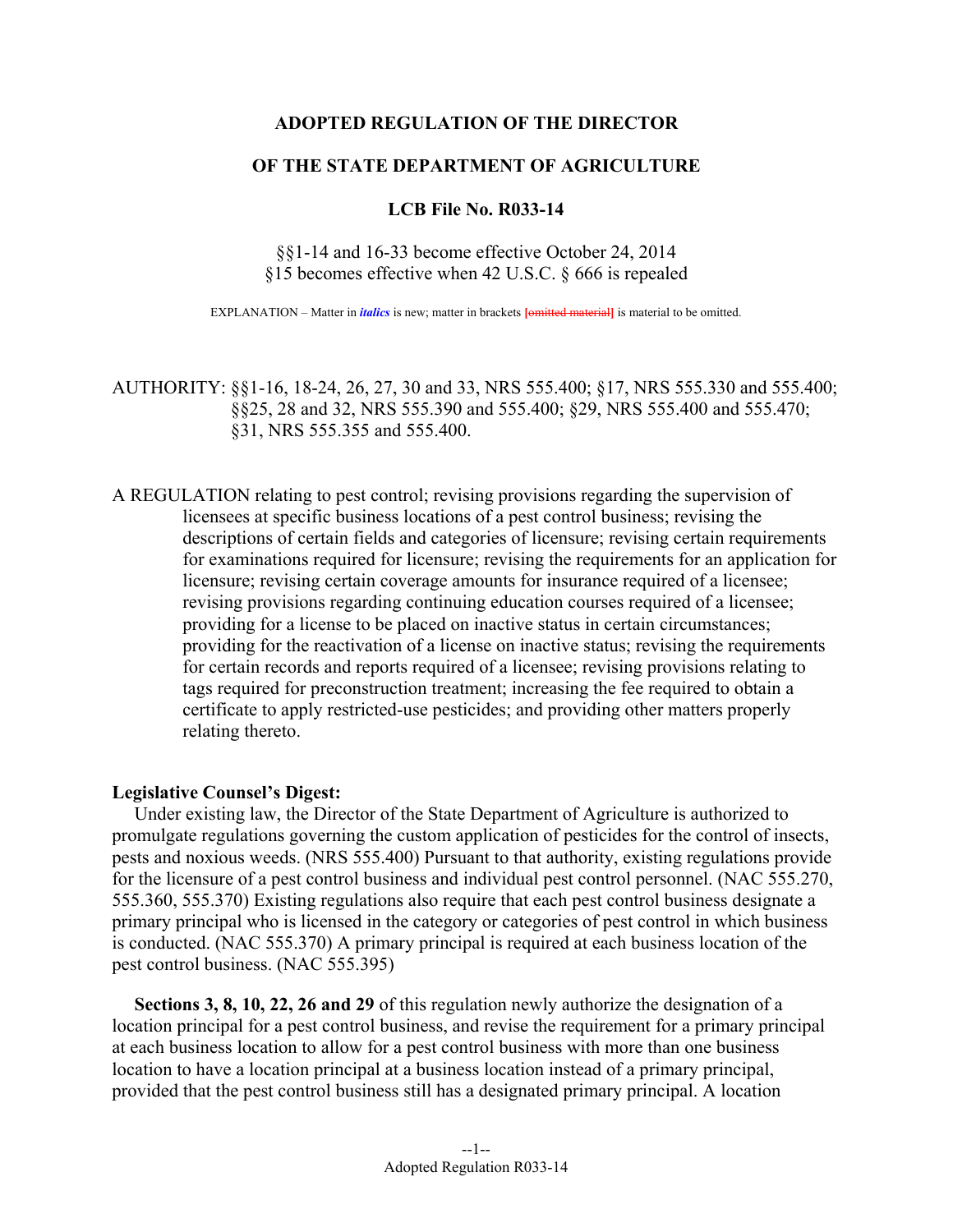**ADOPTED REGULATION OF THE DIRECTOR**

**OF THE STATE DEPARTMENT OF AGRICULTURE**

**LCB File No. R033-14**

§§1-14 and 16-33 become effective October 24, 2014
§15 becomes effective when 42 U.S.C. § 666 is repealed

EXPLANATION – Matter in ***italics*** is new; matter in brackets [~~omitted material~~] is material to be omitted.

AUTHORITY: §§1-16, 18-24, 26, 27, 30 and 33, NRS 555.400; §17, NRS 555.330 and 555.400; §§25, 28 and 32, NRS 555.390 and 555.400; §29, NRS 555.400 and 555.470; §31, NRS 555.355 and 555.400.

A REGULATION relating to pest control; revising provisions regarding the supervision of licensees at specific business locations of a pest control business; revising the descriptions of certain fields and categories of licensure; revising certain requirements for examinations required for licensure; revising the requirements for an application for licensure; revising certain coverage amounts for insurance required of a licensee; revising provisions regarding continuing education courses required of a licensee; providing for a license to be placed on inactive status in certain circumstances; providing for the reactivation of a license on inactive status; revising the requirements for certain records and reports required of a licensee; revising provisions relating to tags required for preconstruction treatment; increasing the fee required to obtain a certificate to apply restricted-use pesticides; and providing other matters properly relating thereto.

**Legislative Counsel's Digest:**

Under existing law, the Director of the State Department of Agriculture is authorized to promulgate regulations governing the custom application of pesticides for the control of insects, pests and noxious weeds. (NRS 555.400) Pursuant to that authority, existing regulations provide for the licensure of a pest control business and individual pest control personnel. (NAC 555.270, 555.360, 555.370) Existing regulations also require that each pest control business designate a primary principal who is licensed in the category or categories of pest control in which business is conducted. (NAC 555.370) A primary principal is required at each business location of the pest control business. (NAC 555.395)

**Sections 3, 8, 10, 22, 26 and 29** of this regulation newly authorize the designation of a location principal for a pest control business, and revise the requirement for a primary principal at each business location to allow for a pest control business with more than one business location to have a location principal at a business location instead of a primary principal, provided that the pest control business still has a designated primary principal. A location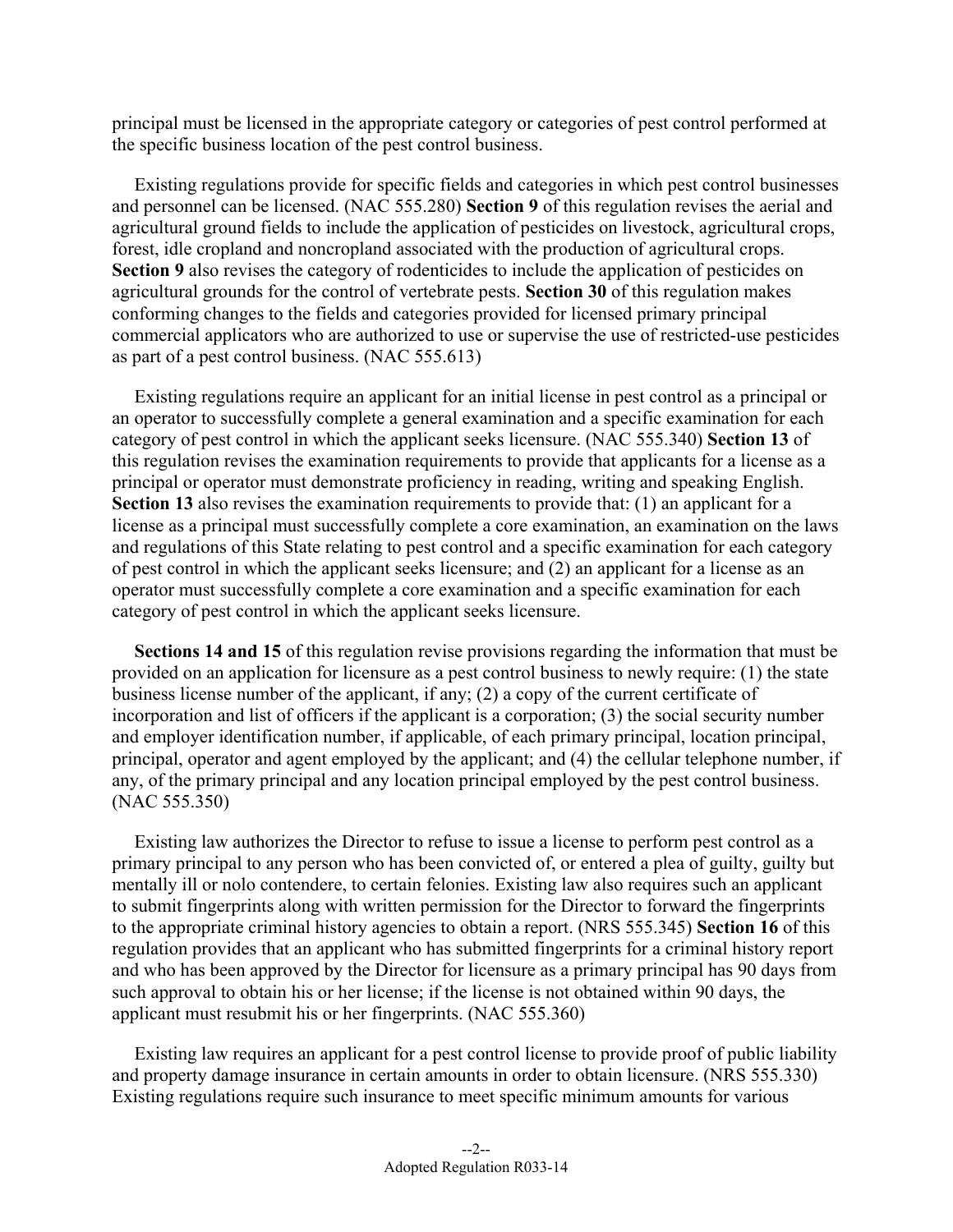principal must be licensed in the appropriate category or categories of pest control performed at the specific business location of the pest control business.

Existing regulations provide for specific fields and categories in which pest control businesses and personnel can be licensed. (NAC 555.280) **Section 9** of this regulation revises the aerial and agricultural ground fields to include the application of pesticides on livestock, agricultural crops, forest, idle cropland and noncropland associated with the production of agricultural crops. **Section 9** also revises the category of rodenticides to include the application of pesticides on agricultural grounds for the control of vertebrate pests. **Section 30** of this regulation makes conforming changes to the fields and categories provided for licensed primary principal commercial applicators who are authorized to use or supervise the use of restricted-use pesticides as part of a pest control business. (NAC 555.613)

Existing regulations require an applicant for an initial license in pest control as a principal or an operator to successfully complete a general examination and a specific examination for each category of pest control in which the applicant seeks licensure. (NAC 555.340) **Section 13** of this regulation revises the examination requirements to provide that applicants for a license as a principal or operator must demonstrate proficiency in reading, writing and speaking English. **Section 13** also revises the examination requirements to provide that: (1) an applicant for a license as a principal must successfully complete a core examination, an examination on the laws and regulations of this State relating to pest control and a specific examination for each category of pest control in which the applicant seeks licensure; and (2) an applicant for a license as an operator must successfully complete a core examination and a specific examination for each category of pest control in which the applicant seeks licensure.

**Sections 14 and 15** of this regulation revise provisions regarding the information that must be provided on an application for licensure as a pest control business to newly require: (1) the state business license number of the applicant, if any; (2) a copy of the current certificate of incorporation and list of officers if the applicant is a corporation; (3) the social security number and employer identification number, if applicable, of each primary principal, location principal, principal, operator and agent employed by the applicant; and (4) the cellular telephone number, if any, of the primary principal and any location principal employed by the pest control business. (NAC 555.350)

Existing law authorizes the Director to refuse to issue a license to perform pest control as a primary principal to any person who has been convicted of, or entered a plea of guilty, guilty but mentally ill or nolo contendere, to certain felonies. Existing law also requires such an applicant to submit fingerprints along with written permission for the Director to forward the fingerprints to the appropriate criminal history agencies to obtain a report. (NRS 555.345) **Section 16** of this regulation provides that an applicant who has submitted fingerprints for a criminal history report and who has been approved by the Director for licensure as a primary principal has 90 days from such approval to obtain his or her license; if the license is not obtained within 90 days, the applicant must resubmit his or her fingerprints. (NAC 555.360)

Existing law requires an applicant for a pest control license to provide proof of public liability and property damage insurance in certain amounts in order to obtain licensure. (NRS 555.330) Existing regulations require such insurance to meet specific minimum amounts for various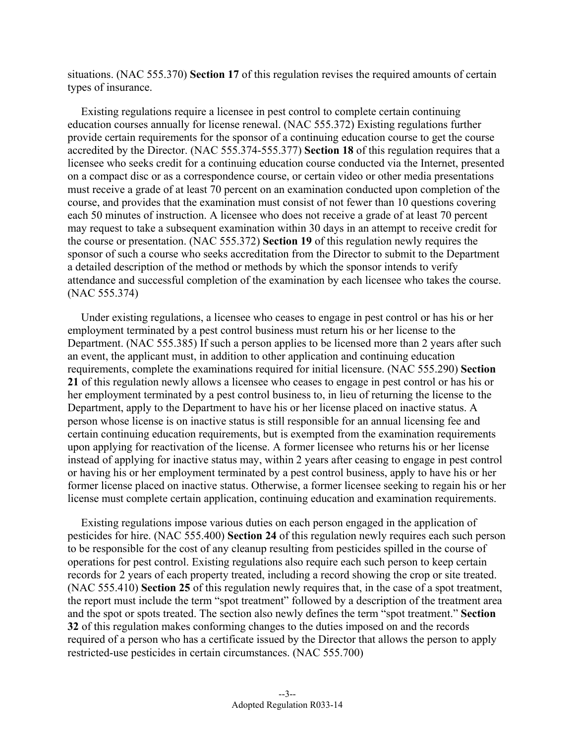situations. (NAC 555.370) **Section 17** of this regulation revises the required amounts of certain types of insurance.

Existing regulations require a licensee in pest control to complete certain continuing education courses annually for license renewal. (NAC 555.372) Existing regulations further provide certain requirements for the sponsor of a continuing education course to get the course accredited by the Director. (NAC 555.374-555.377) **Section 18** of this regulation requires that a licensee who seeks credit for a continuing education course conducted via the Internet, presented on a compact disc or as a correspondence course, or certain video or other media presentations must receive a grade of at least 70 percent on an examination conducted upon completion of the course, and provides that the examination must consist of not fewer than 10 questions covering each 50 minutes of instruction. A licensee who does not receive a grade of at least 70 percent may request to take a subsequent examination within 30 days in an attempt to receive credit for the course or presentation. (NAC 555.372) **Section 19** of this regulation newly requires the sponsor of such a course who seeks accreditation from the Director to submit to the Department a detailed description of the method or methods by which the sponsor intends to verify attendance and successful completion of the examination by each licensee who takes the course. (NAC 555.374)

Under existing regulations, a licensee who ceases to engage in pest control or has his or her employment terminated by a pest control business must return his or her license to the Department. (NAC 555.385) If such a person applies to be licensed more than 2 years after such an event, the applicant must, in addition to other application and continuing education requirements, complete the examinations required for initial licensure. (NAC 555.290) **Section 21** of this regulation newly allows a licensee who ceases to engage in pest control or has his or her employment terminated by a pest control business to, in lieu of returning the license to the Department, apply to the Department to have his or her license placed on inactive status. A person whose license is on inactive status is still responsible for an annual licensing fee and certain continuing education requirements, but is exempted from the examination requirements upon applying for reactivation of the license. A former licensee who returns his or her license instead of applying for inactive status may, within 2 years after ceasing to engage in pest control or having his or her employment terminated by a pest control business, apply to have his or her former license placed on inactive status. Otherwise, a former licensee seeking to regain his or her license must complete certain application, continuing education and examination requirements.

Existing regulations impose various duties on each person engaged in the application of pesticides for hire. (NAC 555.400) **Section 24** of this regulation newly requires each such person to be responsible for the cost of any cleanup resulting from pesticides spilled in the course of operations for pest control. Existing regulations also require each such person to keep certain records for 2 years of each property treated, including a record showing the crop or site treated. (NAC 555.410) **Section 25** of this regulation newly requires that, in the case of a spot treatment, the report must include the term "spot treatment" followed by a description of the treatment area and the spot or spots treated. The section also newly defines the term "spot treatment." **Section 32** of this regulation makes conforming changes to the duties imposed on and the records required of a person who has a certificate issued by the Director that allows the person to apply restricted-use pesticides in certain circumstances. (NAC 555.700)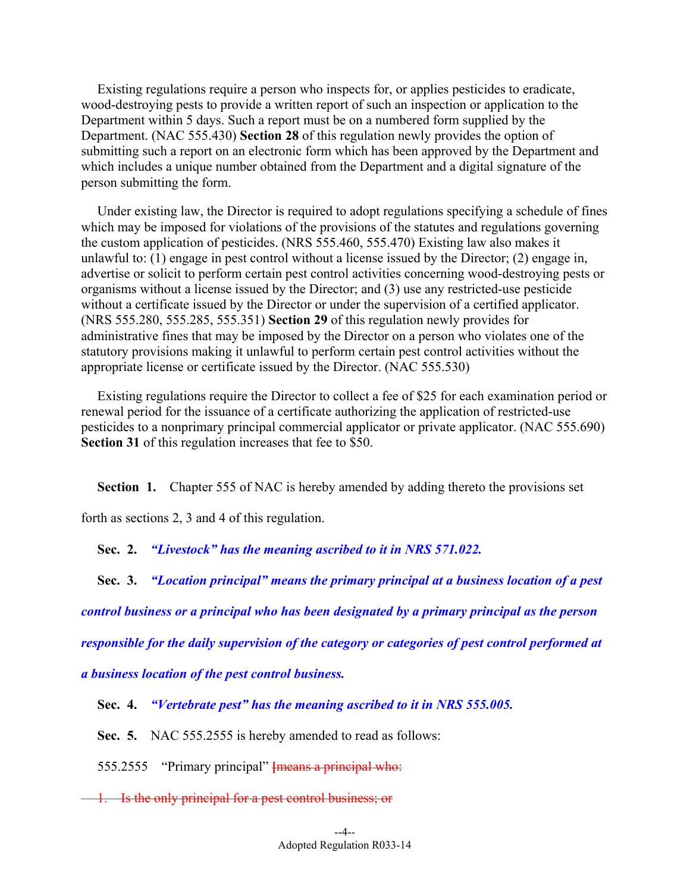Existing regulations require a person who inspects for, or applies pesticides to eradicate, wood-destroying pests to provide a written report of such an inspection or application to the Department within 5 days. Such a report must be on a numbered form supplied by the Department. (NAC 555.430) **Section 28** of this regulation newly provides the option of submitting such a report on an electronic form which has been approved by the Department and which includes a unique number obtained from the Department and a digital signature of the person submitting the form.

Under existing law, the Director is required to adopt regulations specifying a schedule of fines which may be imposed for violations of the provisions of the statutes and regulations governing the custom application of pesticides. (NRS 555.460, 555.470) Existing law also makes it unlawful to: (1) engage in pest control without a license issued by the Director; (2) engage in, advertise or solicit to perform certain pest control activities concerning wood-destroying pests or organisms without a license issued by the Director; and (3) use any restricted-use pesticide without a certificate issued by the Director or under the supervision of a certified applicator. (NRS 555.280, 555.285, 555.351) **Section 29** of this regulation newly provides for administrative fines that may be imposed by the Director on a person who violates one of the statutory provisions making it unlawful to perform certain pest control activities without the appropriate license or certificate issued by the Director. (NAC 555.530)

Existing regulations require the Director to collect a fee of $25 for each examination period or renewal period for the issuance of a certificate authorizing the application of restricted-use pesticides to a nonprimary principal commercial applicator or private applicator. (NAC 555.690) **Section 31** of this regulation increases that fee to $50.

**Section 1.** Chapter 555 of NAC is hereby amended by adding thereto the provisions set forth as sections 2, 3 and 4 of this regulation.

**Sec. 2.** ***"Livestock" has the meaning ascribed to it in NRS 571.022.***

**Sec. 3.** ***"Location principal" means the primary principal at a business location of a pest control business or a principal who has been designated by a primary principal as the person responsible for the daily supervision of the category or categories of pest control performed at a business location of the pest control business.***

**Sec. 4.** ***"Vertebrate pest" has the meaning ascribed to it in NRS 555.005.***

**Sec. 5.** NAC 555.2555 is hereby amended to read as follows:

555.2555 "Primary principal" ~~[means a principal who:~~

~~1. Is the only principal for a pest control business; or~~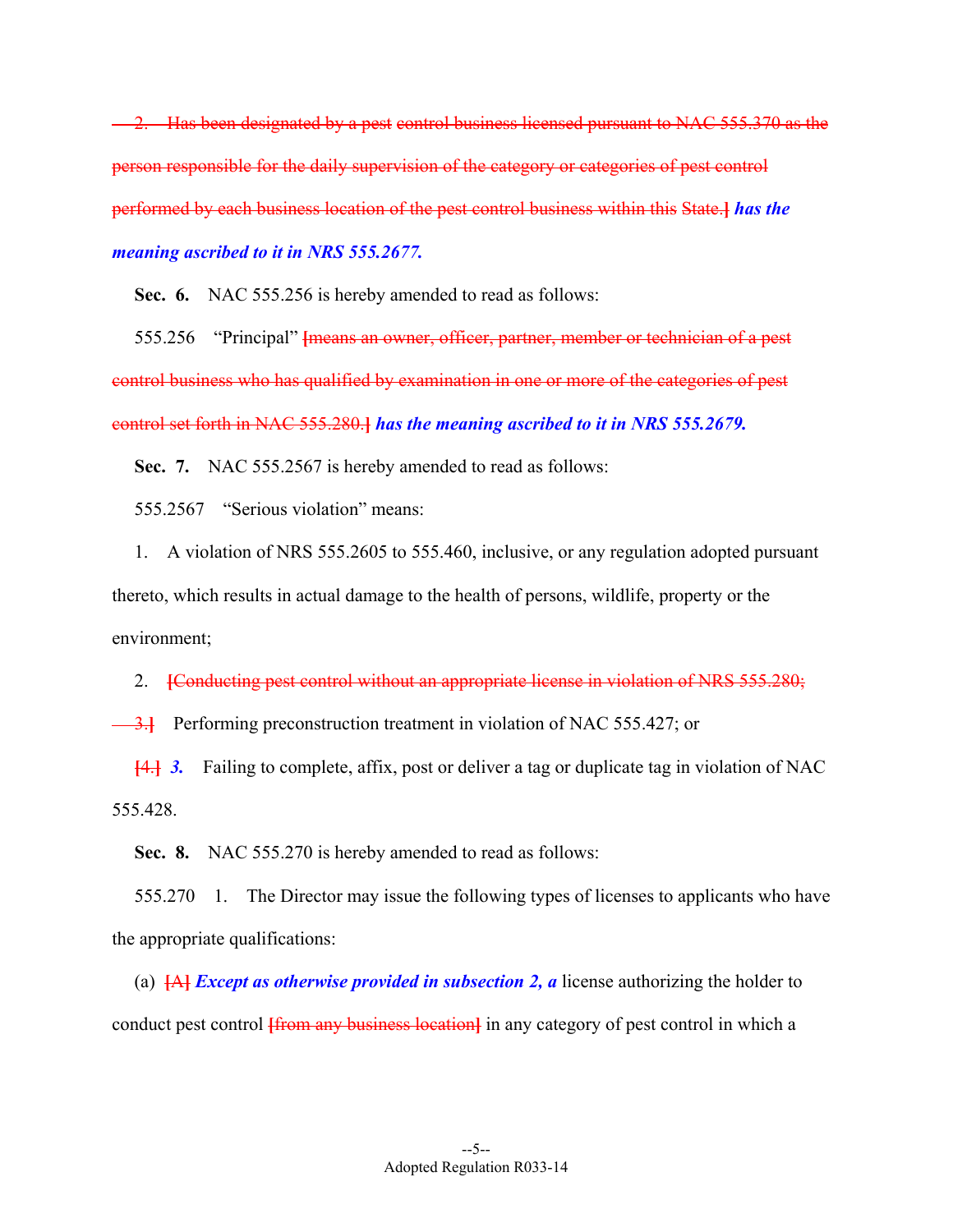~~2. Has been designated by a pest control business licensed pursuant to NAC 555.370 as the person responsible for the daily supervision of the category or categories of pest control performed by each business location of the pest control business within this State.]~~ ***has the meaning ascribed to it in NRS 555.2677.***

**Sec. 6.** NAC 555.256 is hereby amended to read as follows:

555.256 "Principal" ~~[means an owner, officer, partner, member or technician of a pest control business who has qualified by examination in one or more of the categories of pest control set forth in NAC 555.280.]~~ ***has the meaning ascribed to it in NRS 555.2679.***

**Sec. 7.** NAC 555.2567 is hereby amended to read as follows:

555.2567 "Serious violation" means:

1. A violation of NRS 555.2605 to 555.460, inclusive, or any regulation adopted pursuant thereto, which results in actual damage to the health of persons, wildlife, property or the environment;

2. ~~[Conducting pest control without an appropriate license in violation of NRS 555.280;~~

~~3.]~~ Performing preconstruction treatment in violation of NAC 555.427; or

~~[4.]~~ ***3.*** Failing to complete, affix, post or deliver a tag or duplicate tag in violation of NAC 555.428.

**Sec. 8.** NAC 555.270 is hereby amended to read as follows:

555.270 1. The Director may issue the following types of licenses to applicants who have the appropriate qualifications:

(a) ~~[A]~~ ***Except as otherwise provided in subsection 2, a*** license authorizing the holder to conduct pest control ~~[from any business location]~~ in any category of pest control in which a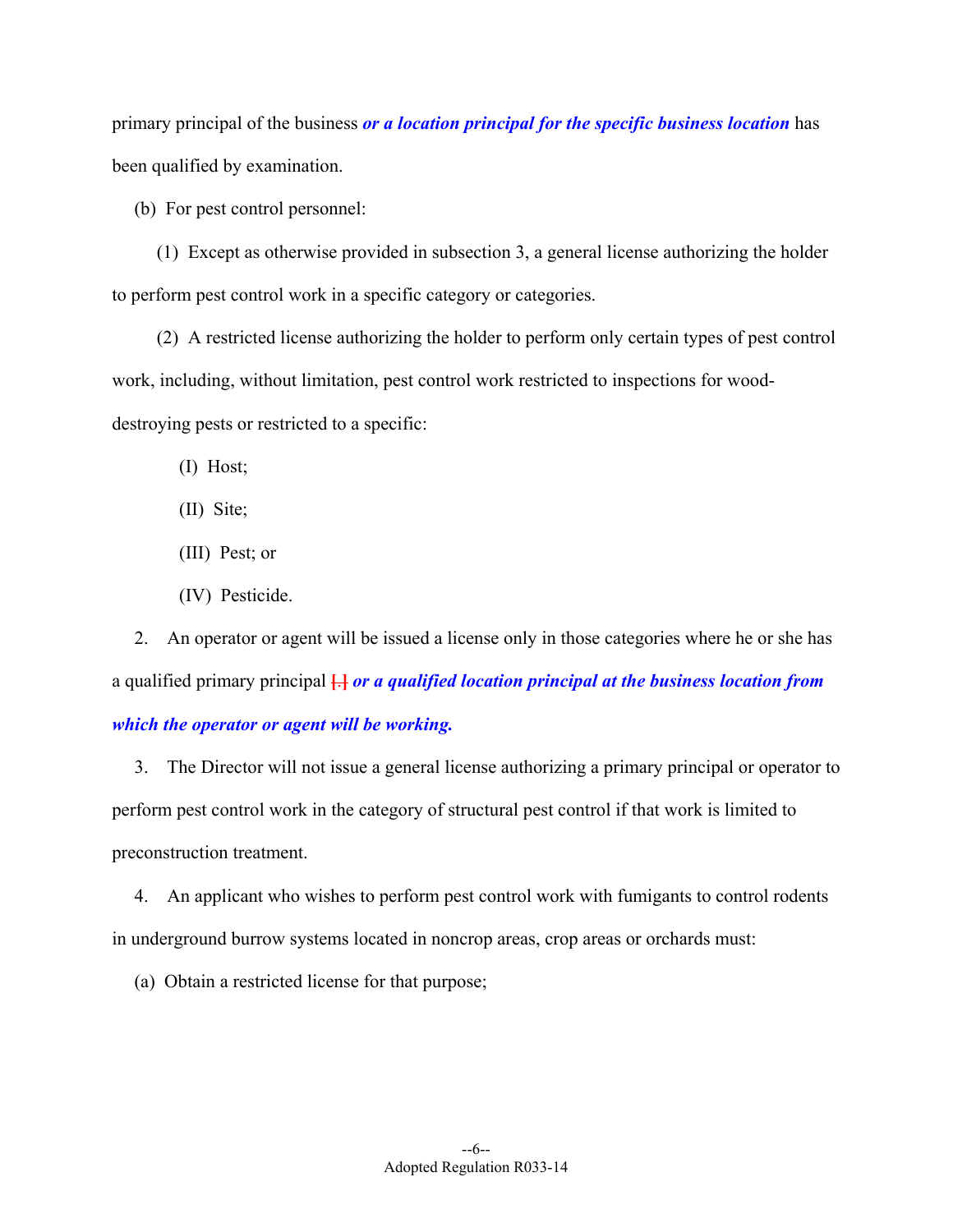primary principal of the business ***or a location principal for the specific business location*** has been qualified by examination.

(b) For pest control personnel:

(1) Except as otherwise provided in subsection 3, a general license authorizing the holder to perform pest control work in a specific category or categories.

(2) A restricted license authorizing the holder to perform only certain types of pest control work, including, without limitation, pest control work restricted to inspections for wood-destroying pests or restricted to a specific:

(I) Host;

(II) Site;

(III) Pest; or

(IV) Pesticide.

2. An operator or agent will be issued a license only in those categories where he or she has a qualified primary principal [.] ***or a qualified location principal at the business location from which the operator or agent will be working.***

3. The Director will not issue a general license authorizing a primary principal or operator to perform pest control work in the category of structural pest control if that work is limited to preconstruction treatment.

4. An applicant who wishes to perform pest control work with fumigants to control rodents in underground burrow systems located in noncrop areas, crop areas or orchards must:

(a) Obtain a restricted license for that purpose;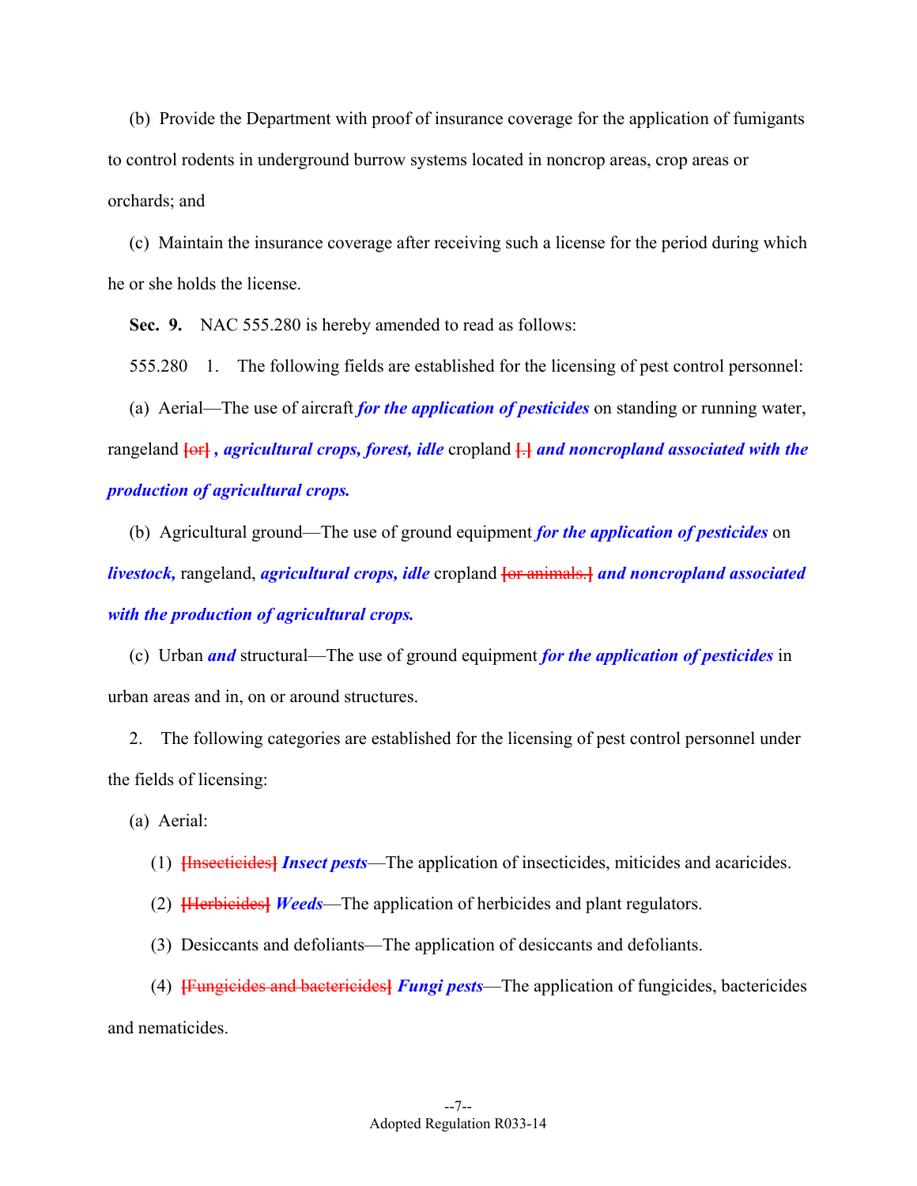(b) Provide the Department with proof of insurance coverage for the application of fumigants to control rodents in underground burrow systems located in noncrop areas, crop areas or orchards; and

(c) Maintain the insurance coverage after receiving such a license for the period during which he or she holds the license.

**Sec. 9.** NAC 555.280 is hereby amended to read as follows:

555.280 1. The following fields are established for the licensing of pest control personnel:

(a) Aerial—The use of aircraft ***for the application of pesticides*** on standing or running water, rangeland ~~[or]~~ ***, agricultural crops, forest, idle*** cropland ~~[.]~~ ***and noncropland associated with the production of agricultural crops.***

(b) Agricultural ground—The use of ground equipment ***for the application of pesticides*** on ***livestock,*** rangeland, ***agricultural crops, idle*** cropland ~~[or animals.]~~ ***and noncropland associated with the production of agricultural crops.***

(c) Urban ***and*** structural—The use of ground equipment ***for the application of pesticides*** in urban areas and in, on or around structures.

2. The following categories are established for the licensing of pest control personnel under the fields of licensing:

(a) Aerial:

(1) ~~[Insecticides]~~ ***Insect pests***—The application of insecticides, miticides and acaricides.

(2) ~~[Herbicides]~~ ***Weeds***—The application of herbicides and plant regulators.

(3) Desiccants and defoliants—The application of desiccants and defoliants.

(4) ~~[Fungicides and bactericides]~~ ***Fungi pests***—The application of fungicides, bactericides and nematicides.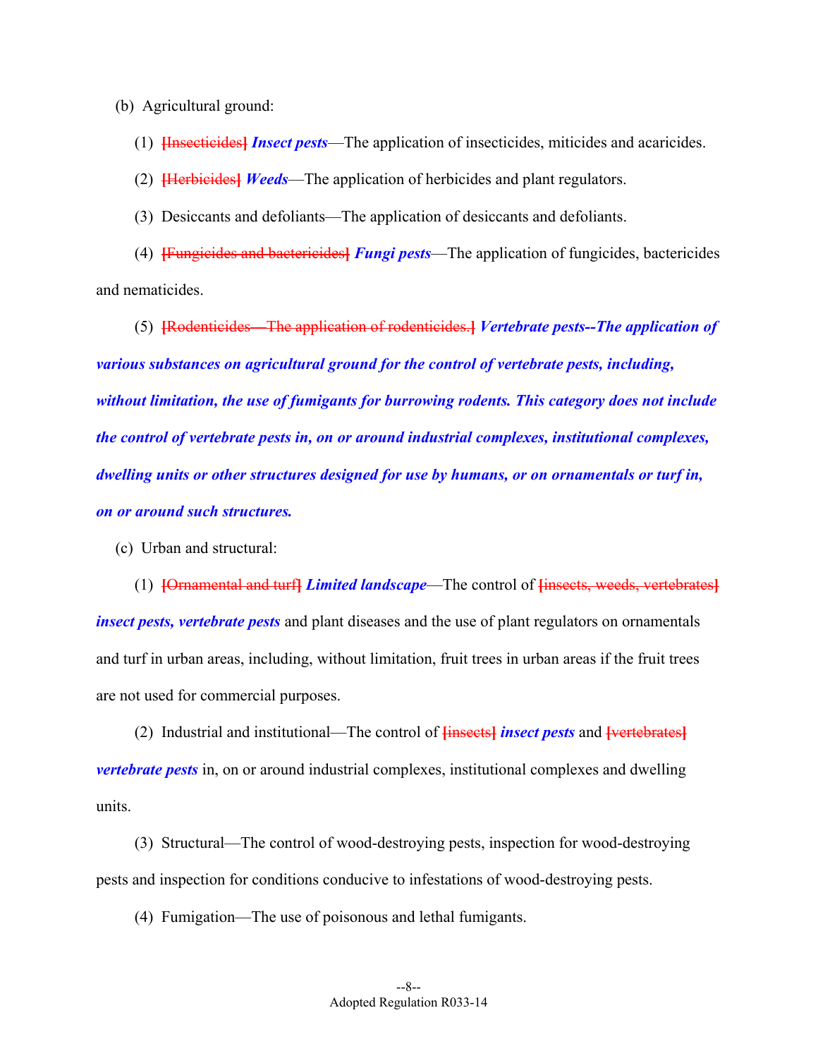(b) Agricultural ground:

(1) ~~[Insecticides]~~ ***Insect pests***—The application of insecticides, miticides and acaricides.

(2) ~~[Herbicides]~~ ***Weeds***—The application of herbicides and plant regulators.

(3) Desiccants and defoliants—The application of desiccants and defoliants.

(4) ~~[Fungicides and bactericides]~~ ***Fungi pests***—The application of fungicides, bactericides and nematicides.

(5) ~~[Rodenticides—The application of rodenticides.]~~ ***Vertebrate pests--The application of various substances on agricultural ground for the control of vertebrate pests, including, without limitation, the use of fumigants for burrowing rodents. This category does not include the control of vertebrate pests in, on or around industrial complexes, institutional complexes, dwelling units or other structures designed for use by humans, or on ornamentals or turf in, on or around such structures.***

(c) Urban and structural:

(1) ~~[Ornamental and turf]~~ ***Limited landscape***—The control of ~~[insects, weeds, vertebrates]~~ ***insect pests, vertebrate pests*** and plant diseases and the use of plant regulators on ornamentals and turf in urban areas, including, without limitation, fruit trees in urban areas if the fruit trees are not used for commercial purposes.

(2) Industrial and institutional—The control of ~~[insects]~~ ***insect pests*** and ~~[vertebrates]~~ ***vertebrate pests*** in, on or around industrial complexes, institutional complexes and dwelling units.

(3) Structural—The control of wood-destroying pests, inspection for wood-destroying pests and inspection for conditions conducive to infestations of wood-destroying pests.

(4) Fumigation—The use of poisonous and lethal fumigants.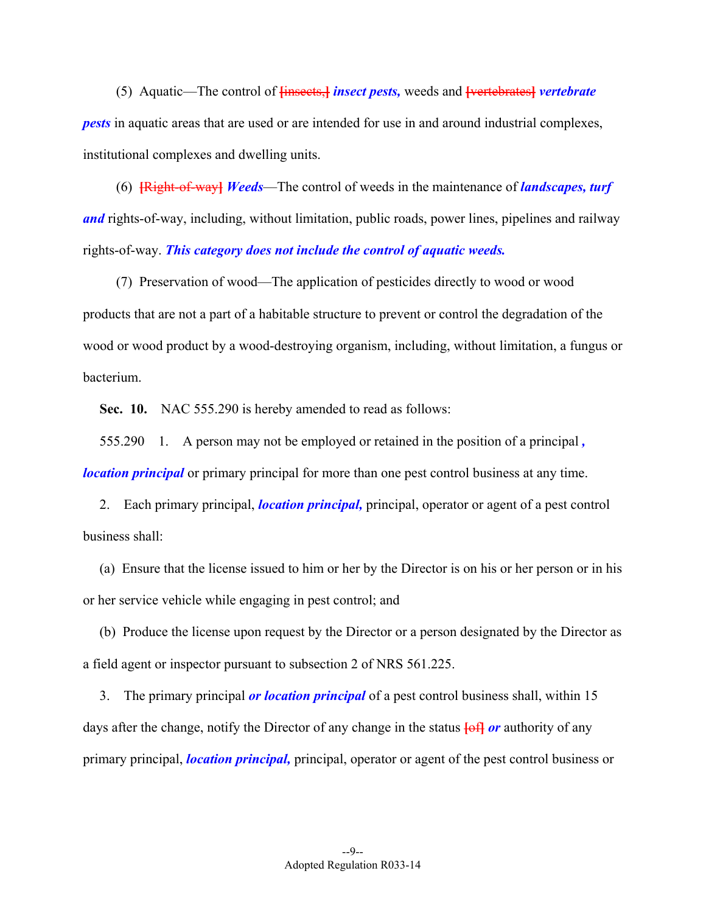(5) Aquatic—The control of [insects,] ***insect pests,*** weeds and [vertebrates] ***vertebrate pests*** in aquatic areas that are used or are intended for use in and around industrial complexes, institutional complexes and dwelling units.

(6) [Right-of-way] ***Weeds***—The control of weeds in the maintenance of ***landscapes, turf and*** rights-of-way, including, without limitation, public roads, power lines, pipelines and railway rights-of-way. ***This category does not include the control of aquatic weeds.***

(7) Preservation of wood—The application of pesticides directly to wood or wood products that are not a part of a habitable structure to prevent or control the degradation of the wood or wood product by a wood-destroying organism, including, without limitation, a fungus or bacterium.

**Sec. 10.** NAC 555.290 is hereby amended to read as follows:

555.290 1. A person may not be employed or retained in the position of a principal ***, location principal*** or primary principal for more than one pest control business at any time.

2. Each primary principal, ***location principal,*** principal, operator or agent of a pest control business shall:

(a) Ensure that the license issued to him or her by the Director is on his or her person or in his or her service vehicle while engaging in pest control; and

(b) Produce the license upon request by the Director or a person designated by the Director as a field agent or inspector pursuant to subsection 2 of NRS 561.225.

3. The primary principal ***or location principal*** of a pest control business shall, within 15 days after the change, notify the Director of any change in the status [of] ***or*** authority of any primary principal, ***location principal,*** principal, operator or agent of the pest control business or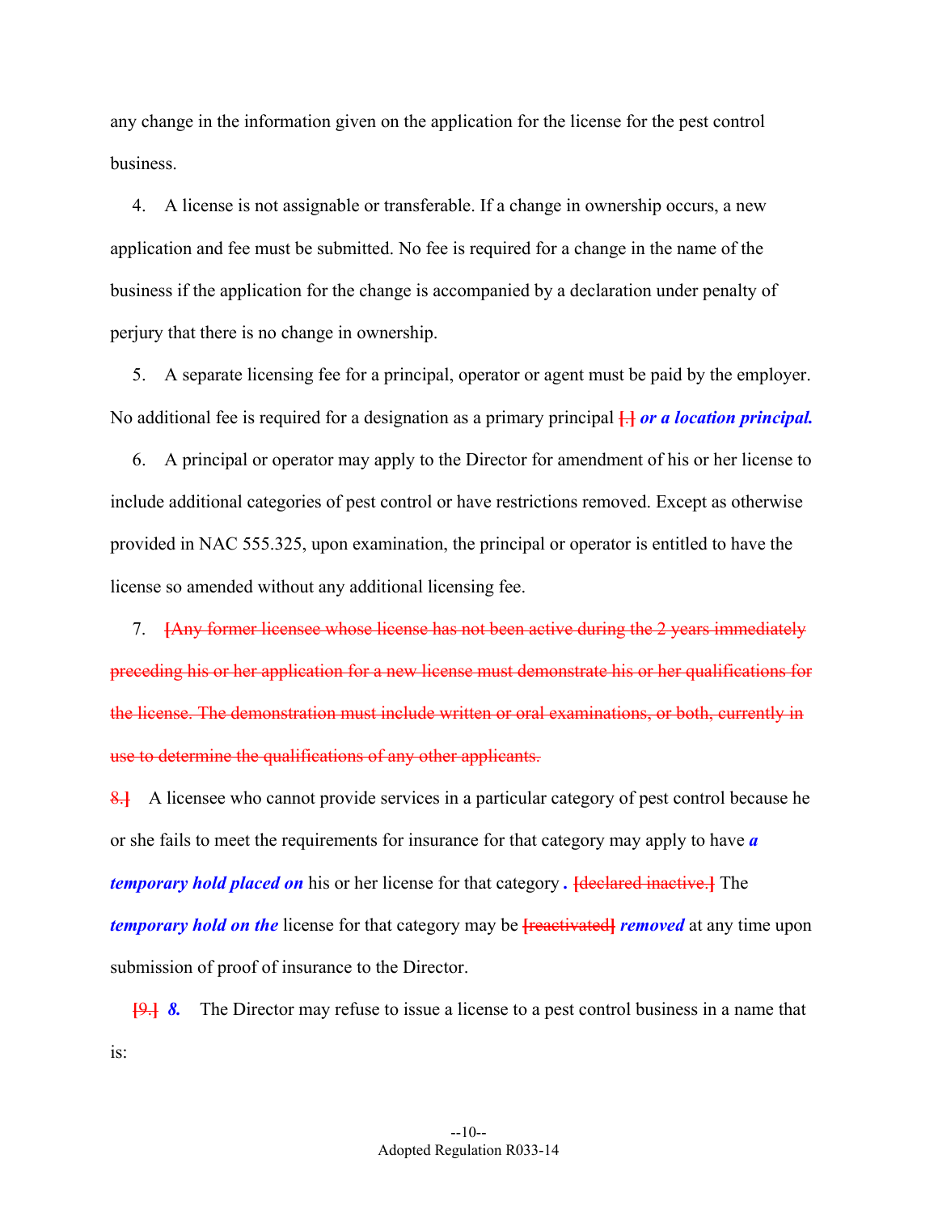any change in the information given on the application for the license for the pest control business.

4. A license is not assignable or transferable. If a change in ownership occurs, a new application and fee must be submitted. No fee is required for a change in the name of the business if the application for the change is accompanied by a declaration under penalty of perjury that there is no change in ownership.

5. A separate licensing fee for a principal, operator or agent must be paid by the employer. No additional fee is required for a designation as a primary principal [.] ***or a location principal.***

6. A principal or operator may apply to the Director for amendment of his or her license to include additional categories of pest control or have restrictions removed. Except as otherwise provided in NAC 555.325, upon examination, the principal or operator is entitled to have the license so amended without any additional licensing fee.

7. ~~[Any former licensee whose license has not been active during the 2 years immediately preceding his or her application for a new license must demonstrate his or her qualifications for the license. The demonstration must include written or oral examinations, or both, currently in use to determine the qualifications of any other applicants.~~

~~8.]~~ A licensee who cannot provide services in a particular category of pest control because he or she fails to meet the requirements for insurance for that category may apply to have ***a temporary hold placed on*** his or her license for that category ***.*** ~~[declared inactive.]~~ The ***temporary hold on the*** license for that category may be ~~[reactivated]~~ ***removed*** at any time upon submission of proof of insurance to the Director.

~~[9.]~~ ***8.*** The Director may refuse to issue a license to a pest control business in a name that is: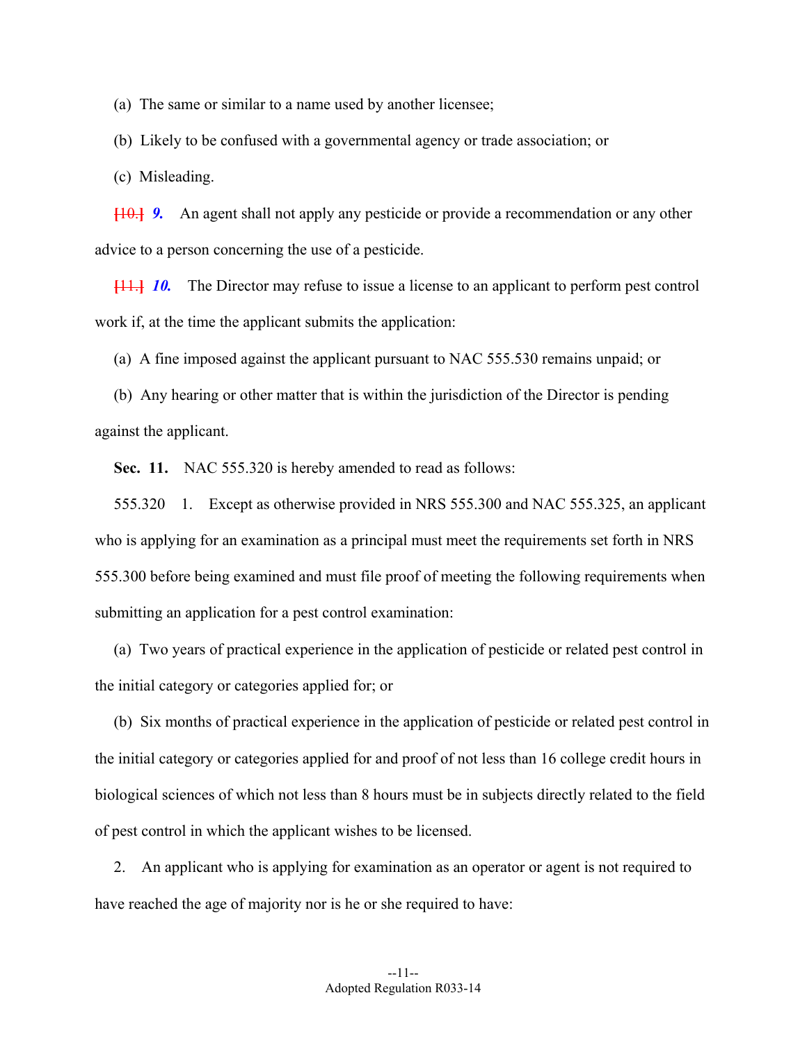(a) The same or similar to a name used by another licensee;

(b) Likely to be confused with a governmental agency or trade association; or

(c) Misleading.

[10.] *9.* An agent shall not apply any pesticide or provide a recommendation or any other advice to a person concerning the use of a pesticide.

[11.] *10.* The Director may refuse to issue a license to an applicant to perform pest control work if, at the time the applicant submits the application:

(a) A fine imposed against the applicant pursuant to NAC 555.530 remains unpaid; or

(b) Any hearing or other matter that is within the jurisdiction of the Director is pending against the applicant.

**Sec. 11.** NAC 555.320 is hereby amended to read as follows:

555.320 1. Except as otherwise provided in NRS 555.300 and NAC 555.325, an applicant who is applying for an examination as a principal must meet the requirements set forth in NRS 555.300 before being examined and must file proof of meeting the following requirements when submitting an application for a pest control examination:

(a) Two years of practical experience in the application of pesticide or related pest control in the initial category or categories applied for; or

(b) Six months of practical experience in the application of pesticide or related pest control in the initial category or categories applied for and proof of not less than 16 college credit hours in biological sciences of which not less than 8 hours must be in subjects directly related to the field of pest control in which the applicant wishes to be licensed.

2. An applicant who is applying for examination as an operator or agent is not required to have reached the age of majority nor is he or she required to have: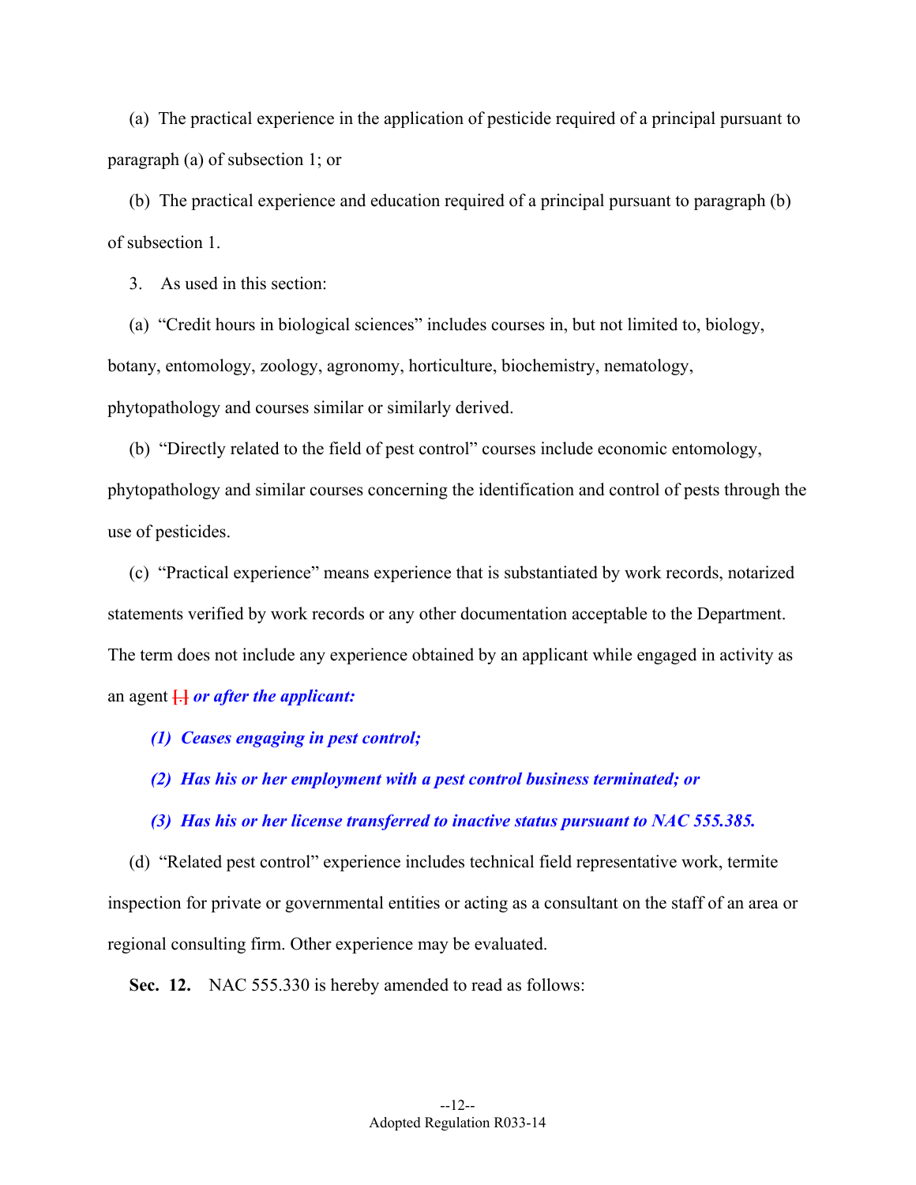(a) The practical experience in the application of pesticide required of a principal pursuant to paragraph (a) of subsection 1; or

(b) The practical experience and education required of a principal pursuant to paragraph (b) of subsection 1.

3. As used in this section:

(a) "Credit hours in biological sciences" includes courses in, but not limited to, biology, botany, entomology, zoology, agronomy, horticulture, biochemistry, nematology, phytopathology and courses similar or similarly derived.

(b) "Directly related to the field of pest control" courses include economic entomology, phytopathology and similar courses concerning the identification and control of pests through the use of pesticides.

(c) "Practical experience" means experience that is substantiated by work records, notarized statements verified by work records or any other documentation acceptable to the Department. The term does not include any experience obtained by an applicant while engaged in activity as an agent [.] ***or after the applicant:***

***(1) Ceases engaging in pest control;***

***(2) Has his or her employment with a pest control business terminated; or***

***(3) Has his or her license transferred to inactive status pursuant to NAC 555.385.***

(d) "Related pest control" experience includes technical field representative work, termite inspection for private or governmental entities or acting as a consultant on the staff of an area or regional consulting firm. Other experience may be evaluated.

**Sec. 12.** NAC 555.330 is hereby amended to read as follows: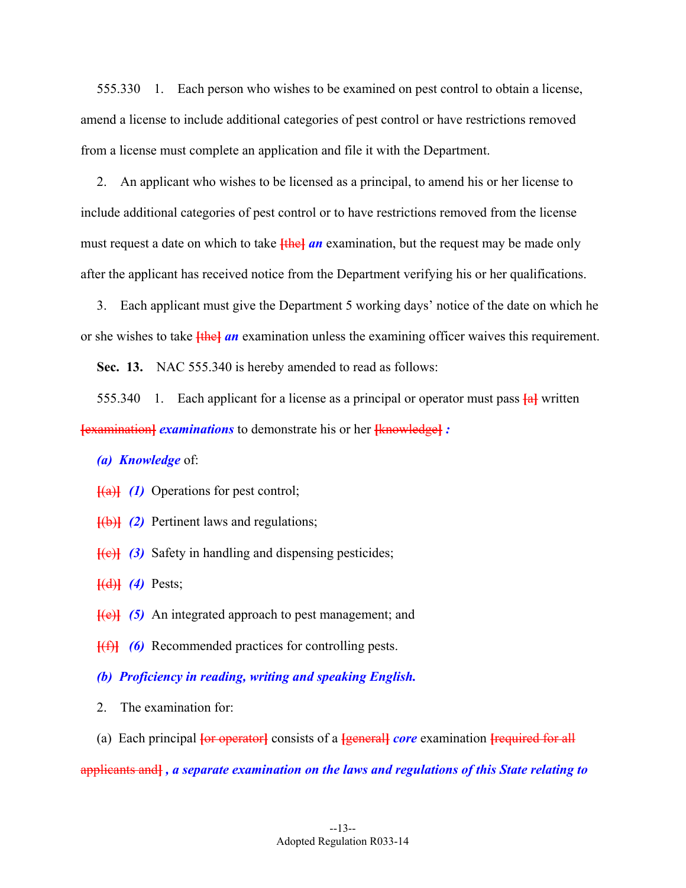555.330 1. Each person who wishes to be examined on pest control to obtain a license, amend a license to include additional categories of pest control or have restrictions removed from a license must complete an application and file it with the Department.

2. An applicant who wishes to be licensed as a principal, to amend his or her license to include additional categories of pest control or to have restrictions removed from the license must request a date on which to take ~~[the]~~ ***an*** examination, but the request may be made only after the applicant has received notice from the Department verifying his or her qualifications.

3. Each applicant must give the Department 5 working days' notice of the date on which he or she wishes to take ~~[the]~~ ***an*** examination unless the examining officer waives this requirement.

**Sec. 13.** NAC 555.340 is hereby amended to read as follows:

555.340 1. Each applicant for a license as a principal or operator must pass ~~[a]~~ written ~~[examination]~~ ***examinations*** to demonstrate his or her ~~[knowledge]~~ ***:***

***(a) Knowledge*** of:

~~[(a)]~~ ***(1)*** Operations for pest control;

~~[(b)]~~ ***(2)*** Pertinent laws and regulations;

~~[(c)]~~ ***(3)*** Safety in handling and dispensing pesticides;

~~[(d)]~~ ***(4)*** Pests;

~~[(e)]~~ ***(5)*** An integrated approach to pest management; and

~~[(f)]~~ ***(6)*** Recommended practices for controlling pests.

***(b) Proficiency in reading, writing and speaking English.***

2. The examination for:

(a) Each principal ~~[or operator]~~ consists of a ~~[general]~~ ***core*** examination ~~[required for all applicants and]~~ ***, a separate examination on the laws and regulations of this State relating to***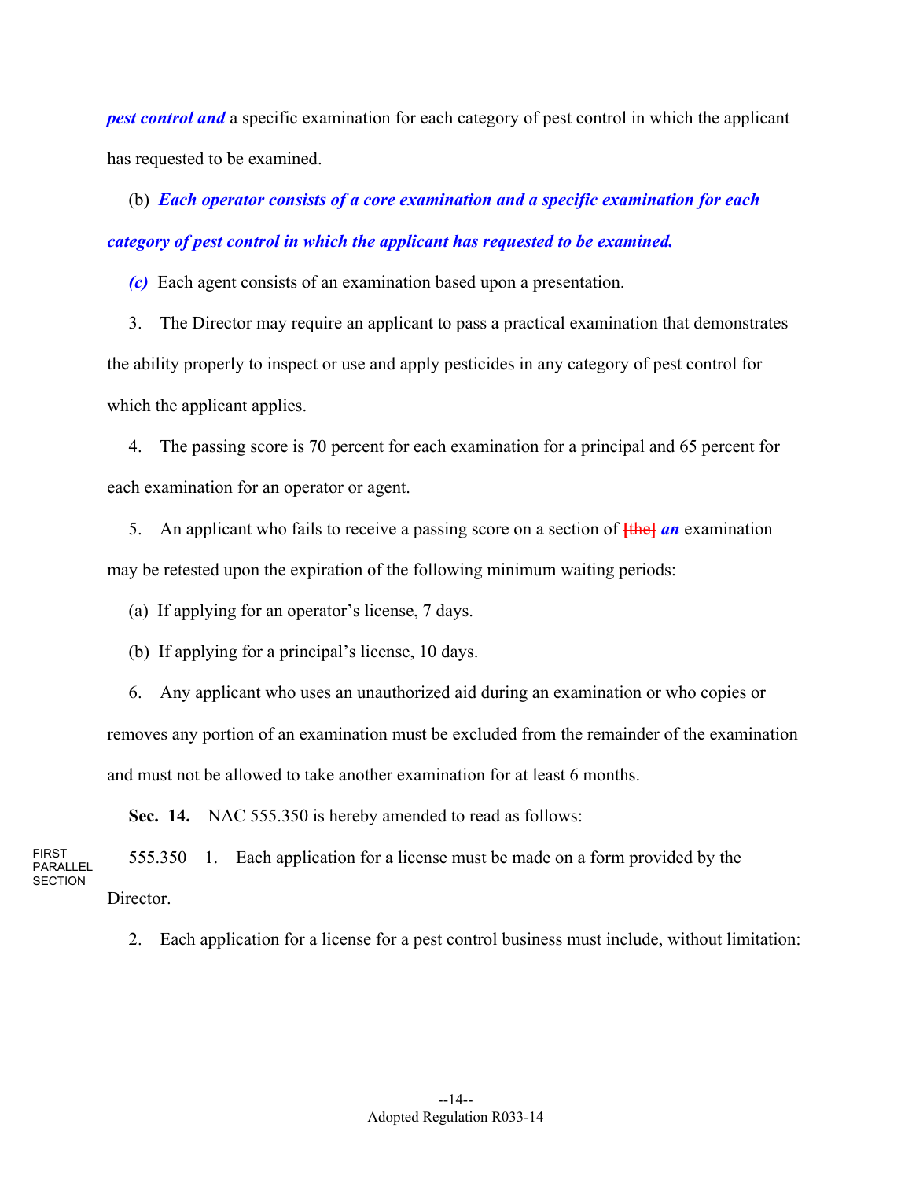***pest control and*** a specific examination for each category of pest control in which the applicant has requested to be examined.

(b) ***Each operator consists of a core examination and a specific examination for each category of pest control in which the applicant has requested to be examined.***

***(c)*** Each agent consists of an examination based upon a presentation.

3. The Director may require an applicant to pass a practical examination that demonstrates the ability properly to inspect or use and apply pesticides in any category of pest control for which the applicant applies.

4. The passing score is 70 percent for each examination for a principal and 65 percent for each examination for an operator or agent.

5. An applicant who fails to receive a passing score on a section of ~~[the]~~ ***an*** examination may be retested upon the expiration of the following minimum waiting periods:

(a) If applying for an operator's license, 7 days.

(b) If applying for a principal's license, 10 days.

6. Any applicant who uses an unauthorized aid during an examination or who copies or removes any portion of an examination must be excluded from the remainder of the examination and must not be allowed to take another examination for at least 6 months.

**Sec. 14.** NAC 555.350 is hereby amended to read as follows:

FIRST PARALLEL SECTION

555.350 1. Each application for a license must be made on a form provided by the Director.

2. Each application for a license for a pest control business must include, without limitation: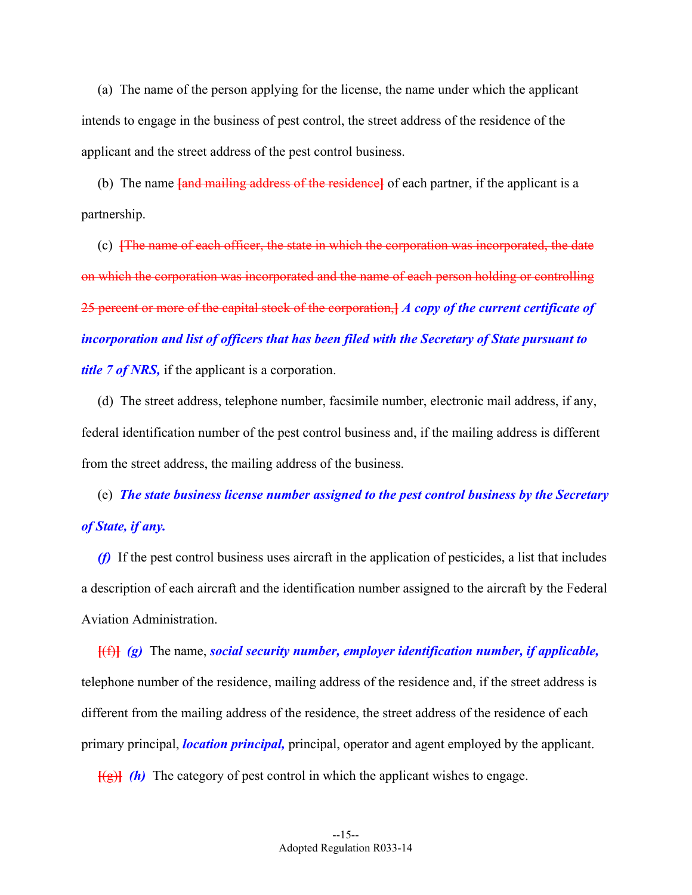(a) The name of the person applying for the license, the name under which the applicant intends to engage in the business of pest control, the street address of the residence of the applicant and the street address of the pest control business.

(b) The name [and mailing address of the residence] of each partner, if the applicant is a partnership.

(c) [The name of each officer, the state in which the corporation was incorporated, the date on which the corporation was incorporated and the name of each person holding or controlling 25 percent or more of the capital stock of the corporation,] ***A copy of the current certificate of incorporation and list of officers that has been filed with the Secretary of State pursuant to title 7 of NRS,*** if the applicant is a corporation.

(d) The street address, telephone number, facsimile number, electronic mail address, if any, federal identification number of the pest control business and, if the mailing address is different from the street address, the mailing address of the business.

(e) ***The state business license number assigned to the pest control business by the Secretary of State, if any.***

***(f)*** If the pest control business uses aircraft in the application of pesticides, a list that includes a description of each aircraft and the identification number assigned to the aircraft by the Federal Aviation Administration.

[(f)] ***(g)*** The name, ***social security number, employer identification number, if applicable,*** telephone number of the residence, mailing address of the residence and, if the street address is different from the mailing address of the residence, the street address of the residence of each primary principal, ***location principal,*** principal, operator and agent employed by the applicant.

[(g)] ***(h)*** The category of pest control in which the applicant wishes to engage.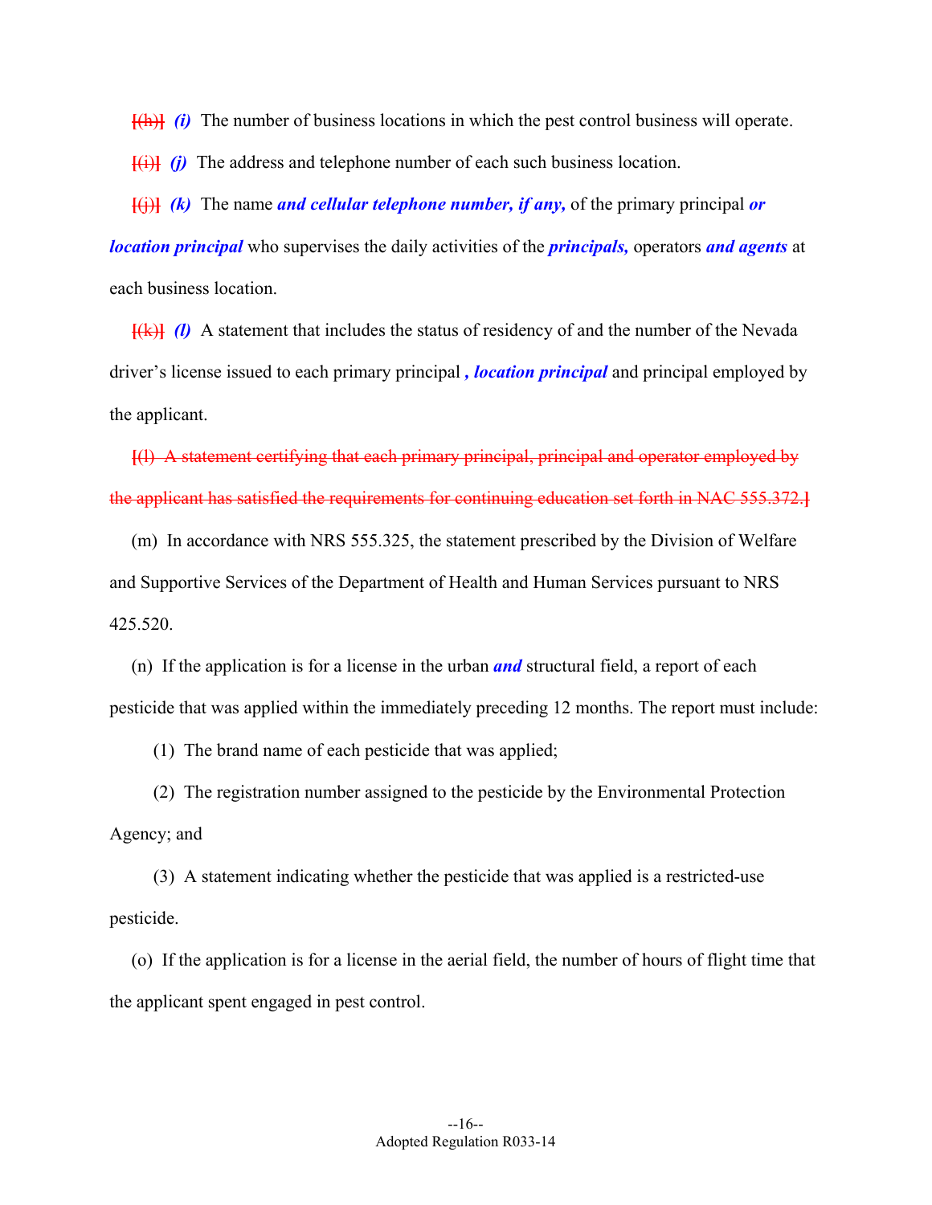[(h)] ***(i)*** The number of business locations in which the pest control business will operate.

[(i)] ***(j)*** The address and telephone number of each such business location.

[(j)] ***(k)*** The name ***and cellular telephone number, if any,*** of the primary principal ***or location principal*** who supervises the daily activities of the ***principals,*** operators ***and agents*** at each business location.

[(k)] ***(l)*** A statement that includes the status of residency of and the number of the Nevada driver's license issued to each primary principal ***, location principal*** and principal employed by the applicant.

[(l) A statement certifying that each primary principal, principal and operator employed by the applicant has satisfied the requirements for continuing education set forth in NAC 555.372.]

(m) In accordance with NRS 555.325, the statement prescribed by the Division of Welfare and Supportive Services of the Department of Health and Human Services pursuant to NRS 425.520.

(n) If the application is for a license in the urban ***and*** structural field, a report of each pesticide that was applied within the immediately preceding 12 months. The report must include:

(1) The brand name of each pesticide that was applied;

(2) The registration number assigned to the pesticide by the Environmental Protection Agency; and

(3) A statement indicating whether the pesticide that was applied is a restricted-use pesticide.

(o) If the application is for a license in the aerial field, the number of hours of flight time that the applicant spent engaged in pest control.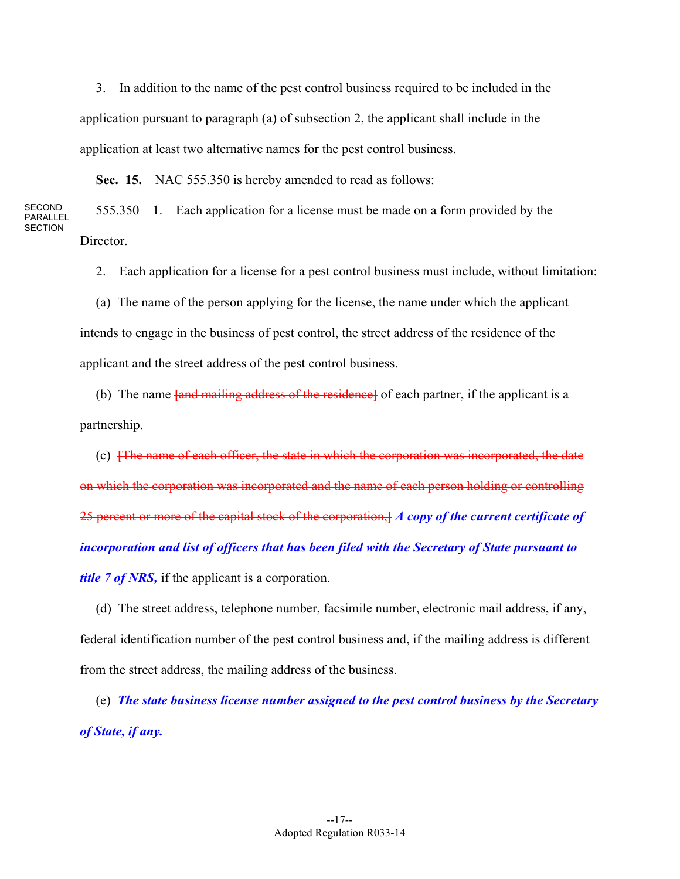3. In addition to the name of the pest control business required to be included in the application pursuant to paragraph (a) of subsection 2, the applicant shall include in the application at least two alternative names for the pest control business.

**Sec. 15.** NAC 555.350 is hereby amended to read as follows:

SECOND PARALLEL SECTION

555.350 1. Each application for a license must be made on a form provided by the Director.

2. Each application for a license for a pest control business must include, without limitation:

(a) The name of the person applying for the license, the name under which the applicant intends to engage in the business of pest control, the street address of the residence of the applicant and the street address of the pest control business.

(b) The name ~~[and mailing address of the residence]~~ of each partner, if the applicant is a partnership.

(c) ~~[The name of each officer, the state in which the corporation was incorporated, the date on which the corporation was incorporated and the name of each person holding or controlling 25 percent or more of the capital stock of the corporation,]~~ ***A copy of the current certificate of incorporation and list of officers that has been filed with the Secretary of State pursuant to title 7 of NRS,*** if the applicant is a corporation.

(d) The street address, telephone number, facsimile number, electronic mail address, if any, federal identification number of the pest control business and, if the mailing address is different from the street address, the mailing address of the business.

(e) ***The state business license number assigned to the pest control business by the Secretary of State, if any.***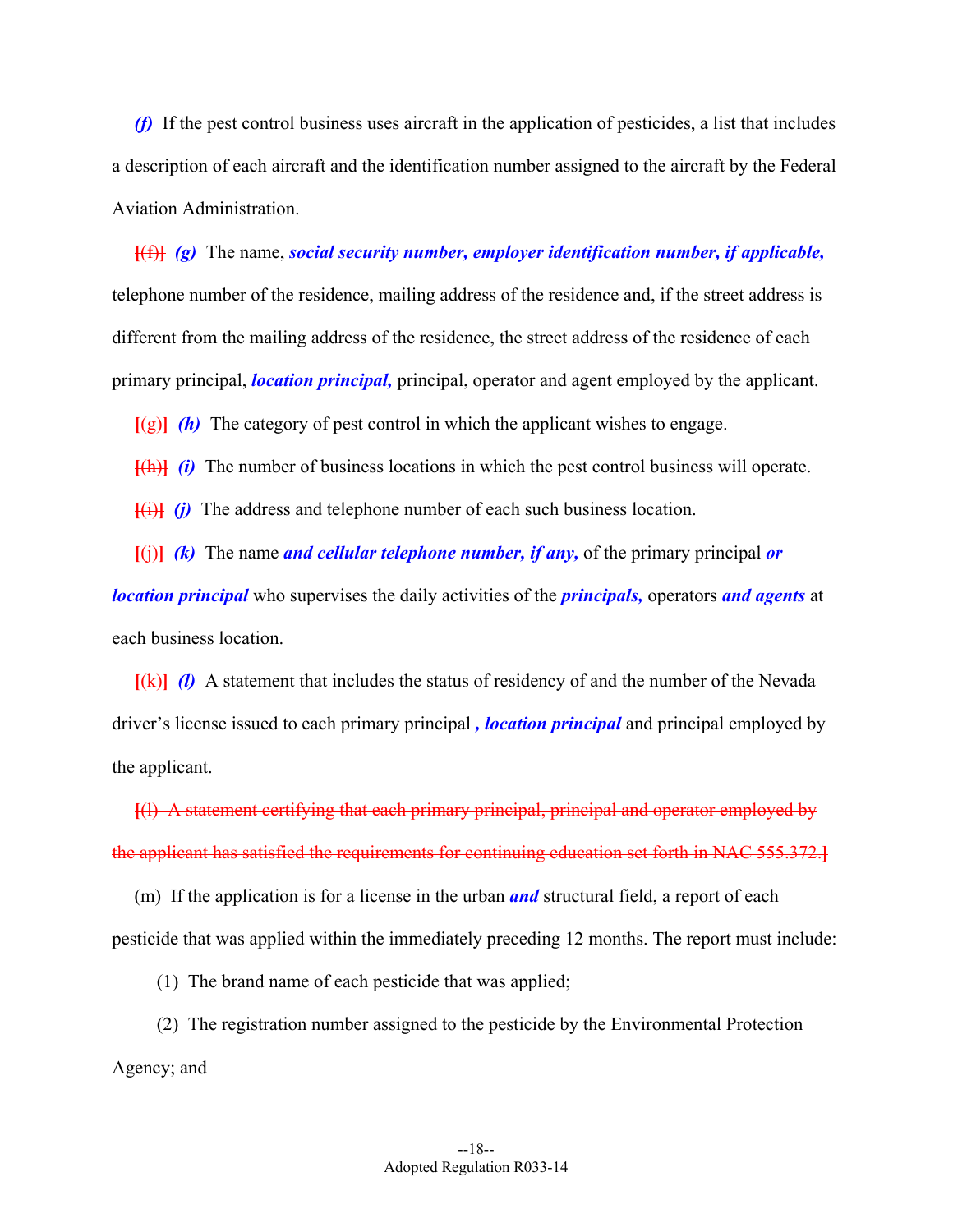*(f)* If the pest control business uses aircraft in the application of pesticides, a list that includes a description of each aircraft and the identification number assigned to the aircraft by the Federal Aviation Administration.

~~[(f)]~~ *(g)* The name, ***social security number, employer identification number, if applicable,*** telephone number of the residence, mailing address of the residence and, if the street address is different from the mailing address of the residence, the street address of the residence of each primary principal, ***location principal,*** principal, operator and agent employed by the applicant.

~~[(g)]~~ *(h)* The category of pest control in which the applicant wishes to engage.

~~[(h)]~~ *(i)* The number of business locations in which the pest control business will operate.

~~[(i)]~~ *(j)* The address and telephone number of each such business location.

~~[(j)]~~ *(k)* The name ***and cellular telephone number, if any,*** of the primary principal ***or location principal*** who supervises the daily activities of the ***principals,*** operators ***and agents*** at each business location.

~~[(k)]~~ *(l)* A statement that includes the status of residency of and the number of the Nevada driver's license issued to each primary principal ***, location principal*** and principal employed by the applicant.

~~[(l) A statement certifying that each primary principal, principal and operator employed by the applicant has satisfied the requirements for continuing education set forth in NAC 555.372.]~~

(m) If the application is for a license in the urban ***and*** structural field, a report of each pesticide that was applied within the immediately preceding 12 months. The report must include:

(1) The brand name of each pesticide that was applied;

(2) The registration number assigned to the pesticide by the Environmental Protection Agency; and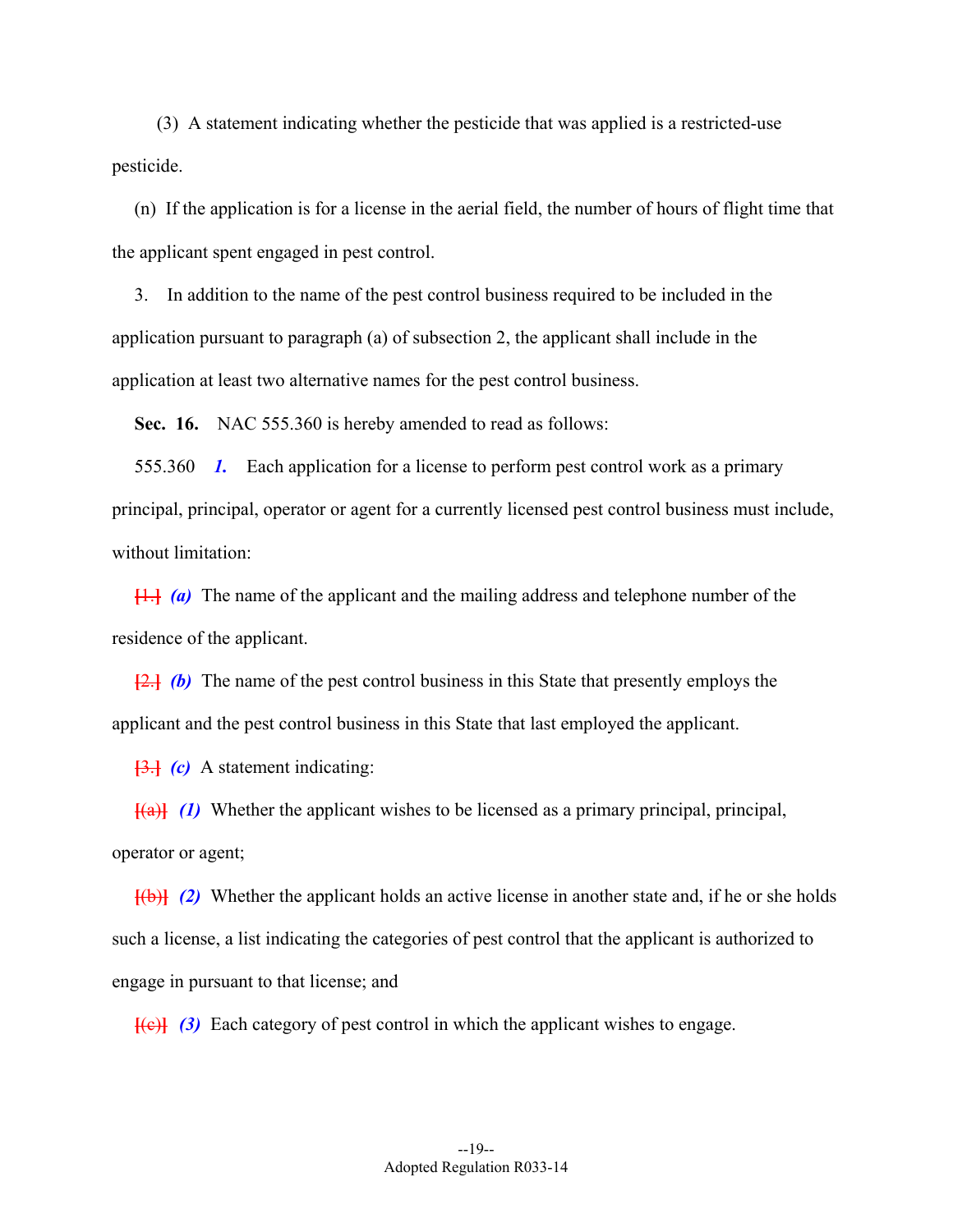(3) A statement indicating whether the pesticide that was applied is a restricted-use pesticide.

(n) If the application is for a license in the aerial field, the number of hours of flight time that the applicant spent engaged in pest control.

3. In addition to the name of the pest control business required to be included in the application pursuant to paragraph (a) of subsection 2, the applicant shall include in the application at least two alternative names for the pest control business.

**Sec. 16.** NAC 555.360 is hereby amended to read as follows:

555.360 ***1.*** Each application for a license to perform pest control work as a primary principal, principal, operator or agent for a currently licensed pest control business must include, without limitation:

~~[1.]~~ ***(a)*** The name of the applicant and the mailing address and telephone number of the residence of the applicant.

~~[2.]~~ ***(b)*** The name of the pest control business in this State that presently employs the applicant and the pest control business in this State that last employed the applicant.

~~[3.]~~ ***(c)*** A statement indicating:

~~[(a)]~~ ***(1)*** Whether the applicant wishes to be licensed as a primary principal, principal, operator or agent;

~~[(b)]~~ ***(2)*** Whether the applicant holds an active license in another state and, if he or she holds such a license, a list indicating the categories of pest control that the applicant is authorized to engage in pursuant to that license; and

~~[(c)]~~ ***(3)*** Each category of pest control in which the applicant wishes to engage.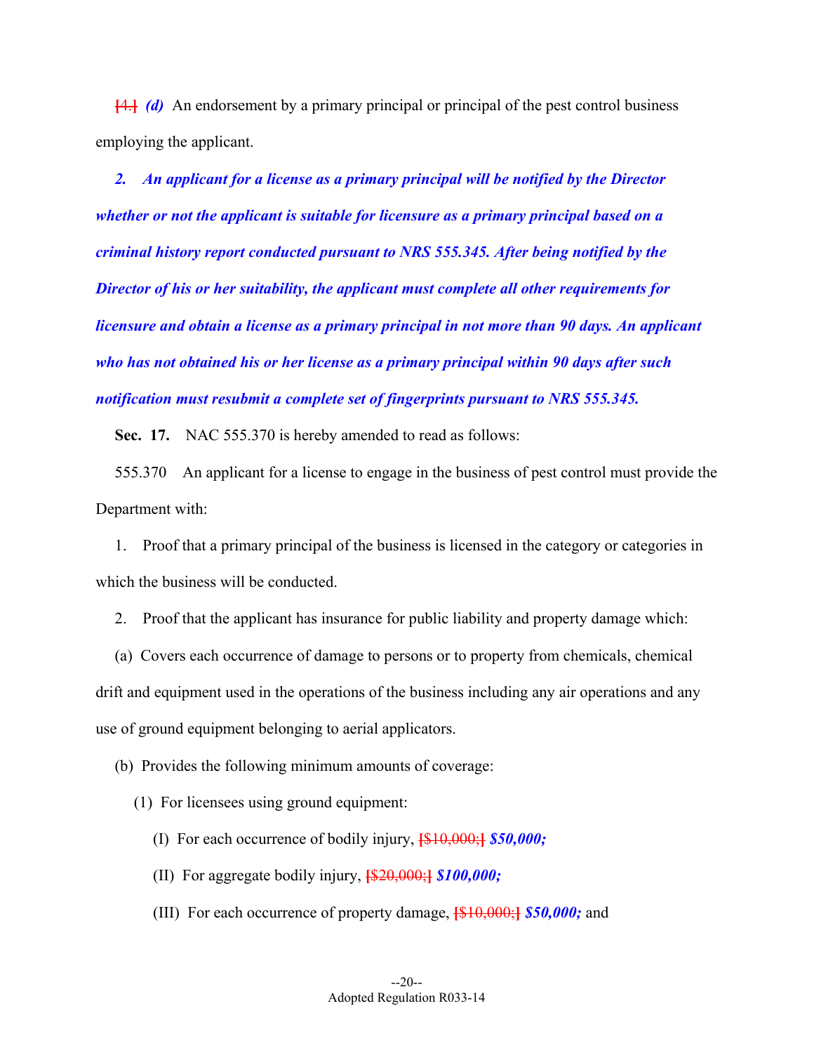[4.] ***(d)*** An endorsement by a primary principal or principal of the pest control business employing the applicant.

***2. An applicant for a license as a primary principal will be notified by the Director whether or not the applicant is suitable for licensure as a primary principal based on a criminal history report conducted pursuant to NRS 555.345. After being notified by the Director of his or her suitability, the applicant must complete all other requirements for licensure and obtain a license as a primary principal in not more than 90 days. An applicant who has not obtained his or her license as a primary principal within 90 days after such notification must resubmit a complete set of fingerprints pursuant to NRS 555.345.***

**Sec. 17.** NAC 555.370 is hereby amended to read as follows:

555.370 An applicant for a license to engage in the business of pest control must provide the Department with:

1. Proof that a primary principal of the business is licensed in the category or categories in which the business will be conducted.

2. Proof that the applicant has insurance for public liability and property damage which:

(a) Covers each occurrence of damage to persons or to property from chemicals, chemical drift and equipment used in the operations of the business including any air operations and any use of ground equipment belonging to aerial applicators.

(b) Provides the following minimum amounts of coverage:

(1) For licensees using ground equipment:

(I) For each occurrence of bodily injury, [$10,000;] ***$50,000;***

(II) For aggregate bodily injury, [$20,000;] ***$100,000;***

(III) For each occurrence of property damage, [$10,000;] ***$50,000;*** and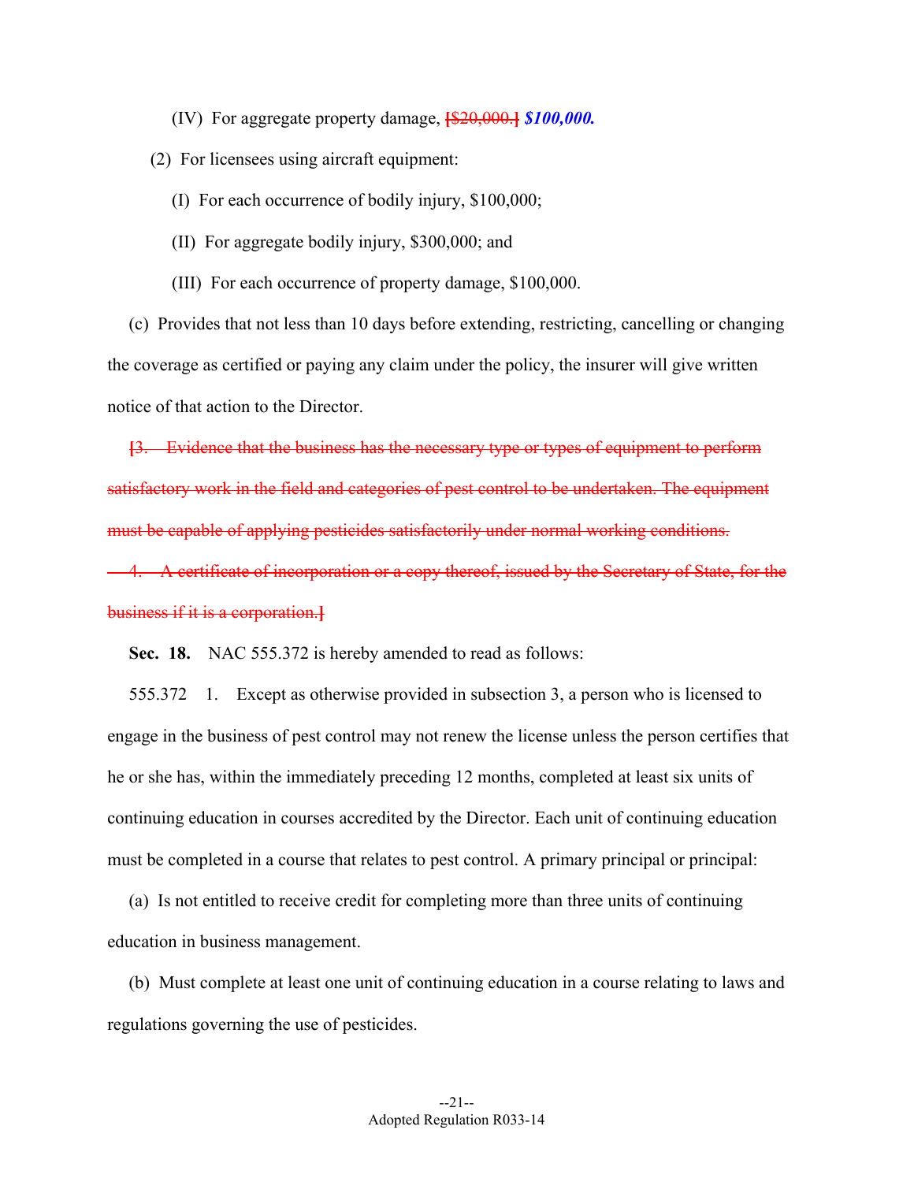(IV) For aggregate property damage, ~~[$20,000.]~~ ***$100,000.***

(2) For licensees using aircraft equipment:

(I) For each occurrence of bodily injury, $100,000;

(II) For aggregate bodily injury, $300,000; and

(III) For each occurrence of property damage, $100,000.

(c) Provides that not less than 10 days before extending, restricting, cancelling or changing the coverage as certified or paying any claim under the policy, the insurer will give written notice of that action to the Director.

~~[3. Evidence that the business has the necessary type or types of equipment to perform satisfactory work in the field and categories of pest control to be undertaken. The equipment must be capable of applying pesticides satisfactorily under normal working conditions.~~

~~4. A certificate of incorporation or a copy thereof, issued by the Secretary of State, for the business if it is a corporation.]~~

**Sec. 18.** NAC 555.372 is hereby amended to read as follows:

555.372 1. Except as otherwise provided in subsection 3, a person who is licensed to engage in the business of pest control may not renew the license unless the person certifies that he or she has, within the immediately preceding 12 months, completed at least six units of continuing education in courses accredited by the Director. Each unit of continuing education must be completed in a course that relates to pest control. A primary principal or principal:

(a) Is not entitled to receive credit for completing more than three units of continuing education in business management.

(b) Must complete at least one unit of continuing education in a course relating to laws and regulations governing the use of pesticides.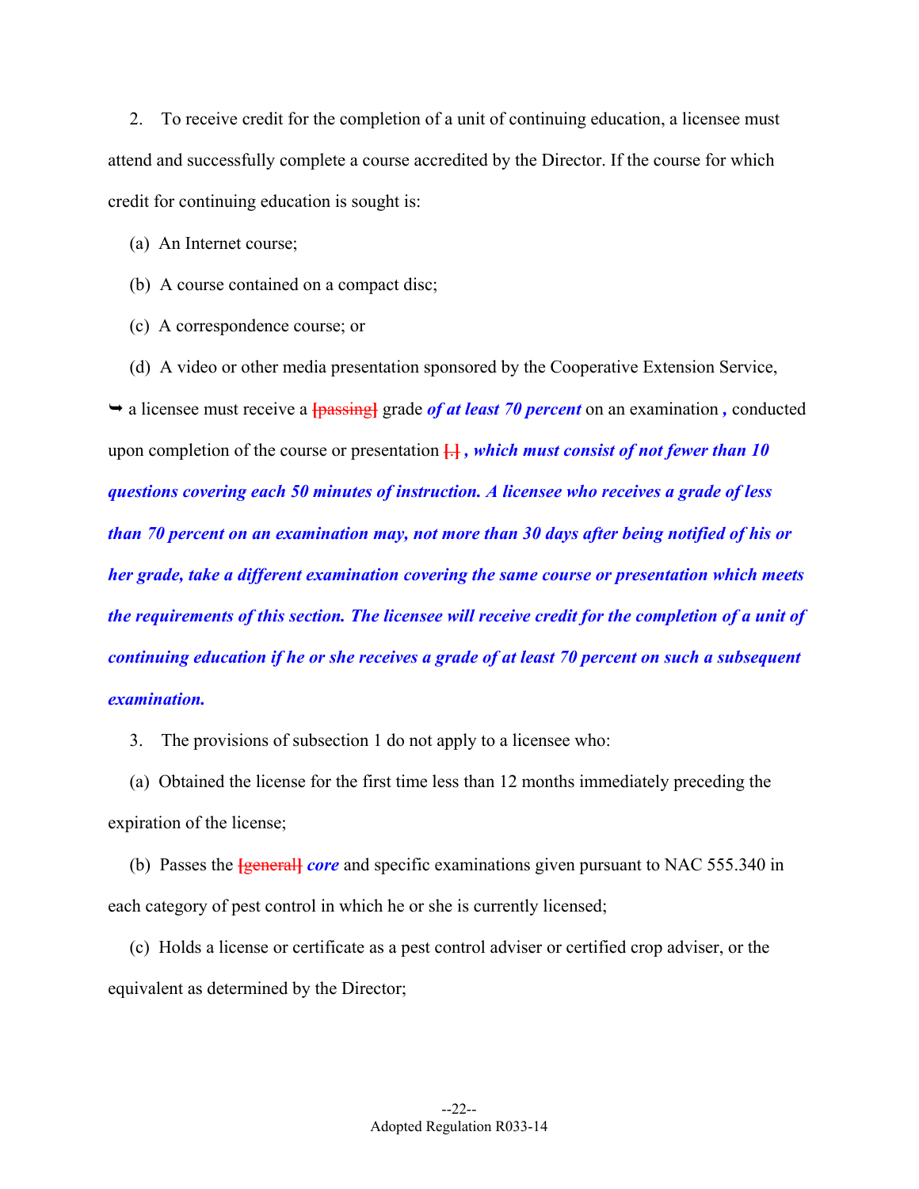2. To receive credit for the completion of a unit of continuing education, a licensee must attend and successfully complete a course accredited by the Director. If the course for which credit for continuing education is sought is:

(a) An Internet course;

(b) A course contained on a compact disc;

(c) A correspondence course; or

(d) A video or other media presentation sponsored by the Cooperative Extension Service,

➥ a licensee must receive a [passing] grade ***of at least 70 percent*** on an examination ***,*** conducted upon completion of the course or presentation [.] ***, which must consist of not fewer than 10 questions covering each 50 minutes of instruction. A licensee who receives a grade of less than 70 percent on an examination may, not more than 30 days after being notified of his or her grade, take a different examination covering the same course or presentation which meets the requirements of this section. The licensee will receive credit for the completion of a unit of continuing education if he or she receives a grade of at least 70 percent on such a subsequent examination.***

3. The provisions of subsection 1 do not apply to a licensee who:

(a) Obtained the license for the first time less than 12 months immediately preceding the expiration of the license;

(b) Passes the [general] ***core*** and specific examinations given pursuant to NAC 555.340 in each category of pest control in which he or she is currently licensed;

(c) Holds a license or certificate as a pest control adviser or certified crop adviser, or the equivalent as determined by the Director;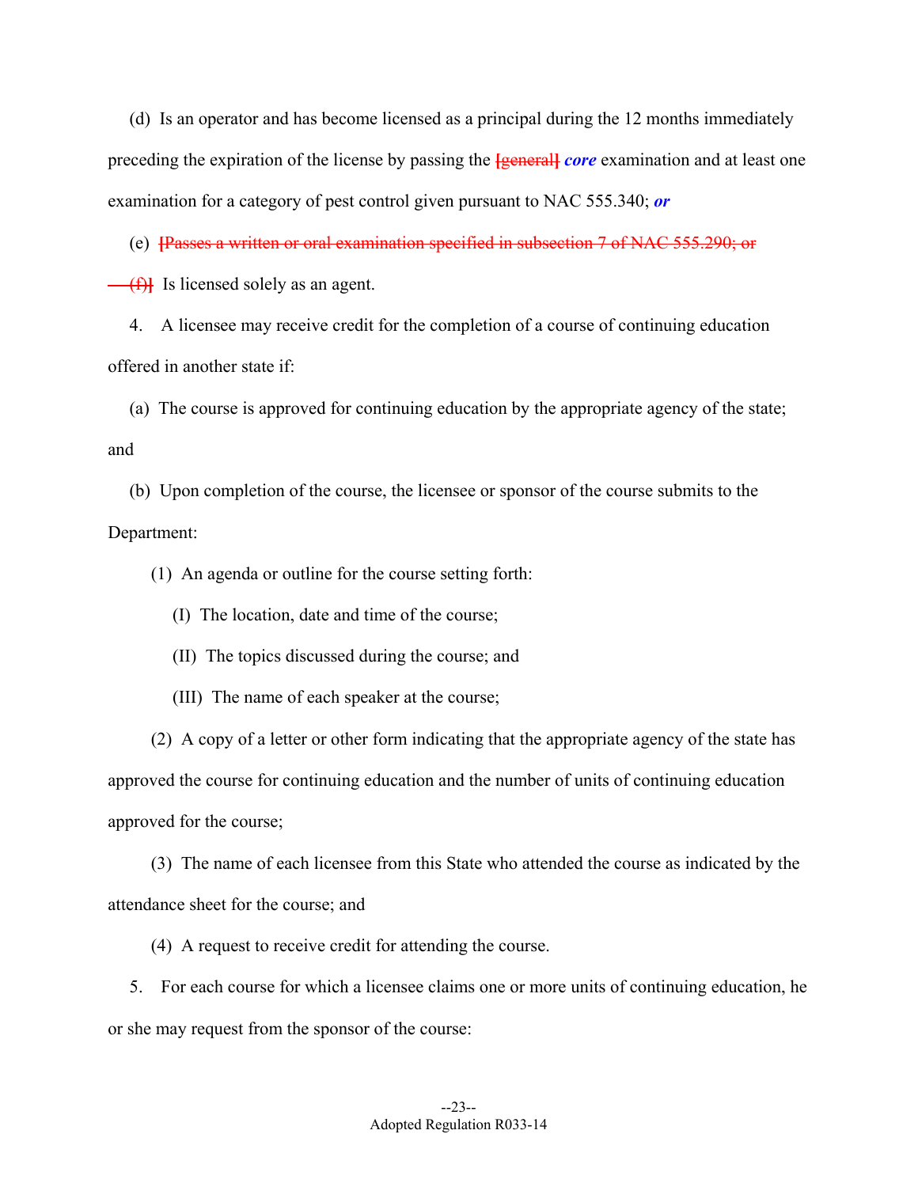(d) Is an operator and has become licensed as a principal during the 12 months immediately preceding the expiration of the license by passing the ~~[general]~~ ***core*** examination and at least one examination for a category of pest control given pursuant to NAC 555.340; ***or***

(e) ~~[Passes a written or oral examination specified in subsection 7 of NAC 555.290; or~~

~~(f)]~~ Is licensed solely as an agent.

4. A licensee may receive credit for the completion of a course of continuing education offered in another state if:

(a) The course is approved for continuing education by the appropriate agency of the state; and

(b) Upon completion of the course, the licensee or sponsor of the course submits to the Department:

(1) An agenda or outline for the course setting forth:

(I) The location, date and time of the course;

(II) The topics discussed during the course; and

(III) The name of each speaker at the course;

(2) A copy of a letter or other form indicating that the appropriate agency of the state has approved the course for continuing education and the number of units of continuing education approved for the course;

(3) The name of each licensee from this State who attended the course as indicated by the attendance sheet for the course; and

(4) A request to receive credit for attending the course.

5. For each course for which a licensee claims one or more units of continuing education, he or she may request from the sponsor of the course: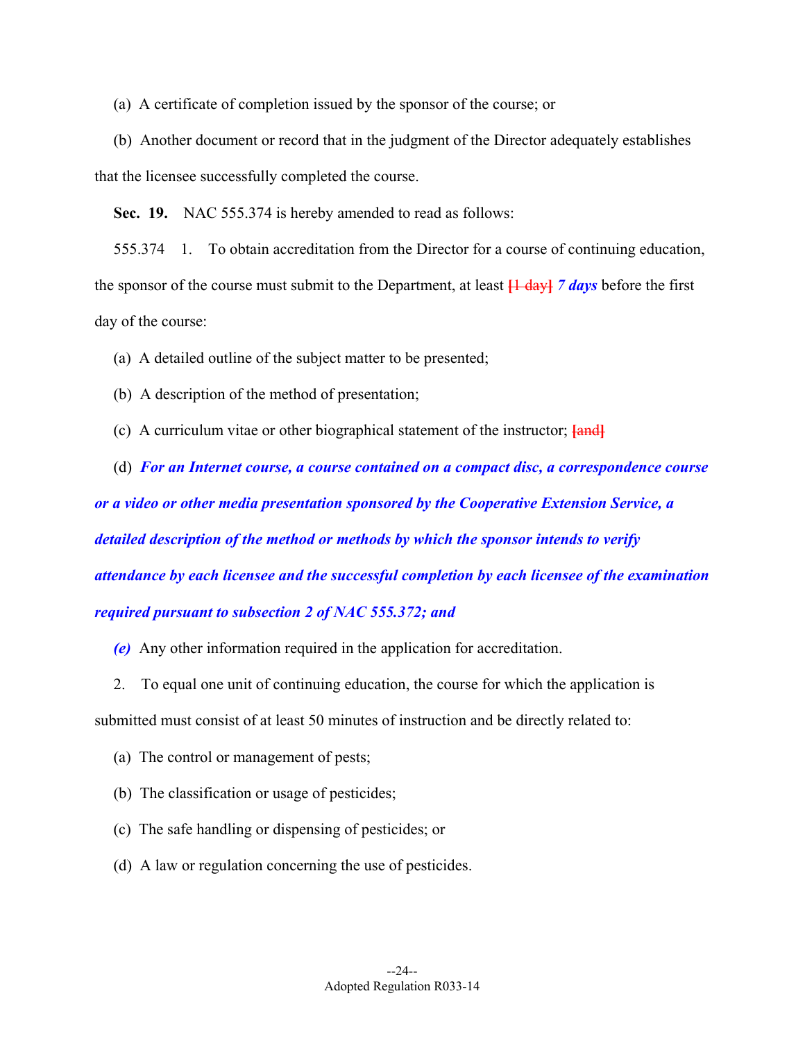(a) A certificate of completion issued by the sponsor of the course; or

(b) Another document or record that in the judgment of the Director adequately establishes that the licensee successfully completed the course.

**Sec. 19.** NAC 555.374 is hereby amended to read as follows:

555.374 1. To obtain accreditation from the Director for a course of continuing education, the sponsor of the course must submit to the Department, at least [1 day] ***7 days*** before the first day of the course:

(a) A detailed outline of the subject matter to be presented;

(b) A description of the method of presentation;

(c) A curriculum vitae or other biographical statement of the instructor; [and]

(d) ***For an Internet course, a course contained on a compact disc, a correspondence course or a video or other media presentation sponsored by the Cooperative Extension Service, a detailed description of the method or methods by which the sponsor intends to verify attendance by each licensee and the successful completion by each licensee of the examination required pursuant to subsection 2 of NAC 555.372; and***

***(e)*** Any other information required in the application for accreditation.

2. To equal one unit of continuing education, the course for which the application is submitted must consist of at least 50 minutes of instruction and be directly related to:

(a) The control or management of pests;

(b) The classification or usage of pesticides;

(c) The safe handling or dispensing of pesticides; or

(d) A law or regulation concerning the use of pesticides.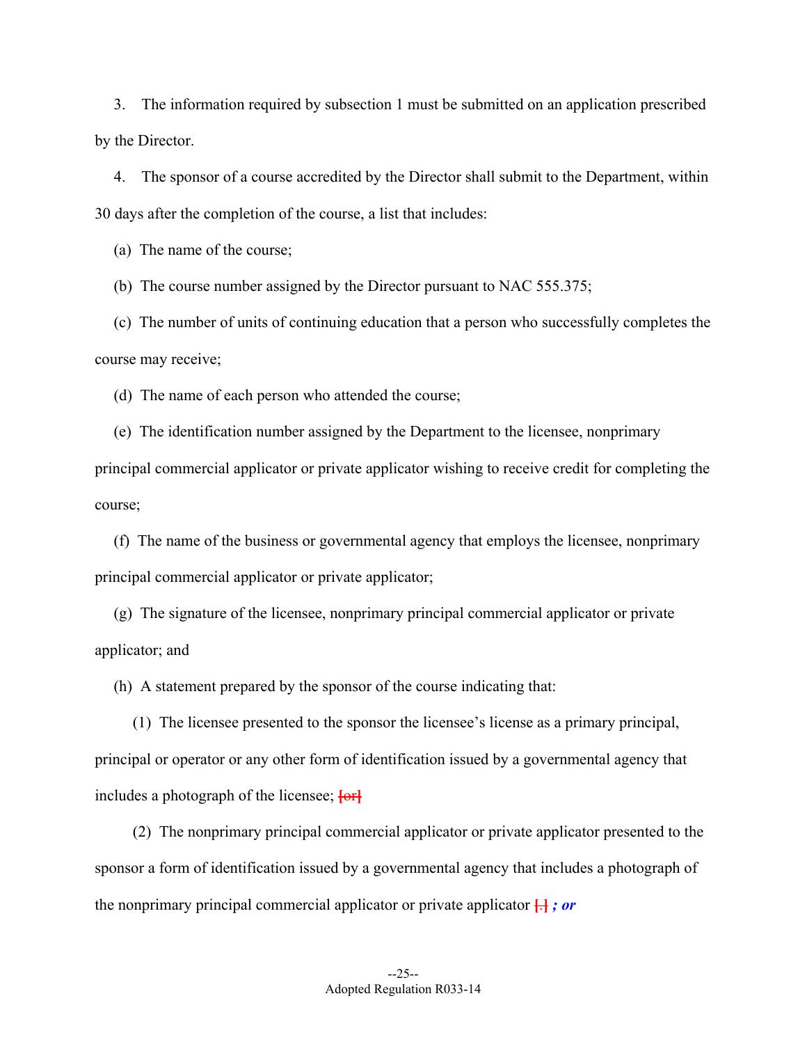3. The information required by subsection 1 must be submitted on an application prescribed by the Director.

4. The sponsor of a course accredited by the Director shall submit to the Department, within 30 days after the completion of the course, a list that includes:

(a) The name of the course;

(b) The course number assigned by the Director pursuant to NAC 555.375;

(c) The number of units of continuing education that a person who successfully completes the course may receive;

(d) The name of each person who attended the course;

(e) The identification number assigned by the Department to the licensee, nonprimary principal commercial applicator or private applicator wishing to receive credit for completing the course;

(f) The name of the business or governmental agency that employs the licensee, nonprimary principal commercial applicator or private applicator;

(g) The signature of the licensee, nonprimary principal commercial applicator or private applicator; and

(h) A statement prepared by the sponsor of the course indicating that:

(1) The licensee presented to the sponsor the licensee's license as a primary principal, principal or operator or any other form of identification issued by a governmental agency that includes a photograph of the licensee; [or]

(2) The nonprimary principal commercial applicator or private applicator presented to the sponsor a form of identification issued by a governmental agency that includes a photograph of the nonprimary principal commercial applicator or private applicator [.] ***; or***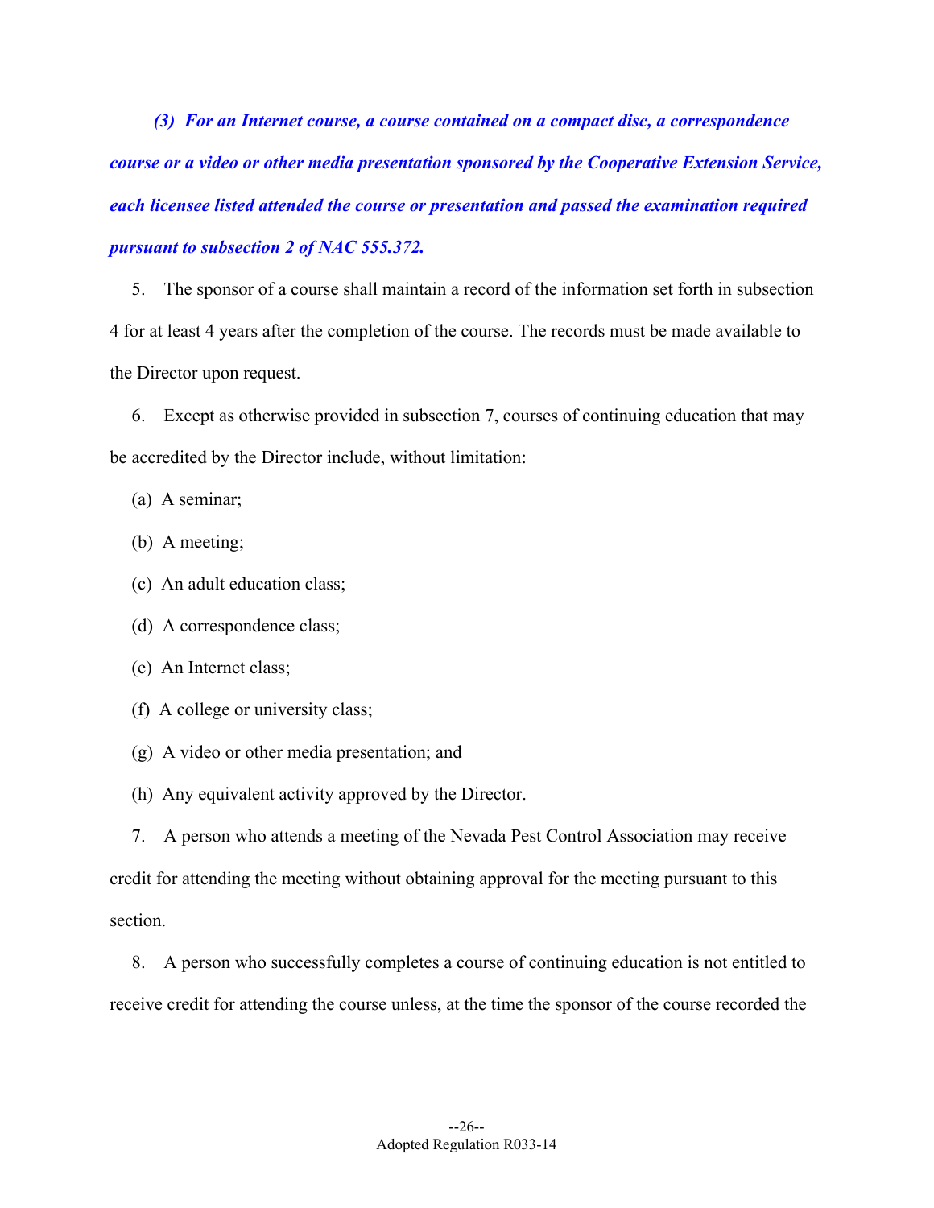***(3) For an Internet course, a course contained on a compact disc, a correspondence course or a video or other media presentation sponsored by the Cooperative Extension Service, each licensee listed attended the course or presentation and passed the examination required pursuant to subsection 2 of NAC 555.372.***

5. The sponsor of a course shall maintain a record of the information set forth in subsection 4 for at least 4 years after the completion of the course. The records must be made available to the Director upon request.

6. Except as otherwise provided in subsection 7, courses of continuing education that may be accredited by the Director include, without limitation:

(a) A seminar;

(b) A meeting;

(c) An adult education class;

(d) A correspondence class;

(e) An Internet class;

(f) A college or university class;

(g) A video or other media presentation; and

(h) Any equivalent activity approved by the Director.

7. A person who attends a meeting of the Nevada Pest Control Association may receive credit for attending the meeting without obtaining approval for the meeting pursuant to this section.

8. A person who successfully completes a course of continuing education is not entitled to receive credit for attending the course unless, at the time the sponsor of the course recorded the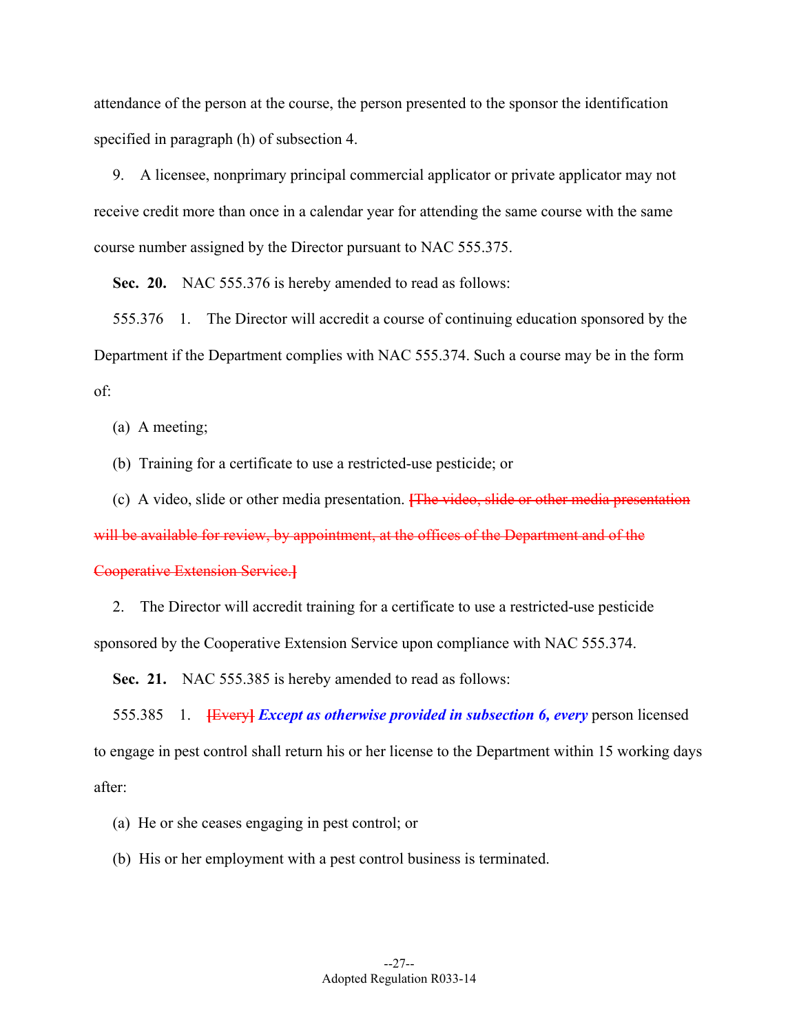attendance of the person at the course, the person presented to the sponsor the identification specified in paragraph (h) of subsection 4.

9. A licensee, nonprimary principal commercial applicator or private applicator may not receive credit more than once in a calendar year for attending the same course with the same course number assigned by the Director pursuant to NAC 555.375.

**Sec. 20.** NAC 555.376 is hereby amended to read as follows:

555.376 1. The Director will accredit a course of continuing education sponsored by the Department if the Department complies with NAC 555.374. Such a course may be in the form of:

(a) A meeting;

(b) Training for a certificate to use a restricted-use pesticide; or

(c) A video, slide or other media presentation. ~~[The video, slide or other media presentation will be available for review, by appointment, at the offices of the Department and of the Cooperative Extension Service.]~~

2. The Director will accredit training for a certificate to use a restricted-use pesticide sponsored by the Cooperative Extension Service upon compliance with NAC 555.374.

**Sec. 21.** NAC 555.385 is hereby amended to read as follows:

555.385 1. ~~[Every]~~ ***Except as otherwise provided in subsection 6, every*** person licensed to engage in pest control shall return his or her license to the Department within 15 working days after:

(a) He or she ceases engaging in pest control; or

(b) His or her employment with a pest control business is terminated.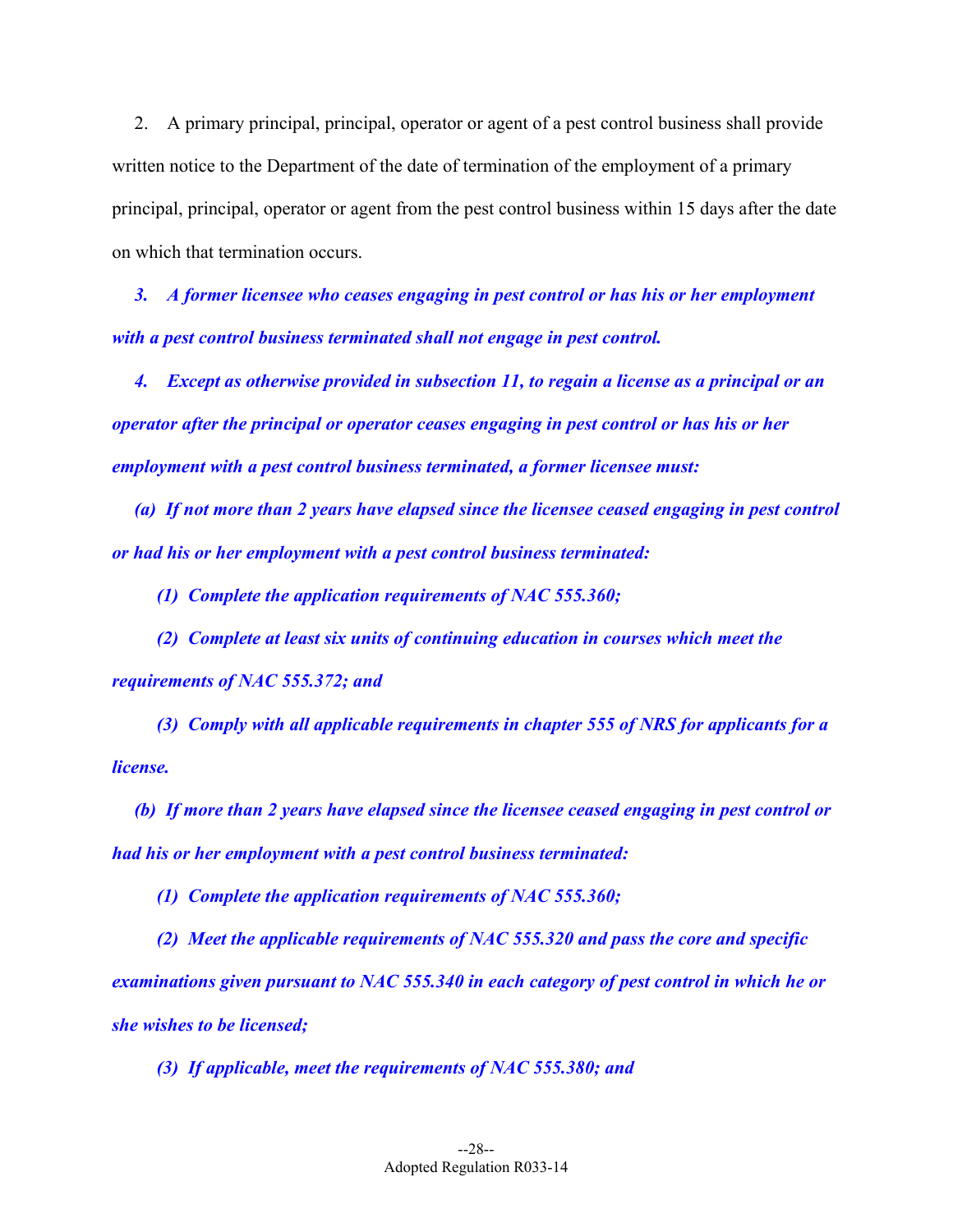2. A primary principal, principal, operator or agent of a pest control business shall provide written notice to the Department of the date of termination of the employment of a primary principal, principal, operator or agent from the pest control business within 15 days after the date on which that termination occurs.

***3. A former licensee who ceases engaging in pest control or has his or her employment with a pest control business terminated shall not engage in pest control.***

***4. Except as otherwise provided in subsection 11, to regain a license as a principal or an operator after the principal or operator ceases engaging in pest control or has his or her employment with a pest control business terminated, a former licensee must:***

***(a) If not more than 2 years have elapsed since the licensee ceased engaging in pest control or had his or her employment with a pest control business terminated:***

***(1) Complete the application requirements of NAC 555.360;***

***(2) Complete at least six units of continuing education in courses which meet the requirements of NAC 555.372; and***

***(3) Comply with all applicable requirements in chapter 555 of NRS for applicants for a license.***

***(b) If more than 2 years have elapsed since the licensee ceased engaging in pest control or had his or her employment with a pest control business terminated:***

***(1) Complete the application requirements of NAC 555.360;***

***(2) Meet the applicable requirements of NAC 555.320 and pass the core and specific examinations given pursuant to NAC 555.340 in each category of pest control in which he or she wishes to be licensed;***

***(3) If applicable, meet the requirements of NAC 555.380; and***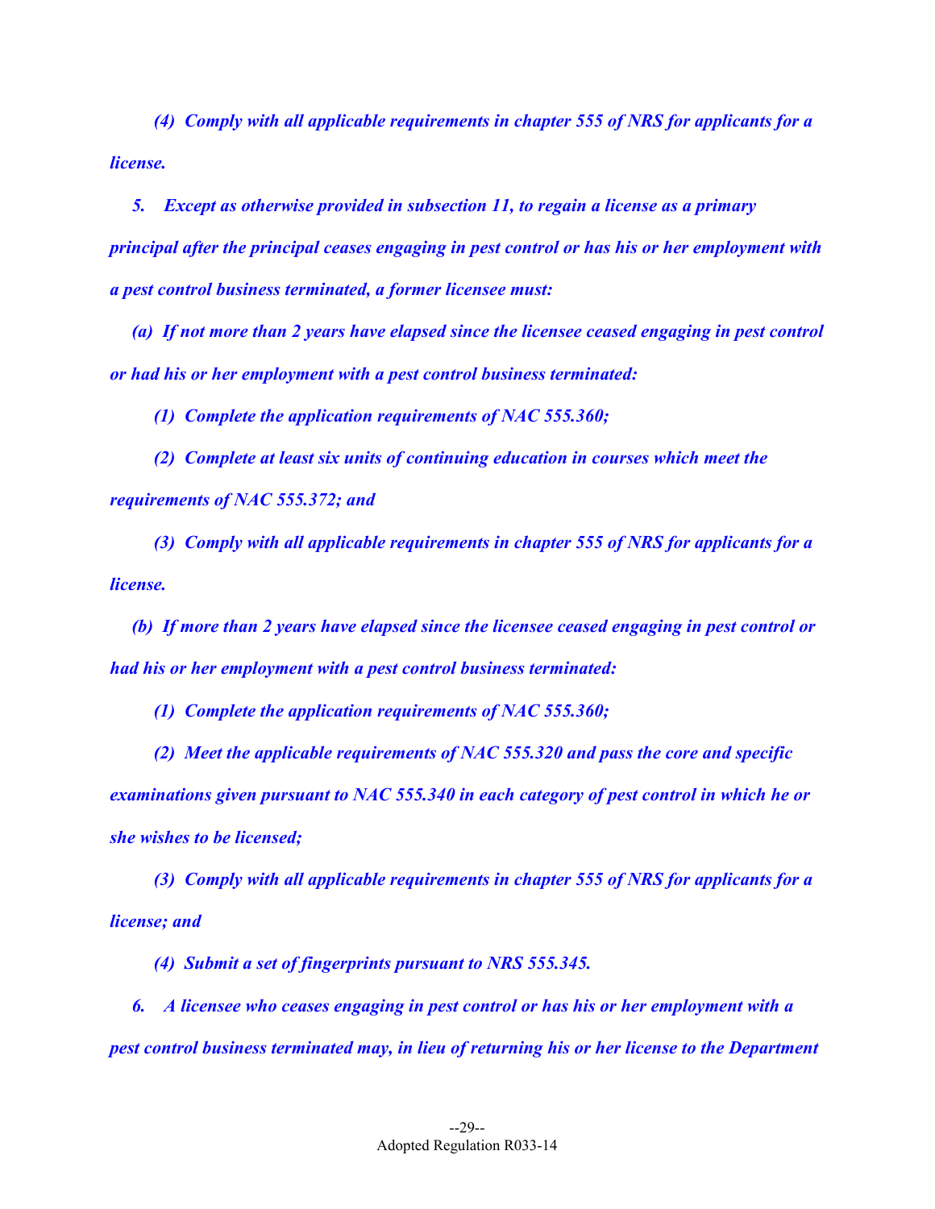*(4) Comply with all applicable requirements in chapter 555 of NRS for applicants for a license.*

*5. Except as otherwise provided in subsection 11, to regain a license as a primary principal after the principal ceases engaging in pest control or has his or her employment with a pest control business terminated, a former licensee must:*

*(a) If not more than 2 years have elapsed since the licensee ceased engaging in pest control or had his or her employment with a pest control business terminated:*

*(1) Complete the application requirements of NAC 555.360;*

*(2) Complete at least six units of continuing education in courses which meet the requirements of NAC 555.372; and*

*(3) Comply with all applicable requirements in chapter 555 of NRS for applicants for a license.*

*(b) If more than 2 years have elapsed since the licensee ceased engaging in pest control or had his or her employment with a pest control business terminated:*

*(1) Complete the application requirements of NAC 555.360;*

*(2) Meet the applicable requirements of NAC 555.320 and pass the core and specific examinations given pursuant to NAC 555.340 in each category of pest control in which he or she wishes to be licensed;*

*(3) Comply with all applicable requirements in chapter 555 of NRS for applicants for a license; and*

*(4) Submit a set of fingerprints pursuant to NRS 555.345.*

*6. A licensee who ceases engaging in pest control or has his or her employment with a pest control business terminated may, in lieu of returning his or her license to the Department*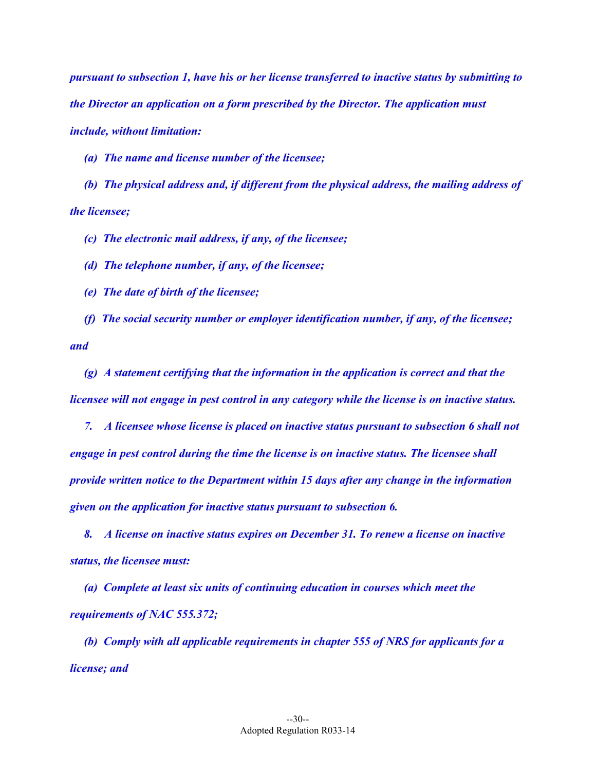***pursuant to subsection 1, have his or her license transferred to inactive status by submitting to the Director an application on a form prescribed by the Director. The application must include, without limitation:***

***(a) The name and license number of the licensee;***

***(b) The physical address and, if different from the physical address, the mailing address of the licensee;***

***(c) The electronic mail address, if any, of the licensee;***

***(d) The telephone number, if any, of the licensee;***

***(e) The date of birth of the licensee;***

***(f) The social security number or employer identification number, if any, of the licensee; and***

***(g) A statement certifying that the information in the application is correct and that the licensee will not engage in pest control in any category while the license is on inactive status.***

***7. A licensee whose license is placed on inactive status pursuant to subsection 6 shall not engage in pest control during the time the license is on inactive status. The licensee shall provide written notice to the Department within 15 days after any change in the information given on the application for inactive status pursuant to subsection 6.***

***8. A license on inactive status expires on December 31. To renew a license on inactive status, the licensee must:***

***(a) Complete at least six units of continuing education in courses which meet the requirements of NAC 555.372;***

***(b) Comply with all applicable requirements in chapter 555 of NRS for applicants for a license; and***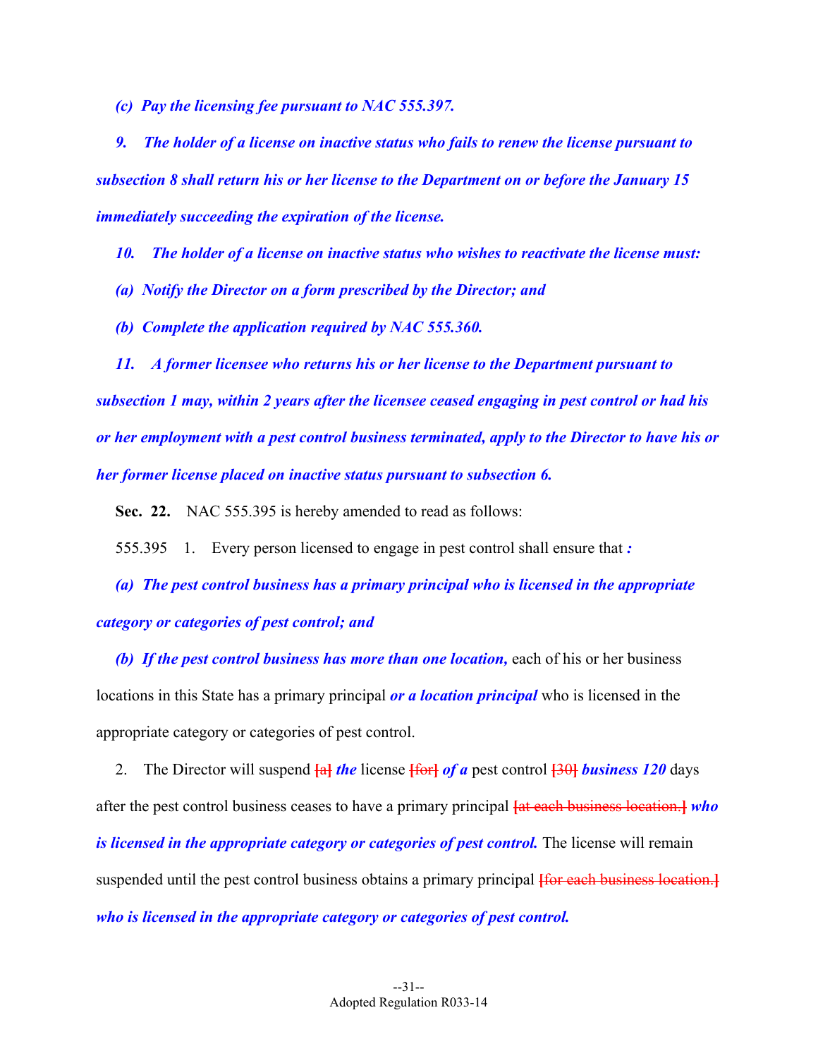*(c) Pay the licensing fee pursuant to NAC 555.397.*

*9. The holder of a license on inactive status who fails to renew the license pursuant to subsection 8 shall return his or her license to the Department on or before the January 15 immediately succeeding the expiration of the license.*

*10. The holder of a license on inactive status who wishes to reactivate the license must:*

*(a) Notify the Director on a form prescribed by the Director; and*

*(b) Complete the application required by NAC 555.360.*

*11. A former licensee who returns his or her license to the Department pursuant to subsection 1 may, within 2 years after the licensee ceased engaging in pest control or had his or her employment with a pest control business terminated, apply to the Director to have his or her former license placed on inactive status pursuant to subsection 6.*

**Sec. 22.** NAC 555.395 is hereby amended to read as follows:

555.395 1. Every person licensed to engage in pest control shall ensure that *:*

*(a) The pest control business has a primary principal who is licensed in the appropriate category or categories of pest control; and*

*(b) If the pest control business has more than one location,* each of his or her business locations in this State has a primary principal *or a location principal* who is licensed in the appropriate category or categories of pest control.

2. The Director will suspend [a] *the* license [for] *of a* pest control [30] *business 120* days after the pest control business ceases to have a primary principal [at each business location.] *who is licensed in the appropriate category or categories of pest control.* The license will remain suspended until the pest control business obtains a primary principal [for each business location.] *who is licensed in the appropriate category or categories of pest control.*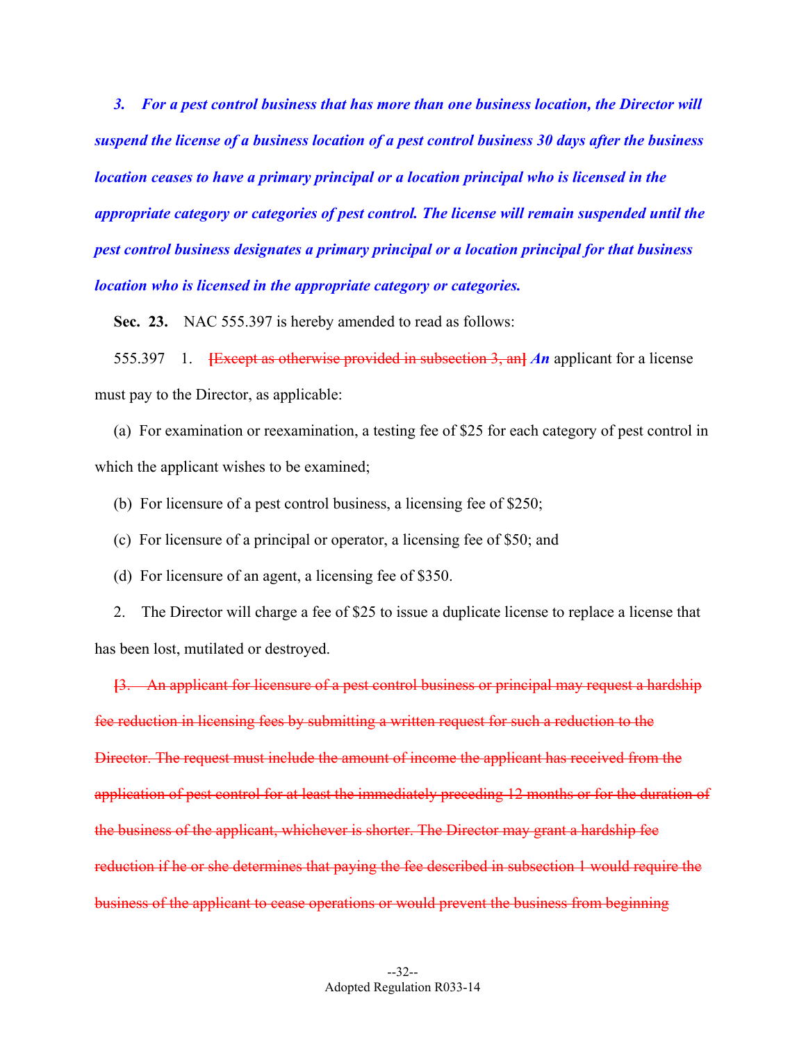***3. For a pest control business that has more than one business location, the Director will suspend the license of a business location of a pest control business 30 days after the business location ceases to have a primary principal or a location principal who is licensed in the appropriate category or categories of pest control. The license will remain suspended until the pest control business designates a primary principal or a location principal for that business location who is licensed in the appropriate category or categories.***

**Sec. 23.** NAC 555.397 is hereby amended to read as follows:

555.397 1. ~~[Except as otherwise provided in subsection 3, an]~~ ***An*** applicant for a license must pay to the Director, as applicable:

(a) For examination or reexamination, a testing fee of $25 for each category of pest control in which the applicant wishes to be examined;

(b) For licensure of a pest control business, a licensing fee of $250;

(c) For licensure of a principal or operator, a licensing fee of $50; and

(d) For licensure of an agent, a licensing fee of $350.

2. The Director will charge a fee of $25 to issue a duplicate license to replace a license that has been lost, mutilated or destroyed.

~~[3. An applicant for licensure of a pest control business or principal may request a hardship fee reduction in licensing fees by submitting a written request for such a reduction to the Director. The request must include the amount of income the applicant has received from the application of pest control for at least the immediately preceding 12 months or for the duration of the business of the applicant, whichever is shorter. The Director may grant a hardship fee reduction if he or she determines that paying the fee described in subsection 1 would require the business of the applicant to cease operations or would prevent the business from beginning~~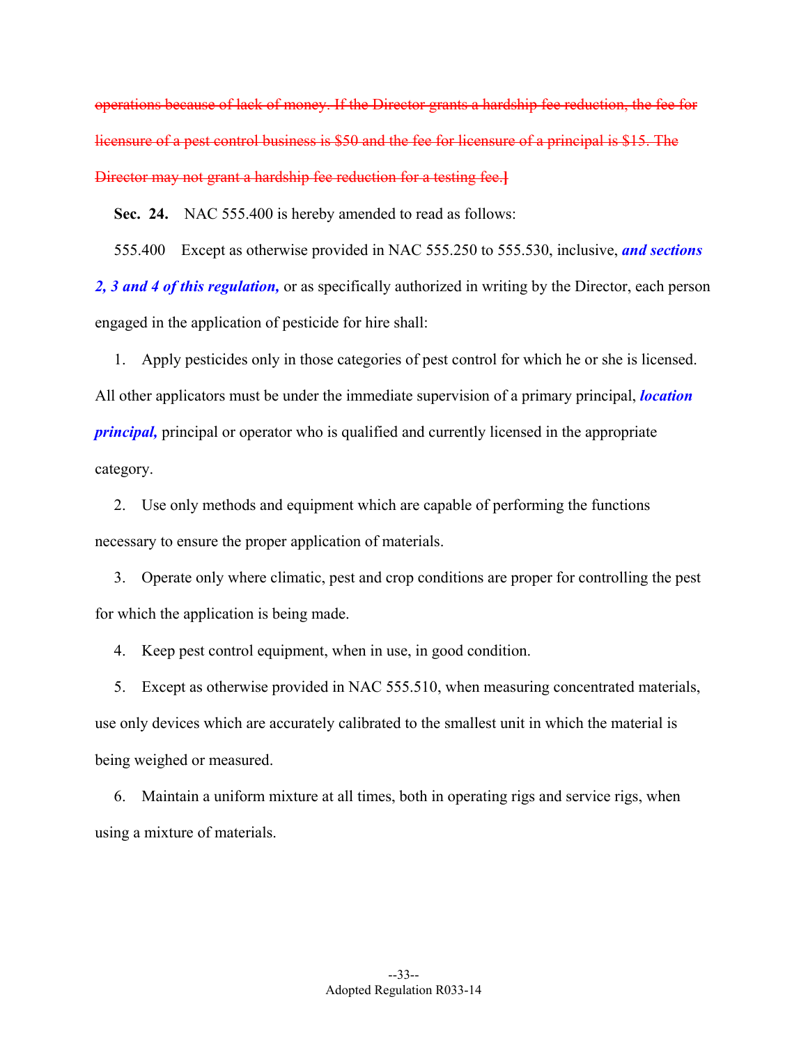~~operations because of lack of money. If the Director grants a hardship fee reduction, the fee for licensure of a pest control business is $50 and the fee for licensure of a principal is $15. The Director may not grant a hardship fee reduction for a testing fee.]~~

**Sec. 24.** NAC 555.400 is hereby amended to read as follows:

555.400 Except as otherwise provided in NAC 555.250 to 555.530, inclusive, ***and sections 2, 3 and 4 of this regulation,*** or as specifically authorized in writing by the Director, each person engaged in the application of pesticide for hire shall:

1. Apply pesticides only in those categories of pest control for which he or she is licensed. All other applicators must be under the immediate supervision of a primary principal, ***location principal,*** principal or operator who is qualified and currently licensed in the appropriate category.

2. Use only methods and equipment which are capable of performing the functions necessary to ensure the proper application of materials.

3. Operate only where climatic, pest and crop conditions are proper for controlling the pest for which the application is being made.

4. Keep pest control equipment, when in use, in good condition.

5. Except as otherwise provided in NAC 555.510, when measuring concentrated materials, use only devices which are accurately calibrated to the smallest unit in which the material is being weighed or measured.

6. Maintain a uniform mixture at all times, both in operating rigs and service rigs, when using a mixture of materials.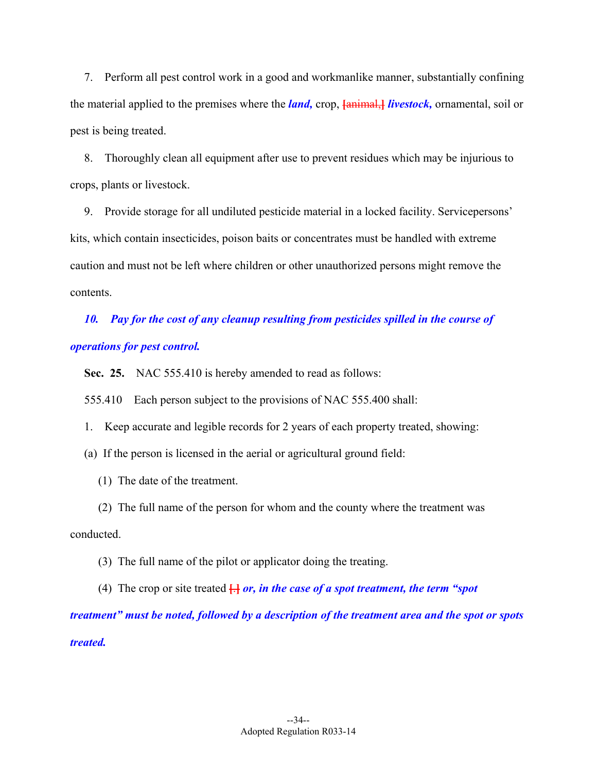7. Perform all pest control work in a good and workmanlike manner, substantially confining the material applied to the premises where the ***land,*** crop, [animal,] ***livestock,*** ornamental, soil or pest is being treated.

8. Thoroughly clean all equipment after use to prevent residues which may be injurious to crops, plants or livestock.

9. Provide storage for all undiluted pesticide material in a locked facility. Servicepersons' kits, which contain insecticides, poison baits or concentrates must be handled with extreme caution and must not be left where children or other unauthorized persons might remove the contents.

***10. Pay for the cost of any cleanup resulting from pesticides spilled in the course of operations for pest control.***

**Sec. 25.** NAC 555.410 is hereby amended to read as follows:

555.410 Each person subject to the provisions of NAC 555.400 shall:

1. Keep accurate and legible records for 2 years of each property treated, showing:

(a) If the person is licensed in the aerial or agricultural ground field:

(1) The date of the treatment.

(2) The full name of the person for whom and the county where the treatment was conducted.

(3) The full name of the pilot or applicator doing the treating.

(4) The crop or site treated [.] ***or, in the case of a spot treatment, the term "spot treatment" must be noted, followed by a description of the treatment area and the spot or spots treated.***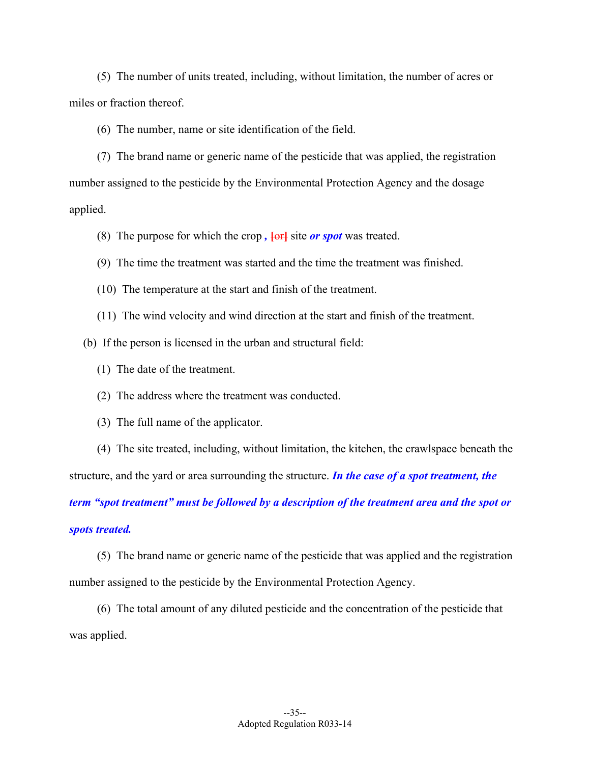(5) The number of units treated, including, without limitation, the number of acres or miles or fraction thereof.

(6) The number, name or site identification of the field.

(7) The brand name or generic name of the pesticide that was applied, the registration number assigned to the pesticide by the Environmental Protection Agency and the dosage applied.

(8) The purpose for which the crop ***,*** ~~[or]~~ site ***or spot*** was treated.

(9) The time the treatment was started and the time the treatment was finished.

(10) The temperature at the start and finish of the treatment.

(11) The wind velocity and wind direction at the start and finish of the treatment.

(b) If the person is licensed in the urban and structural field:

(1) The date of the treatment.

(2) The address where the treatment was conducted.

(3) The full name of the applicator.

(4) The site treated, including, without limitation, the kitchen, the crawlspace beneath the structure, and the yard or area surrounding the structure. ***In the case of a spot treatment, the term "spot treatment" must be followed by a description of the treatment area and the spot or spots treated.***

(5) The brand name or generic name of the pesticide that was applied and the registration number assigned to the pesticide by the Environmental Protection Agency.

(6) The total amount of any diluted pesticide and the concentration of the pesticide that was applied.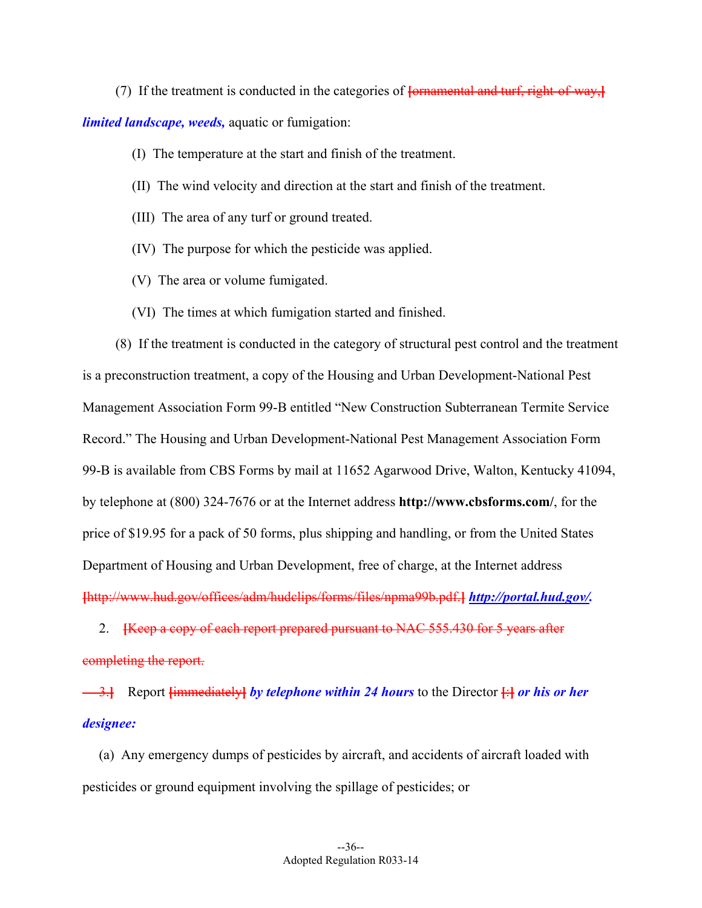(7) If the treatment is conducted in the categories of ~~[ornamental and turf, right-of-way,]~~ ***limited landscape, weeds,*** aquatic or fumigation:

(I) The temperature at the start and finish of the treatment.

(II) The wind velocity and direction at the start and finish of the treatment.

(III) The area of any turf or ground treated.

(IV) The purpose for which the pesticide was applied.

(V) The area or volume fumigated.

(VI) The times at which fumigation started and finished.

(8) If the treatment is conducted in the category of structural pest control and the treatment is a preconstruction treatment, a copy of the Housing and Urban Development-National Pest Management Association Form 99-B entitled "New Construction Subterranean Termite Service Record." The Housing and Urban Development-National Pest Management Association Form 99-B is available from CBS Forms by mail at 11652 Agarwood Drive, Walton, Kentucky 41094, by telephone at (800) 324-7676 or at the Internet address **http://www.cbsforms.com/**, for the price of $19.95 for a pack of 50 forms, plus shipping and handling, or from the United States Department of Housing and Urban Development, free of charge, at the Internet address ~~[http://www.hud.gov/offices/adm/hudclips/forms/files/npma99b.pdf.]~~ ***http://portal.hud.gov/.***

2. ~~[Keep a copy of each report prepared pursuant to NAC 555.430 for 5 years after completing the report.~~

~~3.]~~ Report ~~[immediately]~~ ***by telephone within 24 hours*** to the Director ~~[:]~~ ***or his or her designee:***

(a) Any emergency dumps of pesticides by aircraft, and accidents of aircraft loaded with pesticides or ground equipment involving the spillage of pesticides; or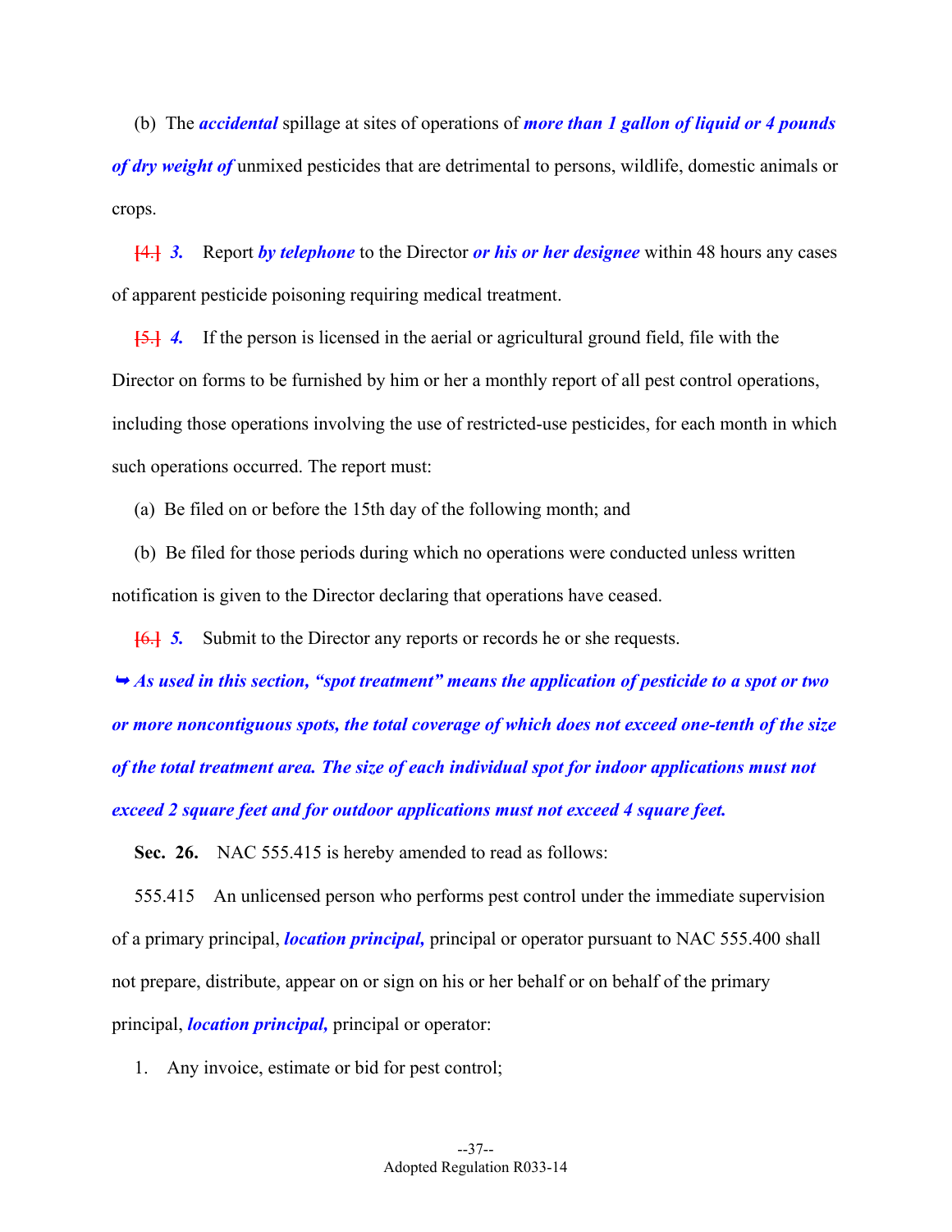(b) The ***accidental*** spillage at sites of operations of ***more than 1 gallon of liquid or 4 pounds of dry weight of*** unmixed pesticides that are detrimental to persons, wildlife, domestic animals or crops.

[4.] ***3.*** Report ***by telephone*** to the Director ***or his or her designee*** within 48 hours any cases of apparent pesticide poisoning requiring medical treatment.

[5.] ***4.*** If the person is licensed in the aerial or agricultural ground field, file with the Director on forms to be furnished by him or her a monthly report of all pest control operations, including those operations involving the use of restricted-use pesticides, for each month in which such operations occurred. The report must:

(a) Be filed on or before the 15th day of the following month; and

(b) Be filed for those periods during which no operations were conducted unless written notification is given to the Director declaring that operations have ceased.

[6.] ***5.*** Submit to the Director any reports or records he or she requests.

➥ ***As used in this section, "spot treatment" means the application of pesticide to a spot or two or more noncontiguous spots, the total coverage of which does not exceed one-tenth of the size of the total treatment area. The size of each individual spot for indoor applications must not exceed 2 square feet and for outdoor applications must not exceed 4 square feet.***

**Sec. 26.** NAC 555.415 is hereby amended to read as follows:

555.415 An unlicensed person who performs pest control under the immediate supervision of a primary principal, ***location principal,*** principal or operator pursuant to NAC 555.400 shall not prepare, distribute, appear on or sign on his or her behalf or on behalf of the primary principal, ***location principal,*** principal or operator:

1. Any invoice, estimate or bid for pest control;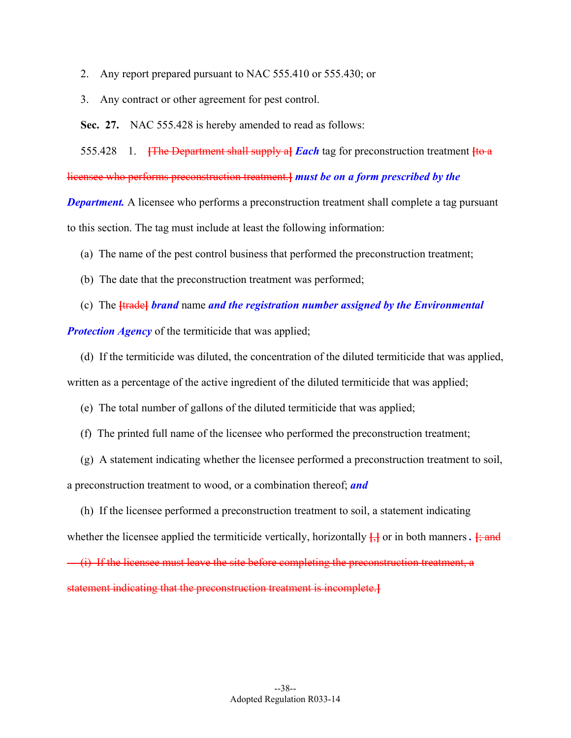2. Any report prepared pursuant to NAC 555.410 or 555.430; or

3. Any contract or other agreement for pest control.

**Sec. 27.** NAC 555.428 is hereby amended to read as follows:

555.428 1. ~~[The Department shall supply a]~~ ***Each*** tag for preconstruction treatment ~~[to a licensee who performs preconstruction treatment.]~~ ***must be on a form prescribed by the Department.*** A licensee who performs a preconstruction treatment shall complete a tag pursuant to this section. The tag must include at least the following information:

(a) The name of the pest control business that performed the preconstruction treatment;

(b) The date that the preconstruction treatment was performed;

(c) The ~~[trade]~~ ***brand*** name ***and the registration number assigned by the Environmental Protection Agency*** of the termiticide that was applied;

(d) If the termiticide was diluted, the concentration of the diluted termiticide that was applied, written as a percentage of the active ingredient of the diluted termiticide that was applied;

(e) The total number of gallons of the diluted termiticide that was applied;

(f) The printed full name of the licensee who performed the preconstruction treatment;

(g) A statement indicating whether the licensee performed a preconstruction treatment to soil, a preconstruction treatment to wood, or a combination thereof; ***and***

(h) If the licensee performed a preconstruction treatment to soil, a statement indicating whether the licensee applied the termiticide vertically, horizontally ~~[,]~~ or in both manners ***.*** ~~[; and~~

~~(i) If the licensee must leave the site before completing the preconstruction treatment, a statement indicating that the preconstruction treatment is incomplete.]~~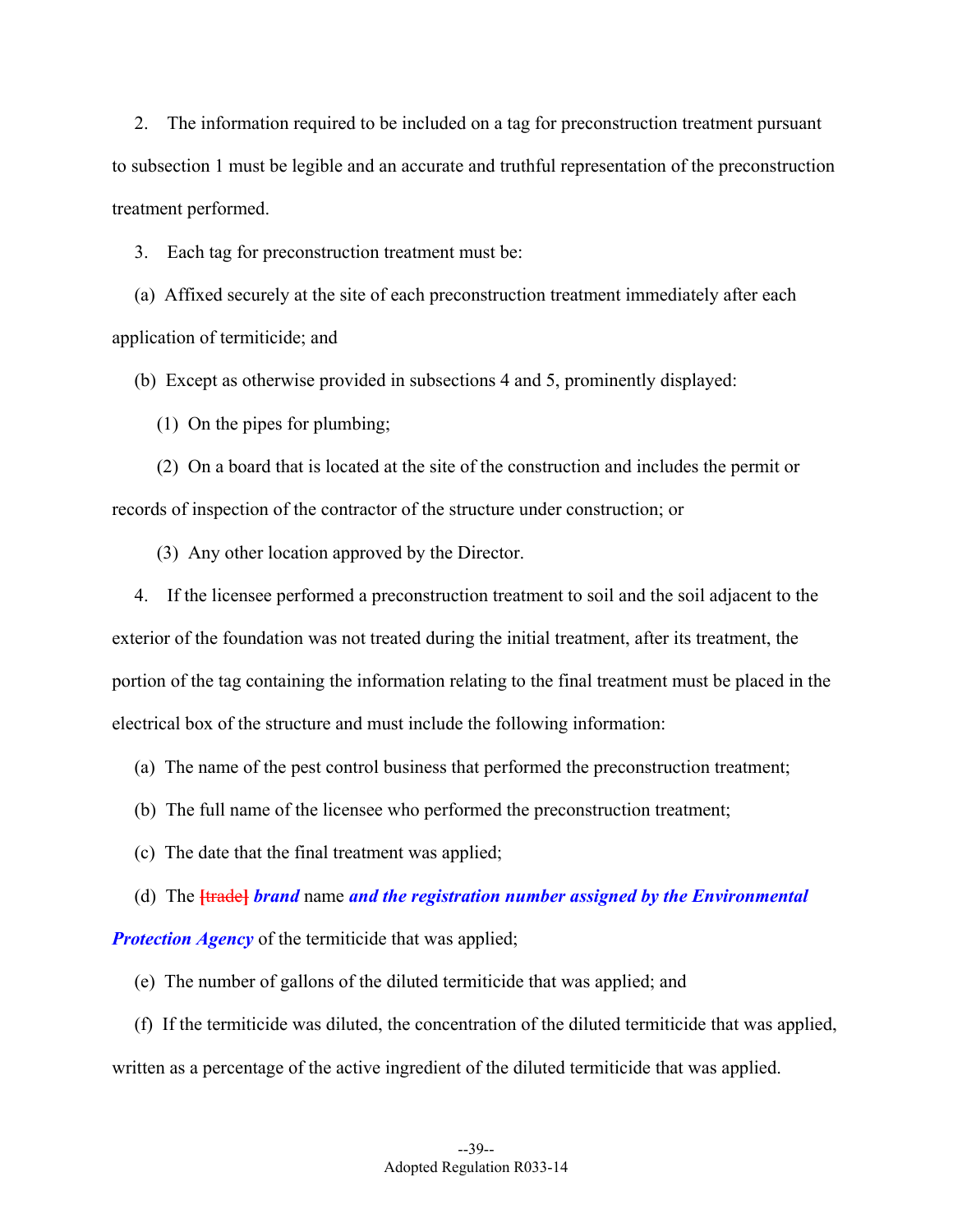2. The information required to be included on a tag for preconstruction treatment pursuant to subsection 1 must be legible and an accurate and truthful representation of the preconstruction treatment performed.

3. Each tag for preconstruction treatment must be:

(a) Affixed securely at the site of each preconstruction treatment immediately after each application of termiticide; and

(b) Except as otherwise provided in subsections 4 and 5, prominently displayed:

(1) On the pipes for plumbing;

(2) On a board that is located at the site of the construction and includes the permit or records of inspection of the contractor of the structure under construction; or

(3) Any other location approved by the Director.

4. If the licensee performed a preconstruction treatment to soil and the soil adjacent to the exterior of the foundation was not treated during the initial treatment, after its treatment, the portion of the tag containing the information relating to the final treatment must be placed in the electrical box of the structure and must include the following information:

(a) The name of the pest control business that performed the preconstruction treatment;

(b) The full name of the licensee who performed the preconstruction treatment;

(c) The date that the final treatment was applied;

(d) The [trade] ***brand*** name ***and the registration number assigned by the Environmental Protection Agency*** of the termiticide that was applied;

(e) The number of gallons of the diluted termiticide that was applied; and

(f) If the termiticide was diluted, the concentration of the diluted termiticide that was applied, written as a percentage of the active ingredient of the diluted termiticide that was applied.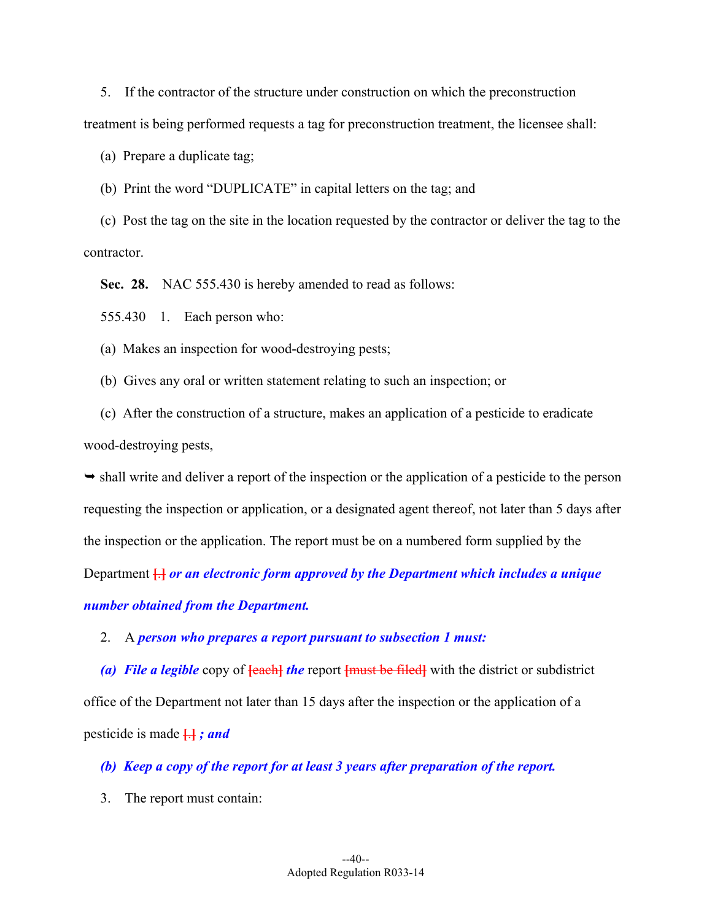5. If the contractor of the structure under construction on which the preconstruction treatment is being performed requests a tag for preconstruction treatment, the licensee shall:

(a) Prepare a duplicate tag;

(b) Print the word "DUPLICATE" in capital letters on the tag; and

(c) Post the tag on the site in the location requested by the contractor or deliver the tag to the contractor.

**Sec. 28.** NAC 555.430 is hereby amended to read as follows:

555.430 1. Each person who:

(a) Makes an inspection for wood-destroying pests;

(b) Gives any oral or written statement relating to such an inspection; or

(c) After the construction of a structure, makes an application of a pesticide to eradicate wood-destroying pests,

➥ shall write and deliver a report of the inspection or the application of a pesticide to the person requesting the inspection or application, or a designated agent thereof, not later than 5 days after the inspection or the application. The report must be on a numbered form supplied by the Department [.] ***or an electronic form approved by the Department which includes a unique number obtained from the Department.***

2. A ***person who prepares a report pursuant to subsection 1 must:***

***(a) File a legible*** copy of [each] ***the*** report [must be filed] with the district or subdistrict office of the Department not later than 15 days after the inspection or the application of a pesticide is made [.] ***; and***

***(b) Keep a copy of the report for at least 3 years after preparation of the report.***

3. The report must contain: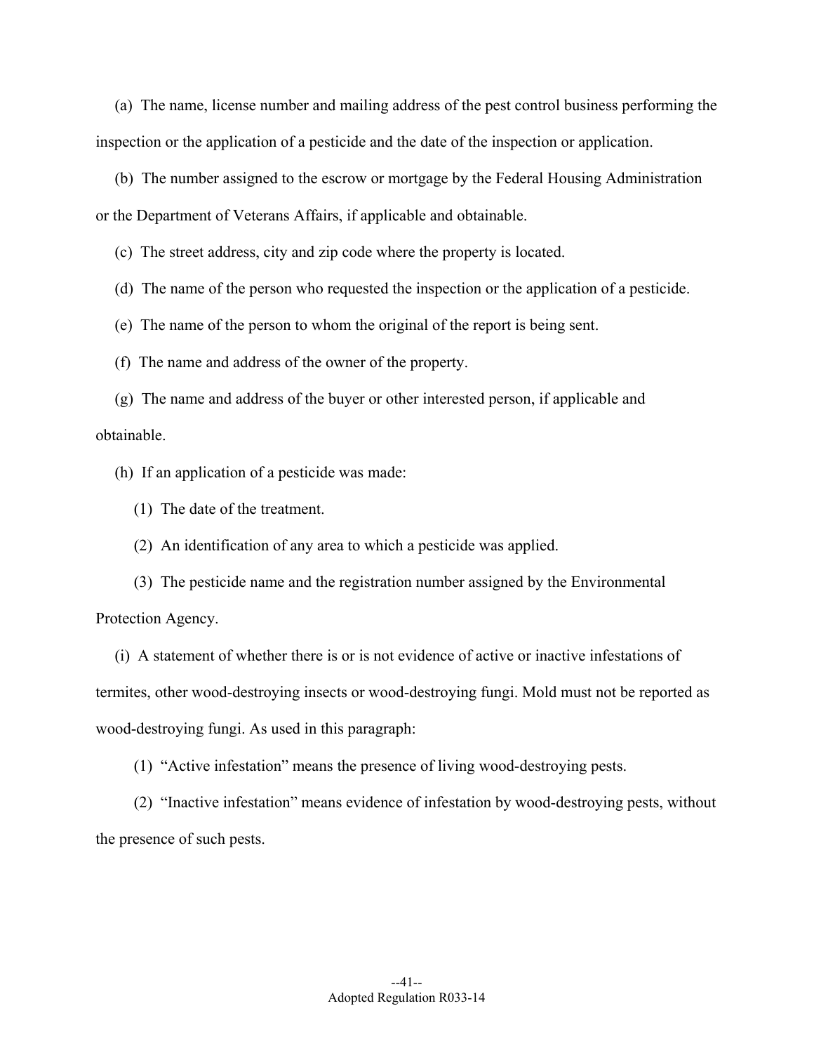(a) The name, license number and mailing address of the pest control business performing the inspection or the application of a pesticide and the date of the inspection or application.

(b) The number assigned to the escrow or mortgage by the Federal Housing Administration or the Department of Veterans Affairs, if applicable and obtainable.

(c) The street address, city and zip code where the property is located.

(d) The name of the person who requested the inspection or the application of a pesticide.

(e) The name of the person to whom the original of the report is being sent.

(f) The name and address of the owner of the property.

(g) The name and address of the buyer or other interested person, if applicable and obtainable.

(h) If an application of a pesticide was made:

(1) The date of the treatment.

(2) An identification of any area to which a pesticide was applied.

(3) The pesticide name and the registration number assigned by the Environmental Protection Agency.

(i) A statement of whether there is or is not evidence of active or inactive infestations of termites, other wood-destroying insects or wood-destroying fungi. Mold must not be reported as wood-destroying fungi. As used in this paragraph:

(1) "Active infestation" means the presence of living wood-destroying pests.

(2) "Inactive infestation" means evidence of infestation by wood-destroying pests, without the presence of such pests.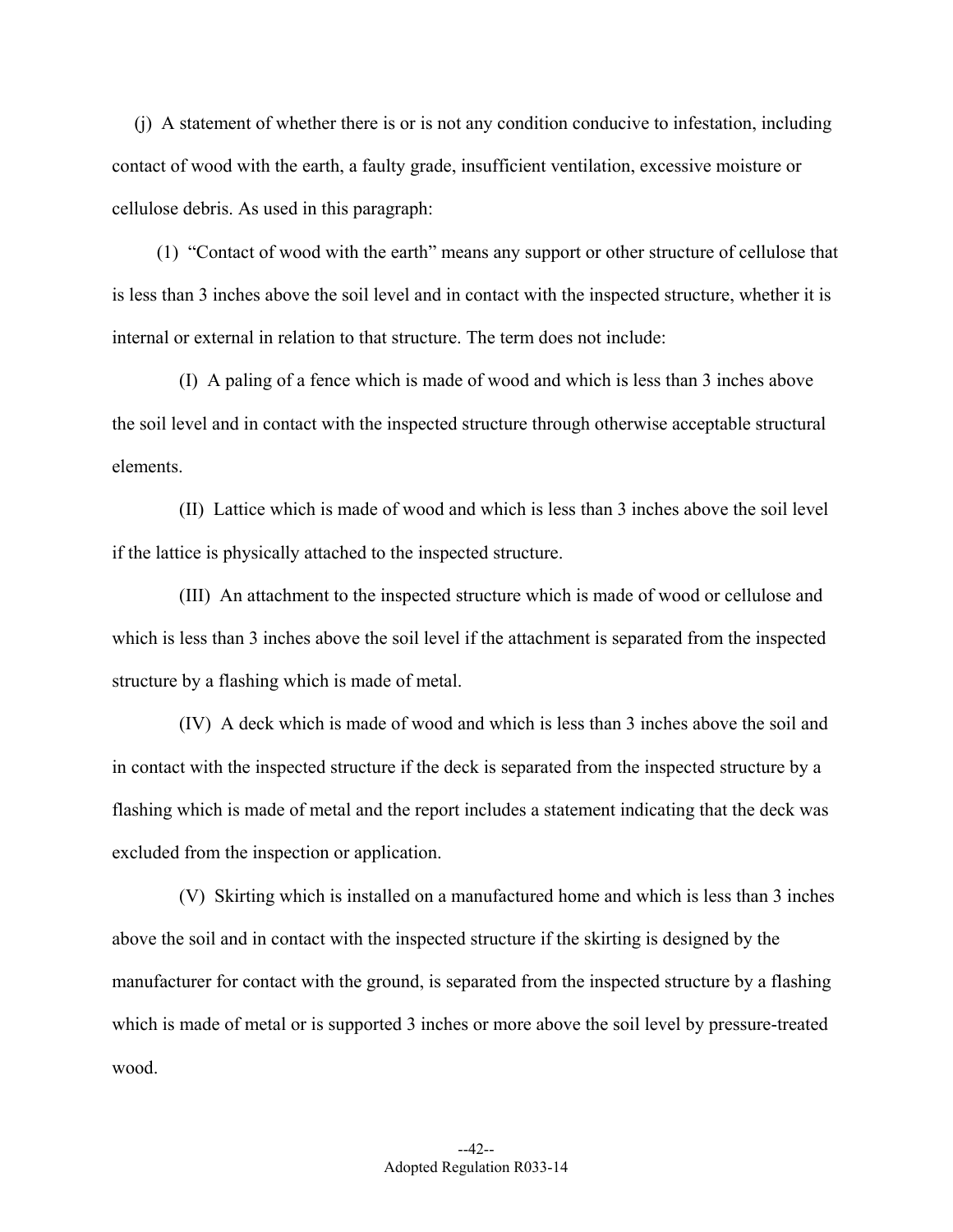(j) A statement of whether there is or is not any condition conducive to infestation, including contact of wood with the earth, a faulty grade, insufficient ventilation, excessive moisture or cellulose debris. As used in this paragraph:

(1) "Contact of wood with the earth" means any support or other structure of cellulose that is less than 3 inches above the soil level and in contact with the inspected structure, whether it is internal or external in relation to that structure. The term does not include:

(I) A paling of a fence which is made of wood and which is less than 3 inches above the soil level and in contact with the inspected structure through otherwise acceptable structural elements.

(II) Lattice which is made of wood and which is less than 3 inches above the soil level if the lattice is physically attached to the inspected structure.

(III) An attachment to the inspected structure which is made of wood or cellulose and which is less than 3 inches above the soil level if the attachment is separated from the inspected structure by a flashing which is made of metal.

(IV) A deck which is made of wood and which is less than 3 inches above the soil and in contact with the inspected structure if the deck is separated from the inspected structure by a flashing which is made of metal and the report includes a statement indicating that the deck was excluded from the inspection or application.

(V) Skirting which is installed on a manufactured home and which is less than 3 inches above the soil and in contact with the inspected structure if the skirting is designed by the manufacturer for contact with the ground, is separated from the inspected structure by a flashing which is made of metal or is supported 3 inches or more above the soil level by pressure-treated wood.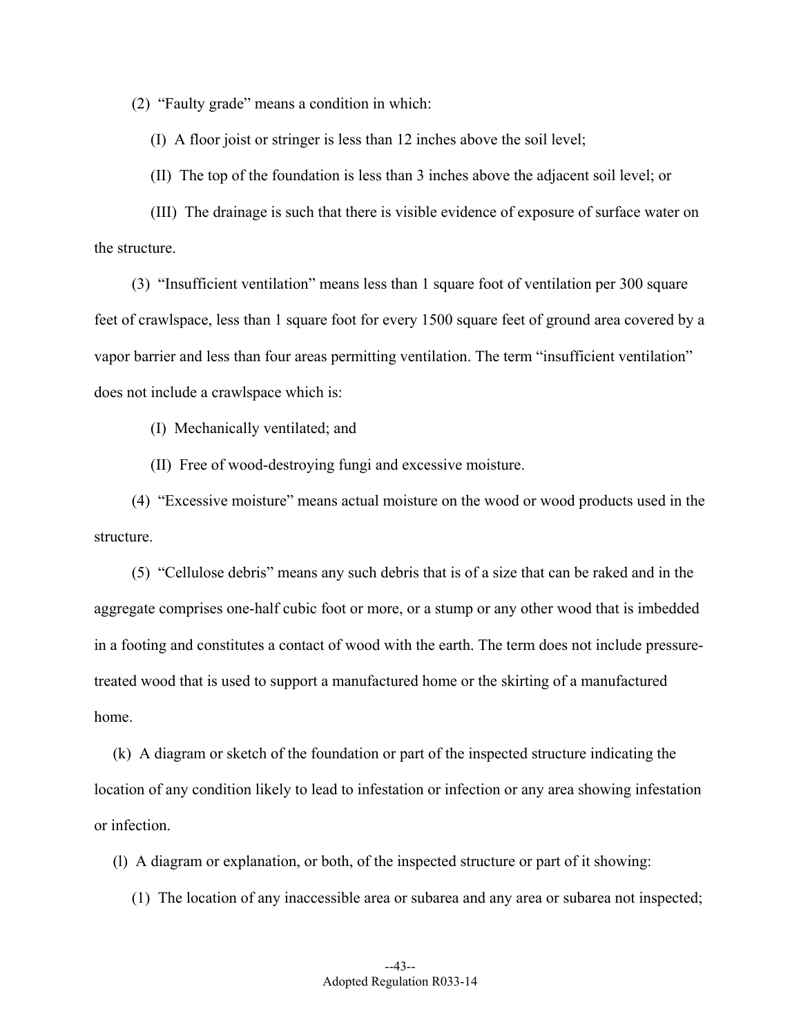(2) "Faulty grade" means a condition in which:

(I) A floor joist or stringer is less than 12 inches above the soil level;

(II) The top of the foundation is less than 3 inches above the adjacent soil level; or

(III) The drainage is such that there is visible evidence of exposure of surface water on the structure.

(3) "Insufficient ventilation" means less than 1 square foot of ventilation per 300 square feet of crawlspace, less than 1 square foot for every 1500 square feet of ground area covered by a vapor barrier and less than four areas permitting ventilation. The term "insufficient ventilation" does not include a crawlspace which is:

(I) Mechanically ventilated; and

(II) Free of wood-destroying fungi and excessive moisture.

(4) "Excessive moisture" means actual moisture on the wood or wood products used in the structure.

(5) "Cellulose debris" means any such debris that is of a size that can be raked and in the aggregate comprises one-half cubic foot or more, or a stump or any other wood that is imbedded in a footing and constitutes a contact of wood with the earth. The term does not include pressure-treated wood that is used to support a manufactured home or the skirting of a manufactured home.

(k) A diagram or sketch of the foundation or part of the inspected structure indicating the location of any condition likely to lead to infestation or infection or any area showing infestation or infection.

(l) A diagram or explanation, or both, of the inspected structure or part of it showing:

(1) The location of any inaccessible area or subarea and any area or subarea not inspected;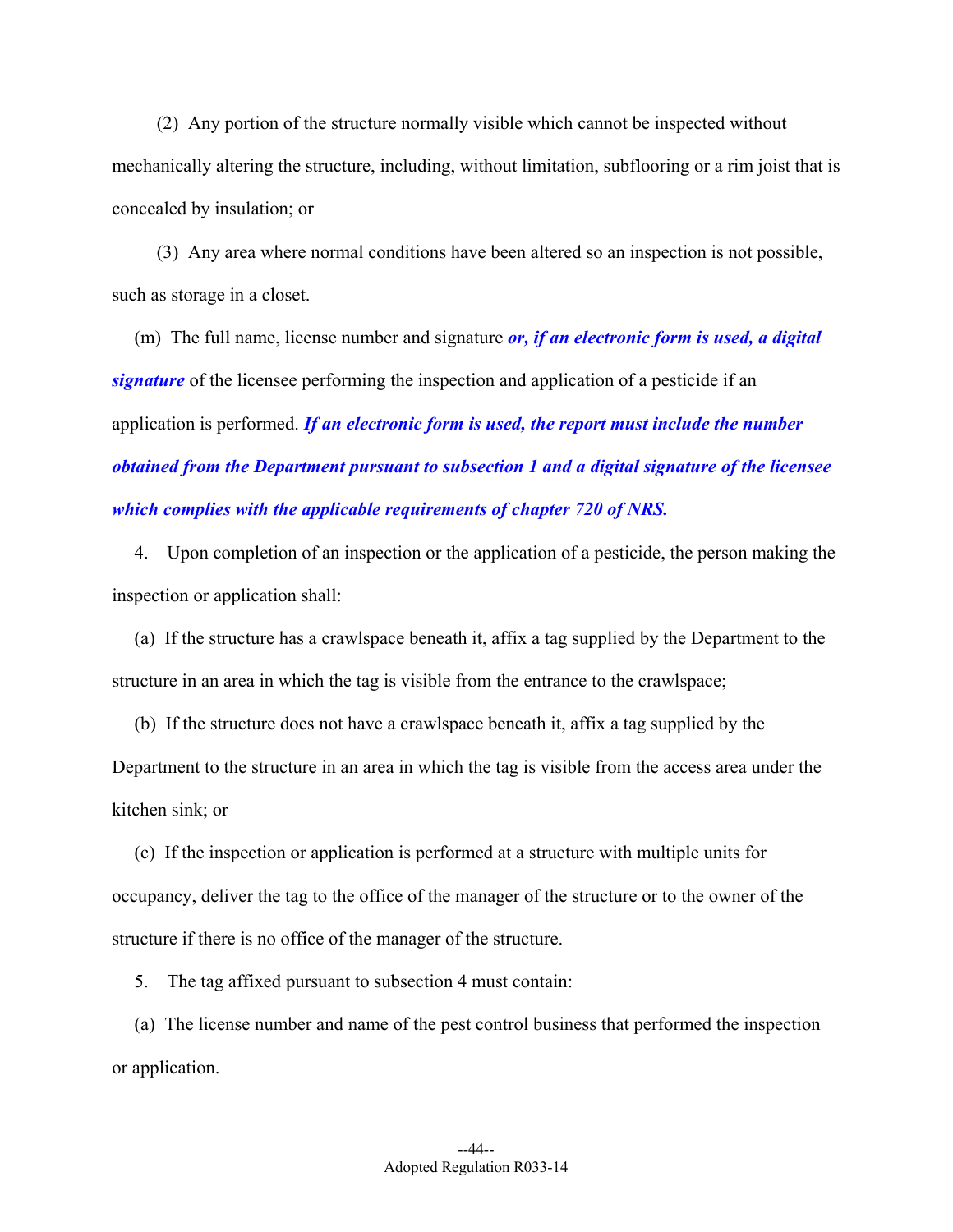(2) Any portion of the structure normally visible which cannot be inspected without mechanically altering the structure, including, without limitation, subflooring or a rim joist that is concealed by insulation; or

(3) Any area where normal conditions have been altered so an inspection is not possible, such as storage in a closet.

(m) The full name, license number and signature ***or, if an electronic form is used, a digital signature*** of the licensee performing the inspection and application of a pesticide if an application is performed. ***If an electronic form is used, the report must include the number obtained from the Department pursuant to subsection 1 and a digital signature of the licensee which complies with the applicable requirements of chapter 720 of NRS.***

4. Upon completion of an inspection or the application of a pesticide, the person making the inspection or application shall:

(a) If the structure has a crawlspace beneath it, affix a tag supplied by the Department to the structure in an area in which the tag is visible from the entrance to the crawlspace;

(b) If the structure does not have a crawlspace beneath it, affix a tag supplied by the Department to the structure in an area in which the tag is visible from the access area under the kitchen sink; or

(c) If the inspection or application is performed at a structure with multiple units for occupancy, deliver the tag to the office of the manager of the structure or to the owner of the structure if there is no office of the manager of the structure.

5. The tag affixed pursuant to subsection 4 must contain:

(a) The license number and name of the pest control business that performed the inspection or application.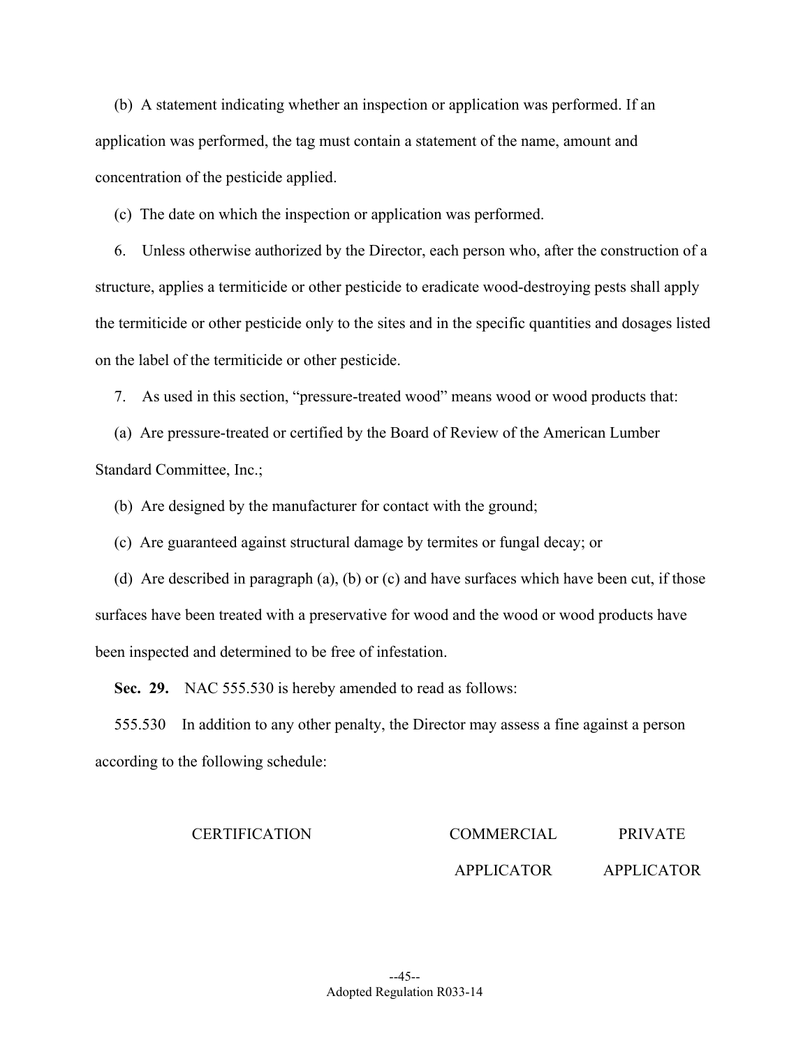(b) A statement indicating whether an inspection or application was performed. If an application was performed, the tag must contain a statement of the name, amount and concentration of the pesticide applied.

(c) The date on which the inspection or application was performed.

6. Unless otherwise authorized by the Director, each person who, after the construction of a structure, applies a termiticide or other pesticide to eradicate wood-destroying pests shall apply the termiticide or other pesticide only to the sites and in the specific quantities and dosages listed on the label of the termiticide or other pesticide.

7. As used in this section, "pressure-treated wood" means wood or wood products that:

(a) Are pressure-treated or certified by the Board of Review of the American Lumber Standard Committee, Inc.;

(b) Are designed by the manufacturer for contact with the ground;

(c) Are guaranteed against structural damage by termites or fungal decay; or

(d) Are described in paragraph (a), (b) or (c) and have surfaces which have been cut, if those surfaces have been treated with a preservative for wood and the wood or wood products have been inspected and determined to be free of infestation.

**Sec. 29.** NAC 555.530 is hereby amended to read as follows:

555.530 In addition to any other penalty, the Director may assess a fine against a person according to the following schedule:

| CERTIFICATION | COMMERCIAL APPLICATOR | PRIVATE APPLICATOR |
| --- | --- | --- |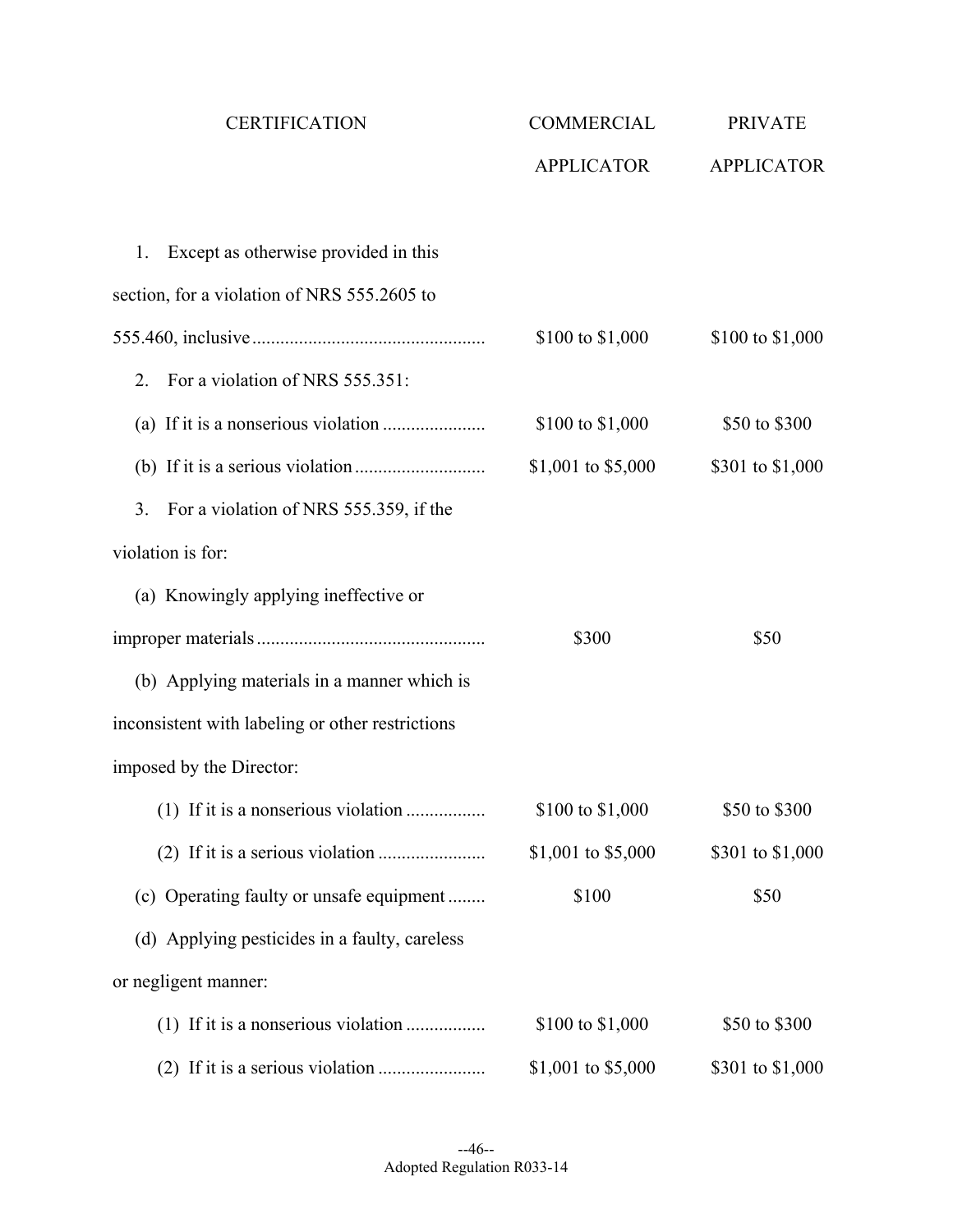| CERTIFICATION | COMMERCIAL APPLICATOR | PRIVATE APPLICATOR |
|---|---|---|
| 1. Except as otherwise provided in this section, for a violation of NRS 555.2605 to 555.460, inclusive | $100 to $1,000 | $100 to $1,000 |
| 2. For a violation of NRS 555.351: | | |
| (a) If it is a nonserious violation | $100 to $1,000 | $50 to $300 |
| (b) If it is a serious violation | $1,001 to $5,000 | $301 to $1,000 |
| 3. For a violation of NRS 555.359, if the violation is for: | | |
| (a) Knowingly applying ineffective or improper materials | $300 | $50 |
| (b) Applying materials in a manner which is inconsistent with labeling or other restrictions imposed by the Director: | | |
| (1) If it is a nonserious violation | $100 to $1,000 | $50 to $300 |
| (2) If it is a serious violation | $1,001 to $5,000 | $301 to $1,000 |
| (c) Operating faulty or unsafe equipment | $100 | $50 |
| (d) Applying pesticides in a faulty, careless or negligent manner: | | |
| (1) If it is a nonserious violation | $100 to $1,000 | $50 to $300 |
| (2) If it is a serious violation | $1,001 to $5,000 | $301 to $1,000 |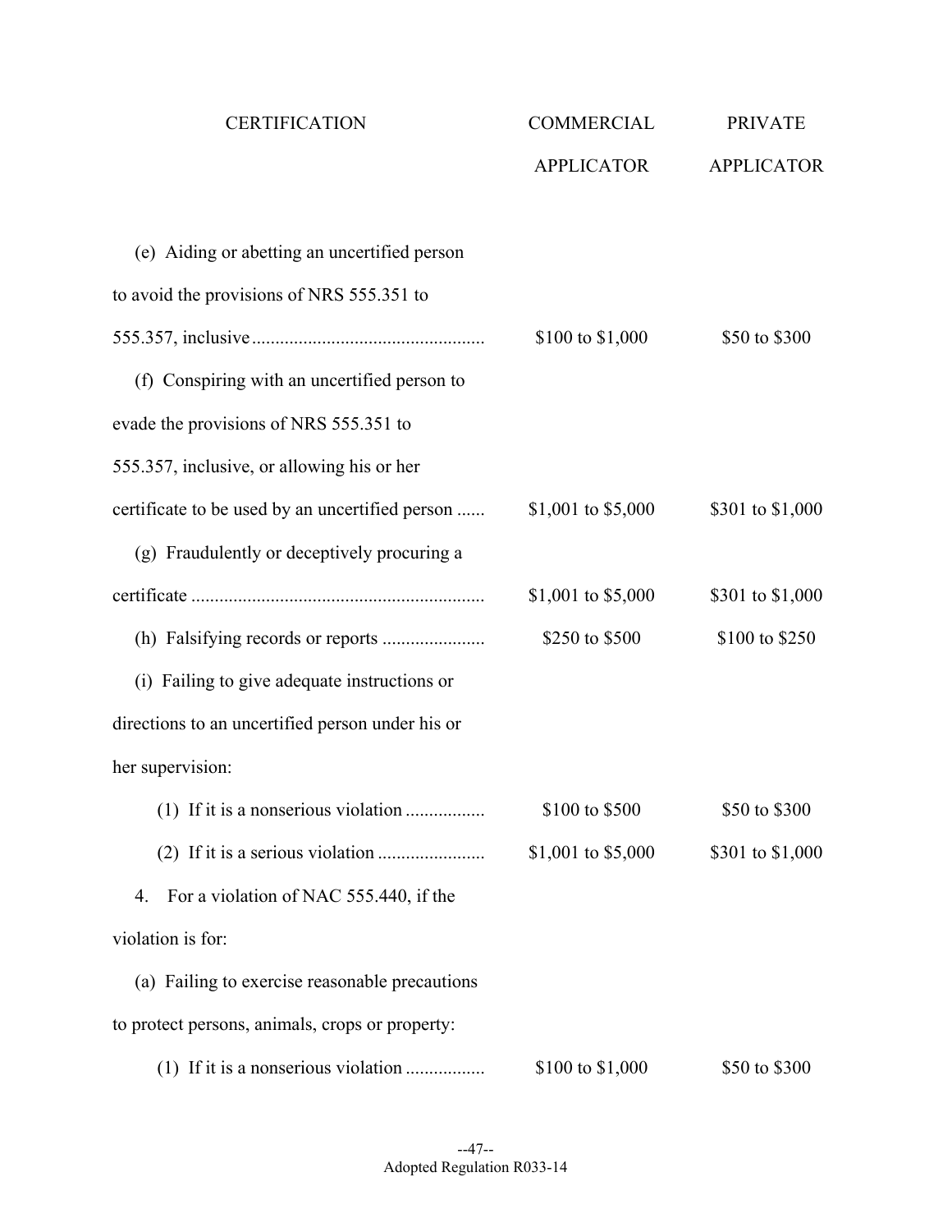| CERTIFICATION | COMMERCIAL APPLICATOR | PRIVATE APPLICATOR |
|---|---|---|
| (e) Aiding or abetting an uncertified person to avoid the provisions of NRS 555.351 to 555.357, inclusive | $100 to $1,000 | $50 to $300 |
| (f) Conspiring with an uncertified person to evade the provisions of NRS 555.351 to 555.357, inclusive, or allowing his or her certificate to be used by an uncertified person | $1,001 to $5,000 | $301 to $1,000 |
| (g) Fraudulently or deceptively procuring a certificate | $1,001 to $5,000 | $301 to $1,000 |
| (h) Falsifying records or reports | $250 to $500 | $100 to $250 |
| (i) Failing to give adequate instructions or directions to an uncertified person under his or her supervision: | | |
| (1) If it is a nonserious violation | $100 to $500 | $50 to $300 |
| (2) If it is a serious violation | $1,001 to $5,000 | $301 to $1,000 |
| 4. For a violation of NAC 555.440, if the violation is for: | | |
| (a) Failing to exercise reasonable precautions to protect persons, animals, crops or property: | | |
| (1) If it is a nonserious violation | $100 to $1,000 | $50 to $300 |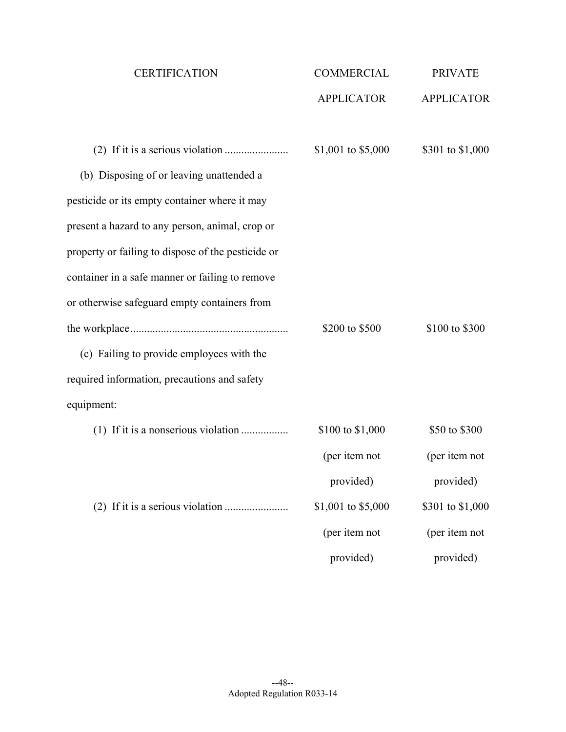| CERTIFICATION | COMMERCIAL APPLICATOR | PRIVATE APPLICATOR |
| --- | --- | --- |
| (2) If it is a serious violation | $1,001 to $5,000 | $301 to $1,000 |
| (b) Disposing of or leaving unattended a pesticide or its empty container where it may present a hazard to any person, animal, crop or property or failing to dispose of the pesticide or container in a safe manner or failing to remove or otherwise safeguard empty containers from the workplace | $200 to $500 | $100 to $300 |
| (c) Failing to provide employees with the required information, precautions and safety equipment: | | |
| (1) If it is a nonserious violation | $100 to $1,000 (per item not provided) | $50 to $300 (per item not provided) |
| (2) If it is a serious violation | $1,001 to $5,000 (per item not provided) | $301 to $1,000 (per item not provided) |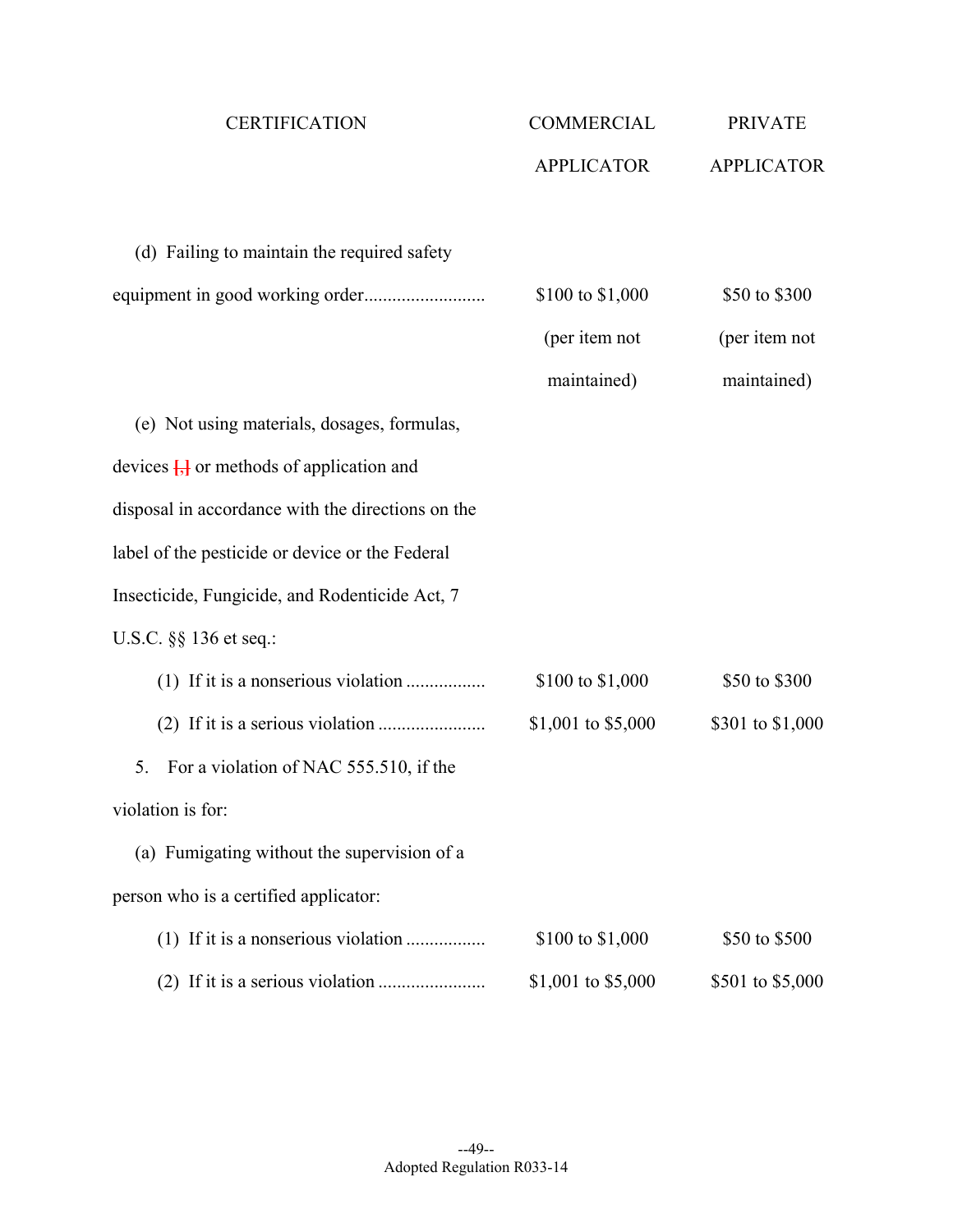| CERTIFICATION | COMMERCIAL APPLICATOR | PRIVATE APPLICATOR |
|---|---|---|
| (d) Failing to maintain the required safety equipment in good working order | $100 to $1,000 (per item not maintained) | $50 to $300 (per item not maintained) |
| (e) Not using materials, dosages, formulas, devices [,] or methods of application and disposal in accordance with the directions on the label of the pesticide or device or the Federal Insecticide, Fungicide, and Rodenticide Act, 7 U.S.C. §§ 136 et seq.: | | |
| (1) If it is a nonserious violation | $100 to $1,000 | $50 to $300 |
| (2) If it is a serious violation | $1,001 to $5,000 | $301 to $1,000 |
| 5. For a violation of NAC 555.510, if the violation is for: | | |
| (a) Fumigating without the supervision of a person who is a certified applicator: | | |
| (1) If it is a nonserious violation | $100 to $1,000 | $50 to $500 |
| (2) If it is a serious violation | $1,001 to $5,000 | $501 to $5,000 |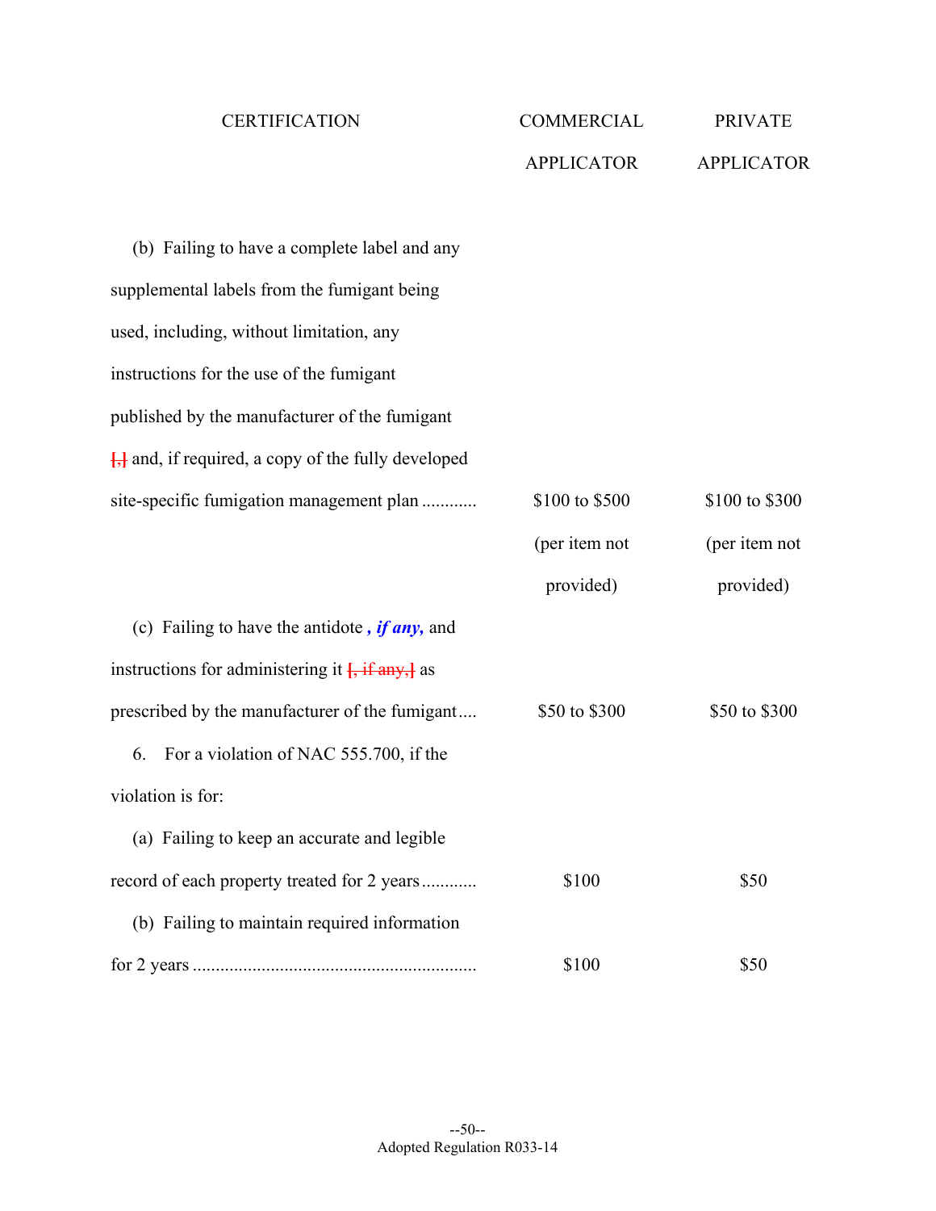| CERTIFICATION | COMMERCIAL APPLICATOR | PRIVATE APPLICATOR |
|---|---|---|
| (b) Failing to have a complete label and any supplemental labels from the fumigant being used, including, without limitation, any instructions for the use of the fumigant published by the manufacturer of the fumigant [,] and, if required, a copy of the fully developed site-specific fumigation management plan ............ | $100 to $500 (per item not provided) | $100 to $300 (per item not provided) |
| (c) Failing to have the antidote ***, if any,*** and instructions for administering it [, if any,] as prescribed by the manufacturer of the fumigant.... | $50 to $300 | $50 to $300 |
| 6. For a violation of NAC 555.700, if the violation is for: | | |
| (a) Failing to keep an accurate and legible record of each property treated for 2 years............ | $100 | $50 |
| (b) Failing to maintain required information for 2 years ............................................................ | $100 | $50 |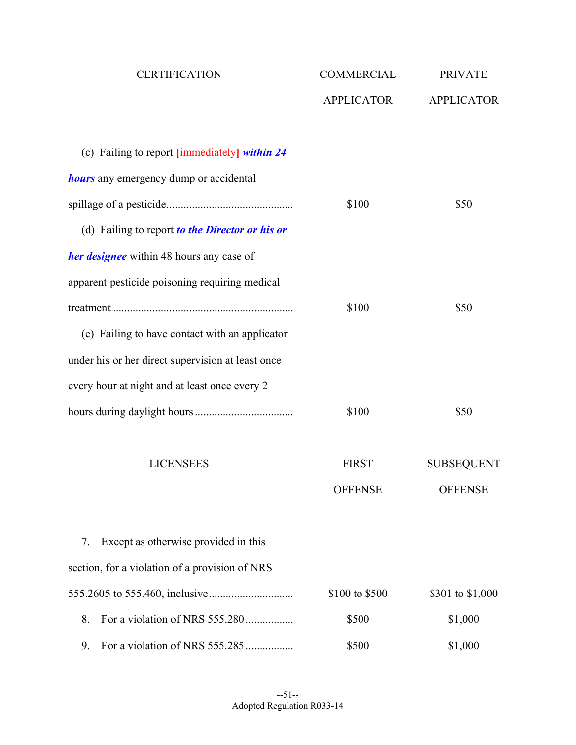| CERTIFICATION | COMMERCIAL APPLICATOR | PRIVATE APPLICATOR |
|---|---|---|
| (c) Failing to report [immediately] ***within 24 hours*** any emergency dump or accidental spillage of a pesticide | $100 | $50 |
| (d) Failing to report ***to the Director or his or her designee*** within 48 hours any case of apparent pesticide poisoning requiring medical treatment | $100 | $50 |
| (e) Failing to have contact with an applicator under his or her direct supervision at least once every hour at night and at least once every 2 hours during daylight hours | $100 | $50 |

| LICENSEES | FIRST OFFENSE | SUBSEQUENT OFFENSE |
|---|---|---|
| 7. Except as otherwise provided in this section, for a violation of a provision of NRS 555.2605 to 555.460, inclusive | $100 to $500 | $301 to $1,000 |
| 8. For a violation of NRS 555.280 | $500 | $1,000 |
| 9. For a violation of NRS 555.285 | $500 | $1,000 |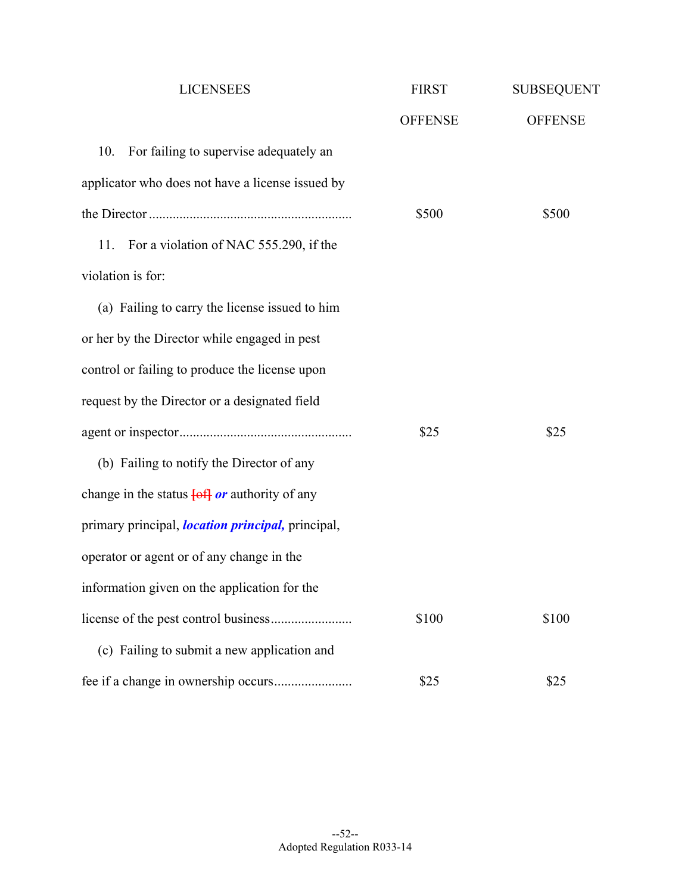| LICENSEES | FIRST OFFENSE | SUBSEQUENT OFFENSE |
|---|---|---|
| 10. For failing to supervise adequately an applicator who does not have a license issued by the Director | $500 | $500 |
| 11. For a violation of NAC 555.290, if the violation is for: | | |
| (a) Failing to carry the license issued to him or her by the Director while engaged in pest control or failing to produce the license upon request by the Director or a designated field agent or inspector | $25 | $25 |
| (b) Failing to notify the Director of any change in the status [of] ***or*** authority of any primary principal, ***location principal,*** principal, operator or agent or of any change in the information given on the application for the license of the pest control business | $100 | $100 |
| (c) Failing to submit a new application and fee if a change in ownership occurs | $25 | $25 |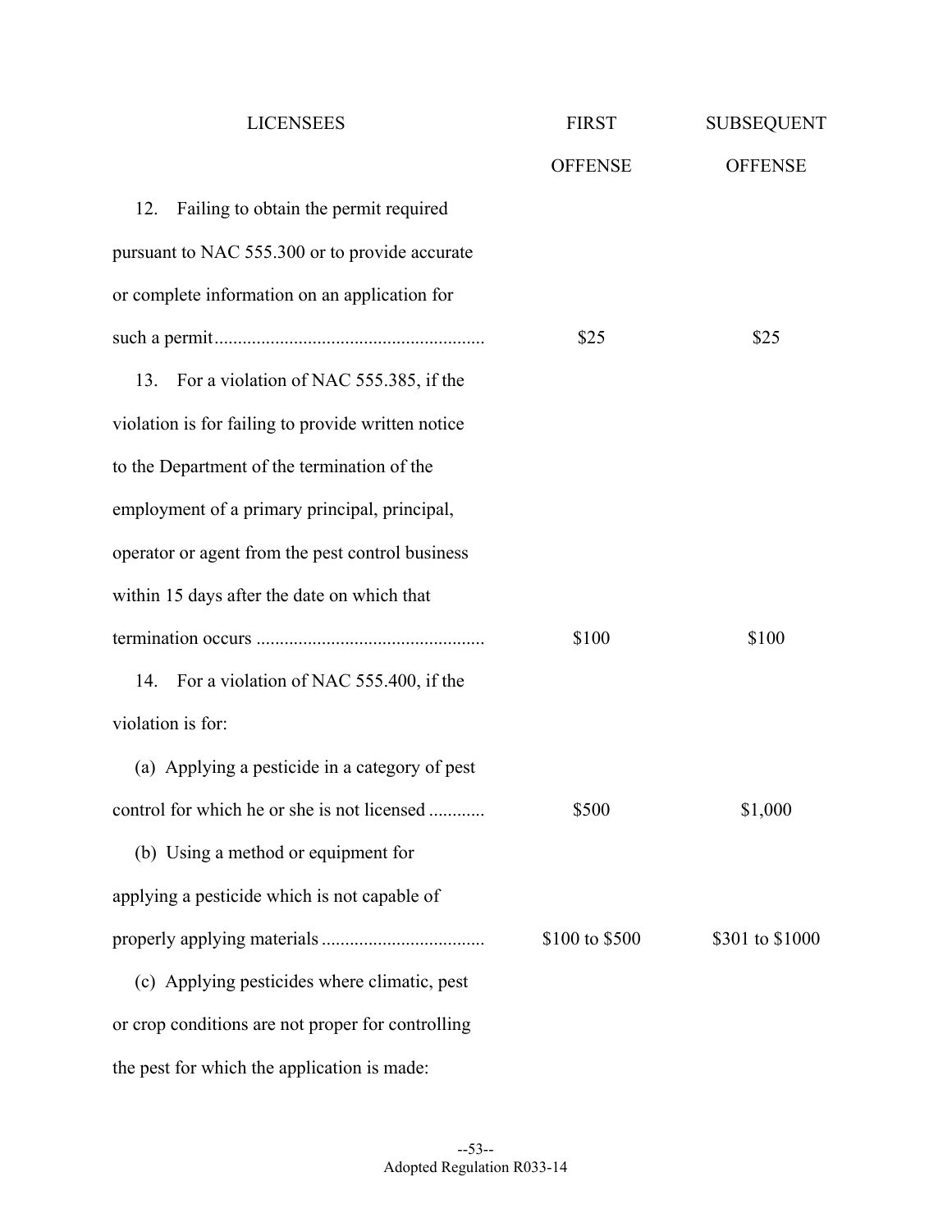| LICENSEES | FIRST OFFENSE | SUBSEQUENT OFFENSE |
|---|---|---|
| 12. Failing to obtain the permit required pursuant to NAC 555.300 or to provide accurate or complete information on an application for such a permit | $25 | $25 |
| 13. For a violation of NAC 555.385, if the violation is for failing to provide written notice to the Department of the termination of the employment of a primary principal, principal, operator or agent from the pest control business within 15 days after the date on which that termination occurs | $100 | $100 |
| 14. For a violation of NAC 555.400, if the violation is for: | | |
| (a) Applying a pesticide in a category of pest control for which he or she is not licensed | $500 | $1,000 |
| (b) Using a method or equipment for applying a pesticide which is not capable of properly applying materials | $100 to $500 | $301 to $1000 |
| (c) Applying pesticides where climatic, pest or crop conditions are not proper for controlling the pest for which the application is made: | | |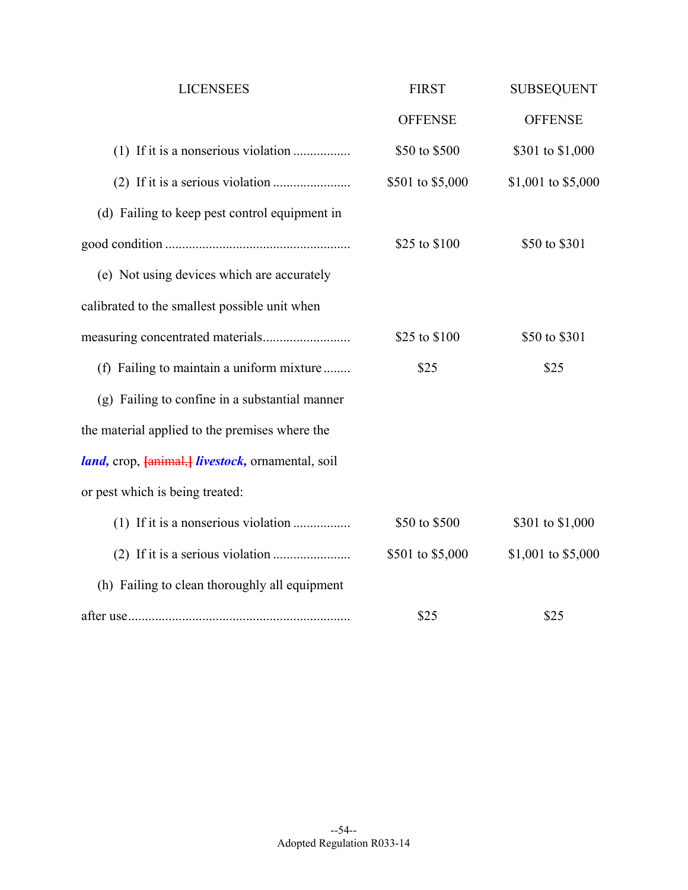| LICENSEES | FIRST OFFENSE | SUBSEQUENT OFFENSE |
|---|---|---|
| (1) If it is a nonserious violation ................ | $50 to $500 | $301 to $1,000 |
| (2) If it is a serious violation ...................... | $501 to $5,000 | $1,001 to $5,000 |
| (d) Failing to keep pest control equipment in good condition ...................................................... | $25 to $100 | $50 to $301 |
| (e) Not using devices which are accurately calibrated to the smallest possible unit when measuring concentrated materials.......................... | $25 to $100 | $50 to $301 |
| (f) Failing to maintain a uniform mixture ........ | $25 | $25 |
| (g) Failing to confine in a substantial manner the material applied to the premises where the ***land,*** crop, [animal,] ***livestock,*** ornamental, soil or pest which is being treated: | | |
| (1) If it is a nonserious violation ................ | $50 to $500 | $301 to $1,000 |
| (2) If it is a serious violation ...................... | $501 to $5,000 | $1,001 to $5,000 |
| (h) Failing to clean thoroughly all equipment after use................................................................ | $25 | $25 |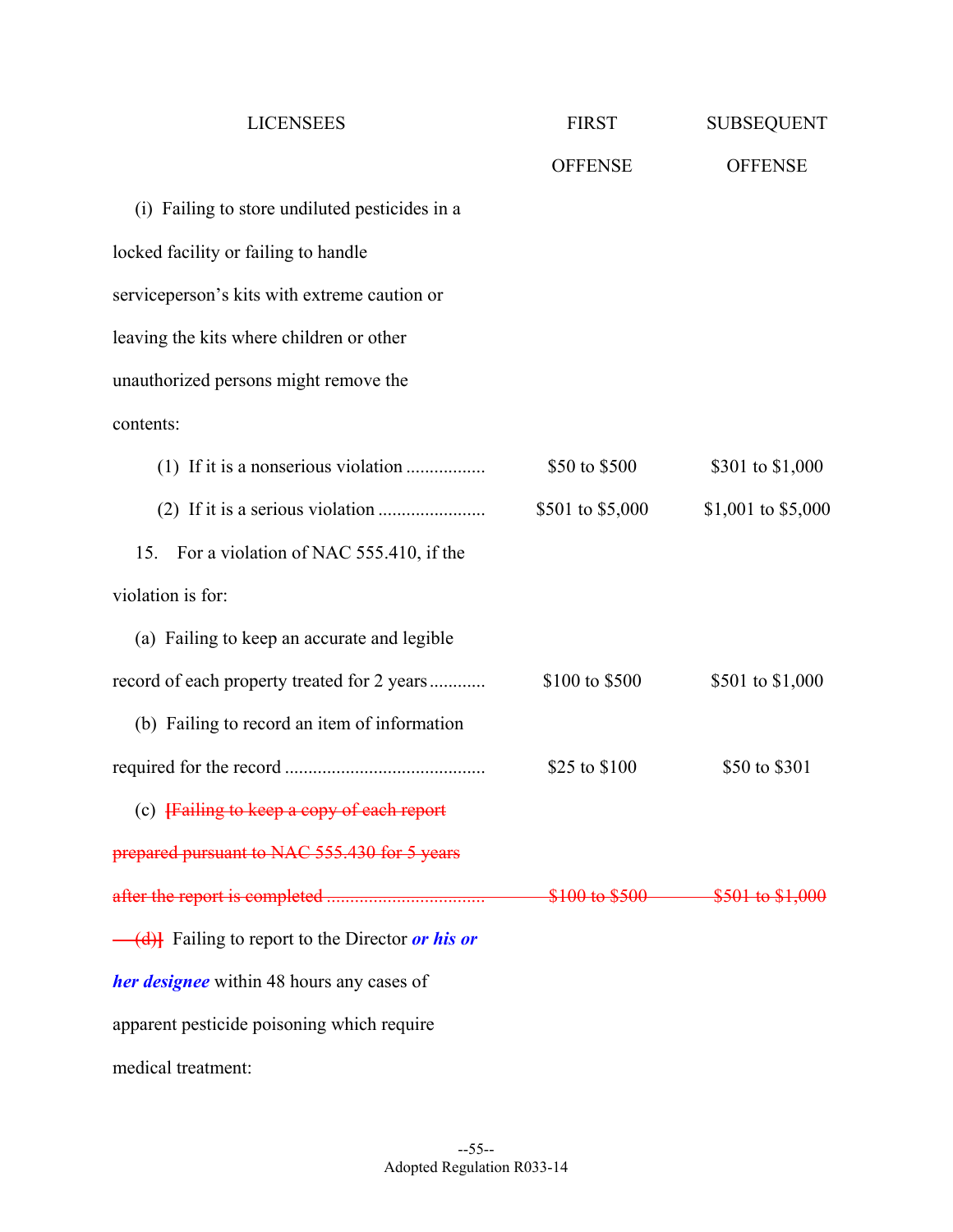| LICENSEES | FIRST OFFENSE | SUBSEQUENT OFFENSE |
|---|---|---|
| (i) Failing to store undiluted pesticides in a locked facility or failing to handle serviceperson's kits with extreme caution or leaving the kits where children or other unauthorized persons might remove the contents: | | |
| (1) If it is a nonserious violation ................. | $50 to $500 | $301 to $1,000 |
| (2) If it is a serious violation ....................... | $501 to $5,000 | $1,001 to $5,000 |
| 15. For a violation of NAC 555.410, if the violation is for: | | |
| (a) Failing to keep an accurate and legible record of each property treated for 2 years ............ | $100 to $500 | $501 to $1,000 |
| (b) Failing to record an item of information required for the record .......................................... | $25 to $100 | $50 to $301 |
| (c) ~~[Failing to keep a copy of each report prepared pursuant to NAC 555.430 for 5 years after the report is completed .................................~~ | ~~$100 to $500~~ | ~~$501 to $1,000~~ |
| ~~(d)]~~ Failing to report to the Director ***or his or her designee*** within 48 hours any cases of apparent pesticide poisoning which require medical treatment: | | |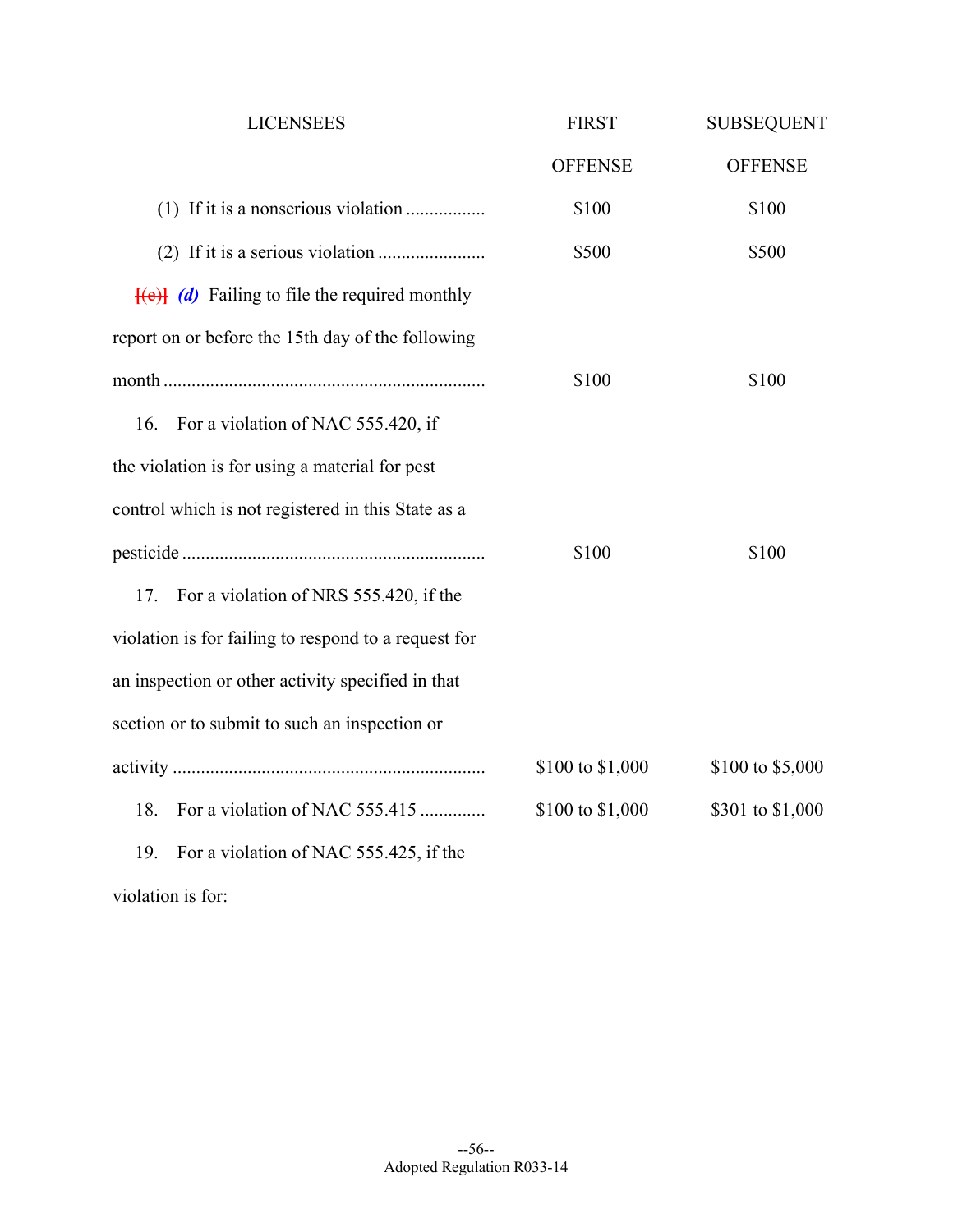| LICENSEES | FIRST OFFENSE | SUBSEQUENT OFFENSE |
|---|---|---|
| (1) If it is a nonserious violation ................ | $100 | $100 |
| (2) If it is a serious violation ...................... | $500 | $500 |
| ~~[(e)]~~ ***(d)*** Failing to file the required monthly report on or before the 15th day of the following month .................................................................... | $100 | $100 |
| 16. For a violation of NAC 555.420, if the violation is for using a material for pest control which is not registered in this State as a pesticide ................................................................ | $100 | $100 |
| 17. For a violation of NRS 555.420, if the violation is for failing to respond to a request for an inspection or other activity specified in that section or to submit to such an inspection or activity .................................................................. | $100 to $1,000 | $100 to $5,000 |
| 18. For a violation of NAC 555.415 ............. | $100 to $1,000 | $301 to $1,000 |
| 19. For a violation of NAC 555.425, if the violation is for: | | |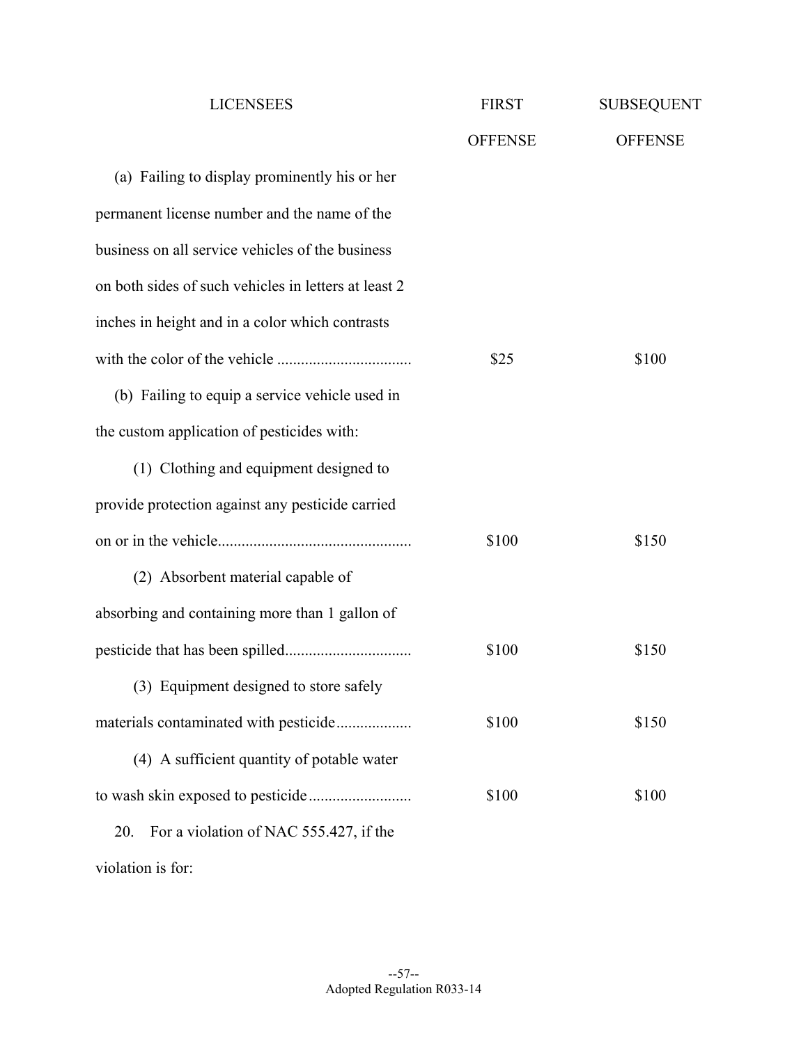| LICENSEES | FIRST OFFENSE | SUBSEQUENT OFFENSE |
|---|---|---|
| (a) Failing to display prominently his or her permanent license number and the name of the business on all service vehicles of the business on both sides of such vehicles in letters at least 2 inches in height and in a color which contrasts with the color of the vehicle | $25 | $100 |
| (b) Failing to equip a service vehicle used in the custom application of pesticides with: | | |
| (1) Clothing and equipment designed to provide protection against any pesticide carried on or in the vehicle | $100 | $150 |
| (2) Absorbent material capable of absorbing and containing more than 1 gallon of pesticide that has been spilled | $100 | $150 |
| (3) Equipment designed to store safely materials contaminated with pesticide | $100 | $150 |
| (4) A sufficient quantity of potable water to wash skin exposed to pesticide | $100 | $100 |

20. For a violation of NAC 555.427, if the violation is for: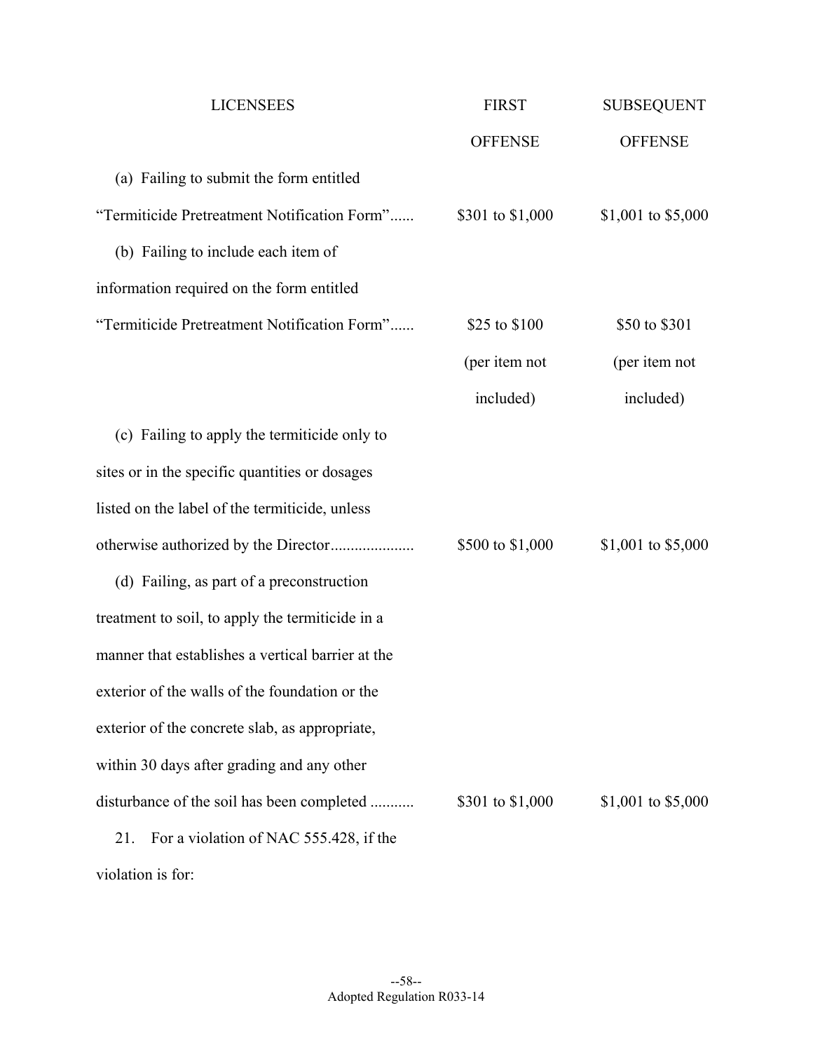| LICENSEES | FIRST OFFENSE | SUBSEQUENT OFFENSE |
|---|---|---|
| (a) Failing to submit the form entitled "Termiticide Pretreatment Notification Form"...... | $301 to $1,000 | $1,001 to $5,000 |
| (b) Failing to include each item of information required on the form entitled "Termiticide Pretreatment Notification Form"...... | $25 to $100 (per item not included) | $50 to $301 (per item not included) |
| (c) Failing to apply the termiticide only to sites or in the specific quantities or dosages listed on the label of the termiticide, unless otherwise authorized by the Director.................... | $500 to $1,000 | $1,001 to $5,000 |
| (d) Failing, as part of a preconstruction treatment to soil, to apply the termiticide in a manner that establishes a vertical barrier at the exterior of the walls of the foundation or the exterior of the concrete slab, as appropriate, within 30 days after grading and any other disturbance of the soil has been completed ........... | $301 to $1,000 | $1,001 to $5,000 |

21. For a violation of NAC 555.428, if the violation is for: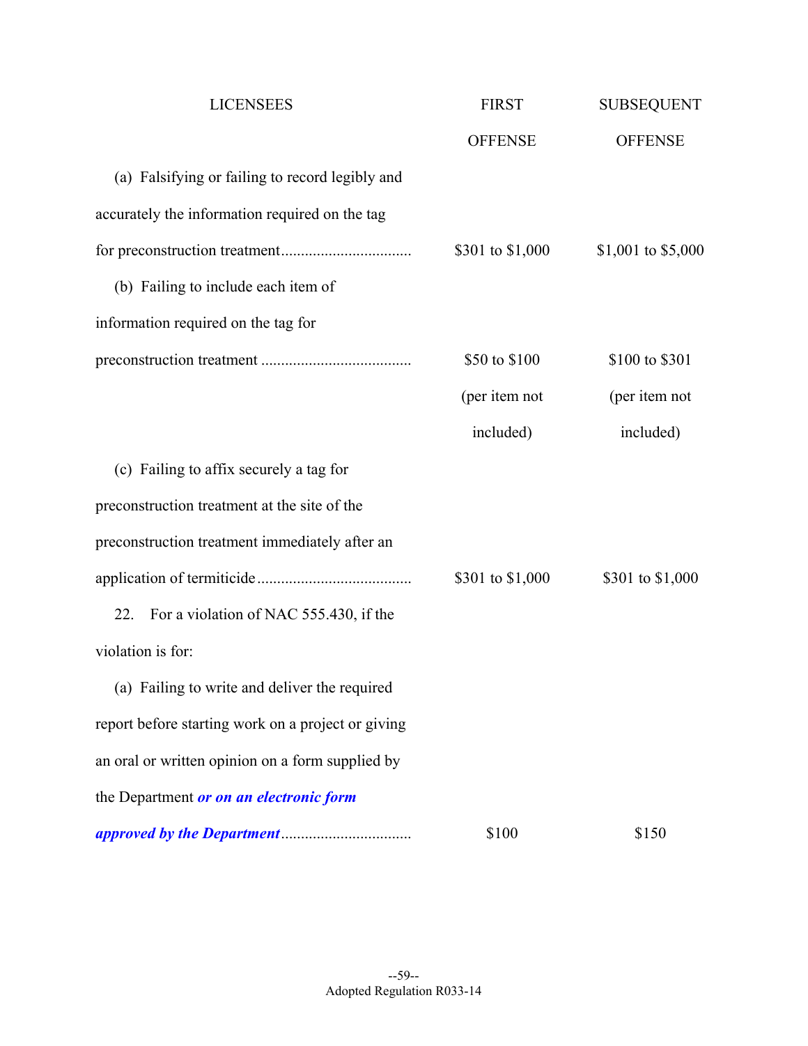| LICENSEES | FIRST OFFENSE | SUBSEQUENT OFFENSE |
|---|---|---|
| (a) Falsifying or failing to record legibly and accurately the information required on the tag for preconstruction treatment................................ | $301 to $1,000 | $1,001 to $5,000 |
| (b) Failing to include each item of information required on the tag for preconstruction treatment ..................................... | $50 to $100 (per item not included) | $100 to $301 (per item not included) |
| (c) Failing to affix securely a tag for preconstruction treatment at the site of the preconstruction treatment immediately after an application of termiticide...................................... | $301 to $1,000 | $301 to $1,000 |
| 22. For a violation of NAC 555.430, if the violation is for: | | |
| (a) Failing to write and deliver the required report before starting work on a project or giving an oral or written opinion on a form supplied by the Department ***or on an electronic form approved by the Department***................................ | $100 | $150 |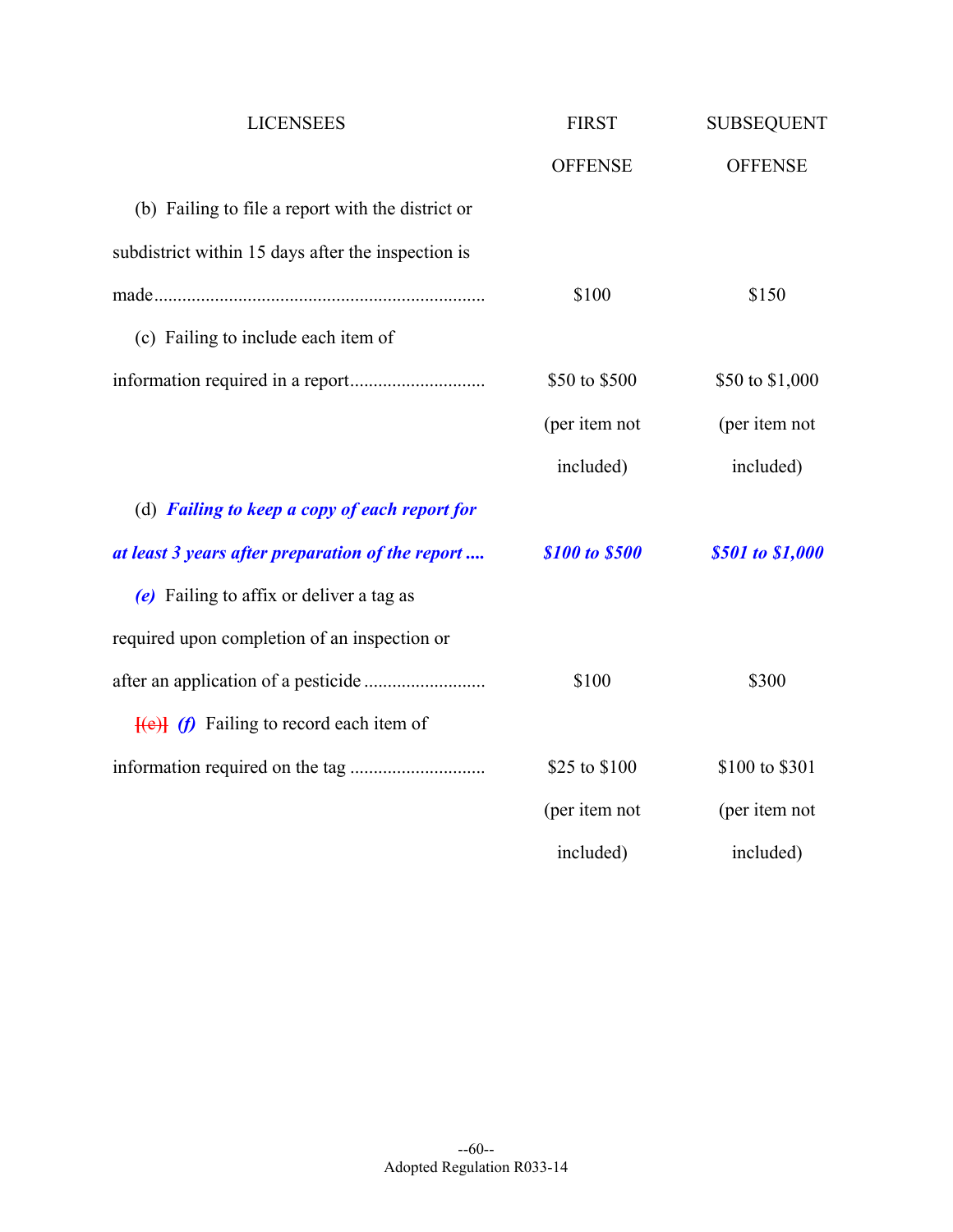| LICENSEES | FIRST OFFENSE | SUBSEQUENT OFFENSE |
|---|---|---|
| (b) Failing to file a report with the district or subdistrict within 15 days after the inspection is made.......... | $100 | $150 |
| (c) Failing to include each item of information required in a report.......... | $50 to $500 (per item not included) | $50 to $1,000 (per item not included) |
| (d) ***Failing to keep a copy of each report for at least 3 years after preparation of the report ....*** | ***$100 to $500*** | ***$501 to $1,000*** |
| ***(e)*** Failing to affix or deliver a tag as required upon completion of an inspection or after an application of a pesticide .......... | $100 | $300 |
| [(e)] ***(f)*** Failing to record each item of information required on the tag .......... | $25 to $100 (per item not included) | $100 to $301 (per item not included) |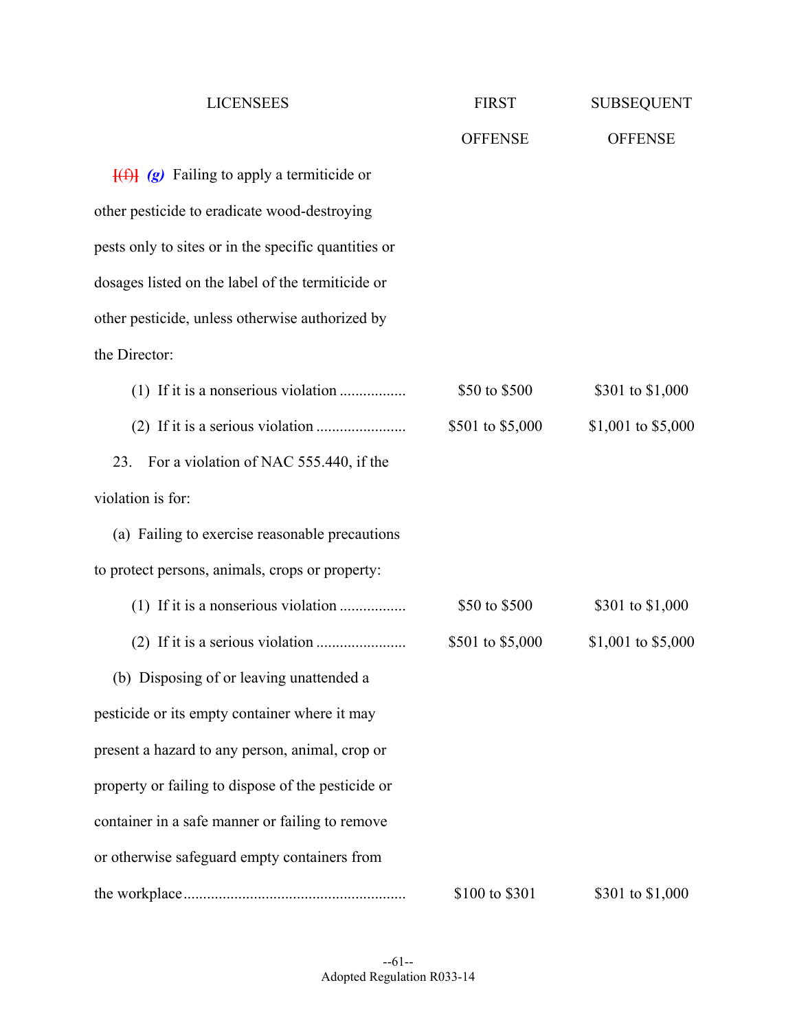| LICENSEES | FIRST OFFENSE | SUBSEQUENT OFFENSE |
|---|---|---|
| [(f)] *(g)* Failing to apply a termiticide or other pesticide to eradicate wood-destroying pests only to sites or in the specific quantities or dosages listed on the label of the termiticide or other pesticide, unless otherwise authorized by the Director: | | |
| (1) If it is a nonserious violation ................. | $50 to $500 | $301 to $1,000 |
| (2) If it is a serious violation ....................... | $501 to $5,000 | $1,001 to $5,000 |
| 23. For a violation of NAC 555.440, if the violation is for: | | |
| (a) Failing to exercise reasonable precautions to protect persons, animals, crops or property: | | |
| (1) If it is a nonserious violation ................. | $50 to $500 | $301 to $1,000 |
| (2) If it is a serious violation ....................... | $501 to $5,000 | $1,001 to $5,000 |
| (b) Disposing of or leaving unattended a pesticide or its empty container where it may present a hazard to any person, animal, crop or property or failing to dispose of the pesticide or container in a safe manner or failing to remove or otherwise safeguard empty containers from the workplace......................................................... | $100 to $301 | $301 to $1,000 |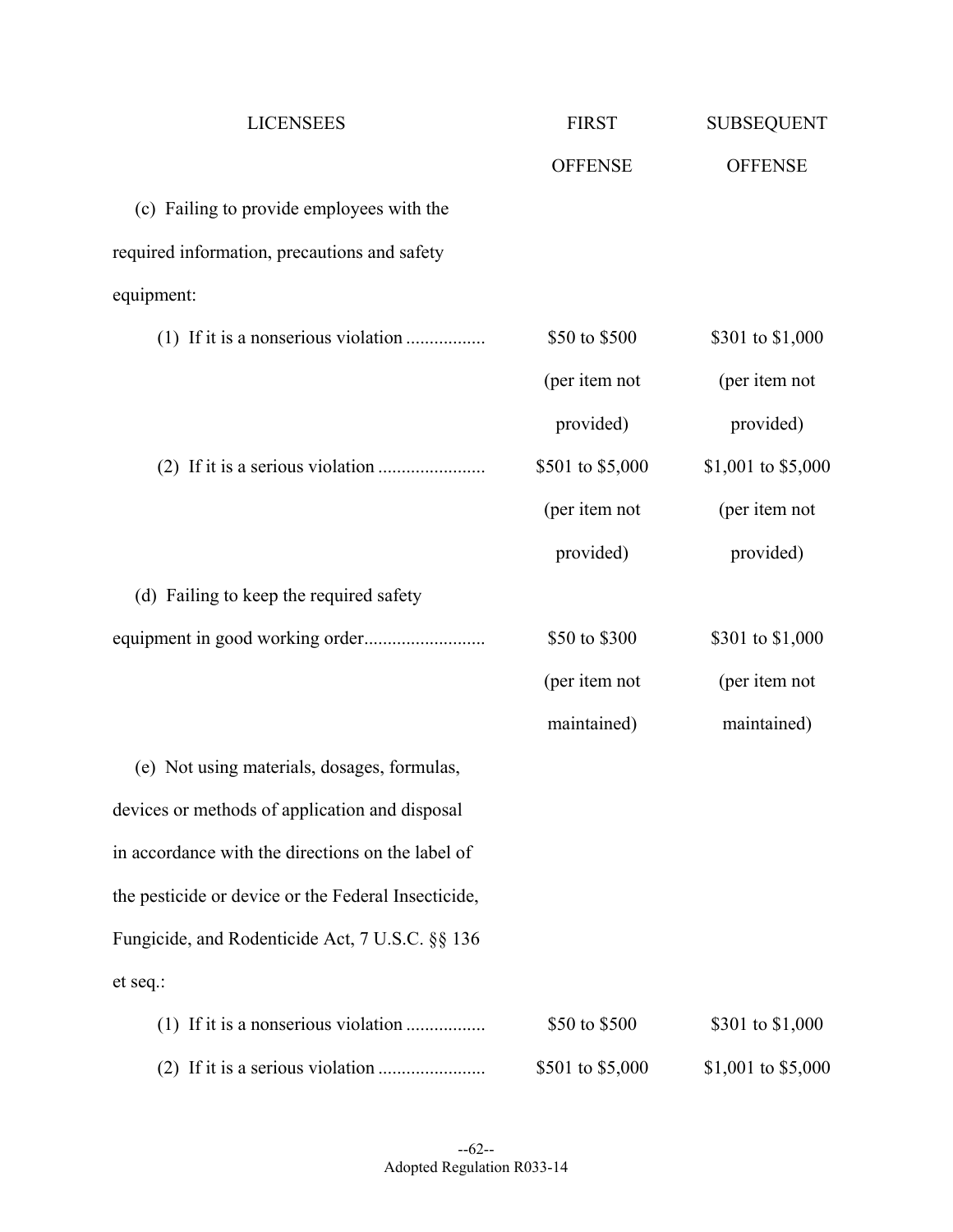| LICENSEES | FIRST OFFENSE | SUBSEQUENT OFFENSE |
|---|---|---|
| (c) Failing to provide employees with the required information, precautions and safety equipment: | | |
| (1) If it is a nonserious violation ................ | $50 to $500 (per item not provided) | $301 to $1,000 (per item not provided) |
| (2) If it is a serious violation ....................... | $501 to $5,000 (per item not provided) | $1,001 to $5,000 (per item not provided) |
| (d) Failing to keep the required safety equipment in good working order......................... | $50 to $300 (per item not maintained) | $301 to $1,000 (per item not maintained) |
| (e) Not using materials, dosages, formulas, devices or methods of application and disposal in accordance with the directions on the label of the pesticide or device or the Federal Insecticide, Fungicide, and Rodenticide Act, 7 U.S.C. §§ 136 et seq.: | | |
| (1) If it is a nonserious violation ................ | $50 to $500 | $301 to $1,000 |
| (2) If it is a serious violation ....................... | $501 to $5,000 | $1,001 to $5,000 |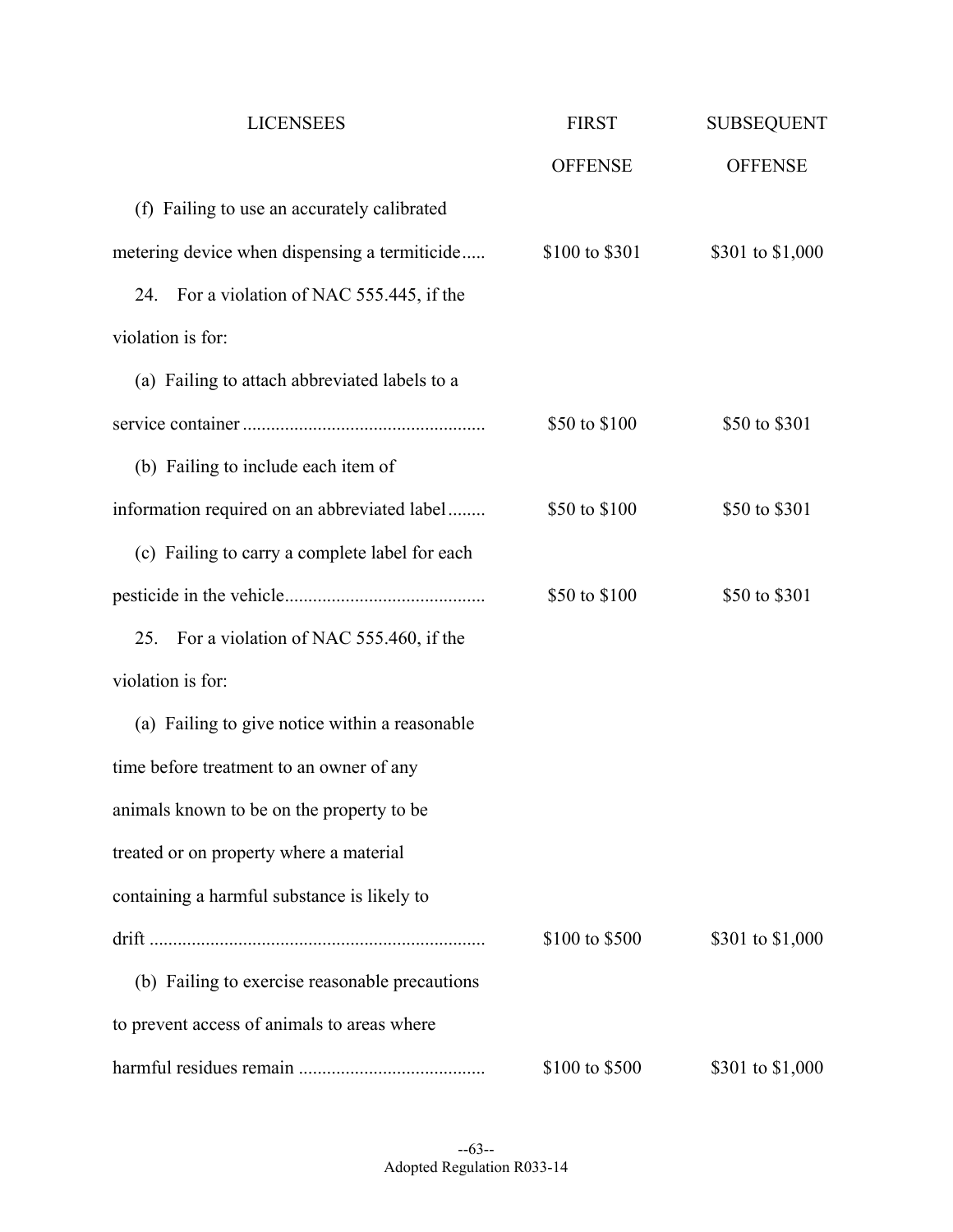| LICENSEES | FIRST OFFENSE | SUBSEQUENT OFFENSE |
|---|---|---|
| (f) Failing to use an accurately calibrated metering device when dispensing a termiticide..... | $100 to $301 | $301 to $1,000 |
| 24. For a violation of NAC 555.445, if the violation is for: | | |
| (a) Failing to attach abbreviated labels to a service container .................................................... | $50 to $100 | $50 to $301 |
| (b) Failing to include each item of information required on an abbreviated label........ | $50 to $100 | $50 to $301 |
| (c) Failing to carry a complete label for each pesticide in the vehicle.......................................... | $50 to $100 | $50 to $301 |
| 25. For a violation of NAC 555.460, if the violation is for: | | |
| (a) Failing to give notice within a reasonable time before treatment to an owner of any animals known to be on the property to be treated or on property where a material containing a harmful substance is likely to drift ....................................................................... | $100 to $500 | $301 to $1,000 |
| (b) Failing to exercise reasonable precautions to prevent access of animals to areas where harmful residues remain ....................................... | $100 to $500 | $301 to $1,000 |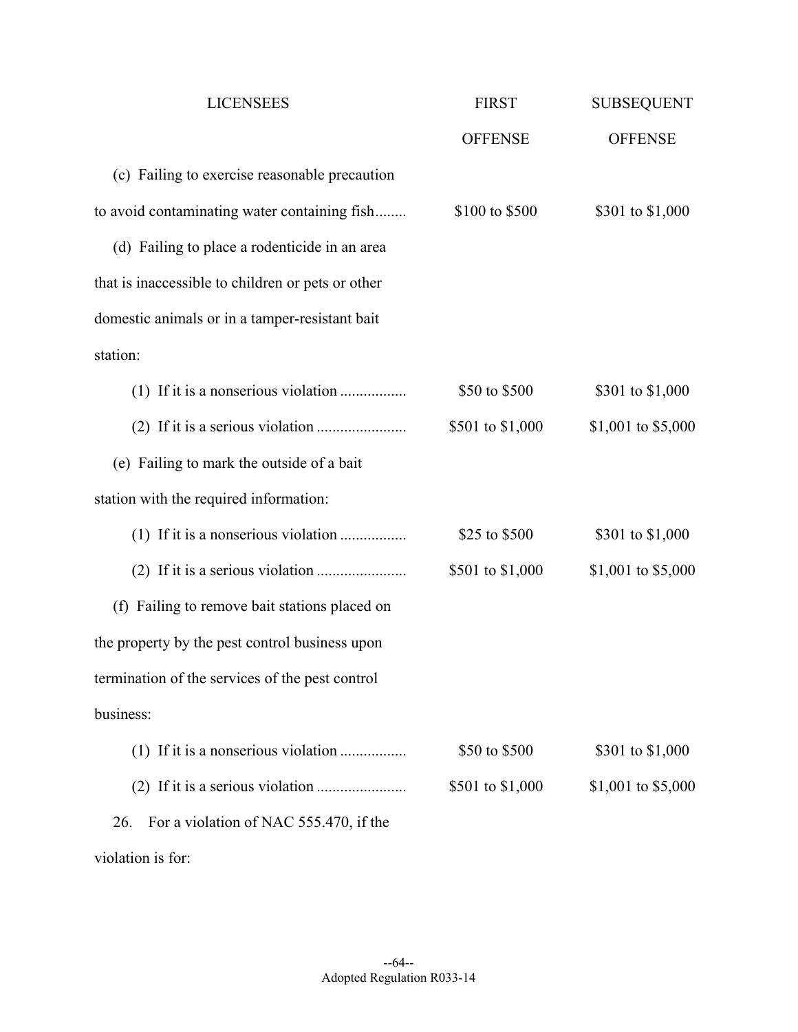| LICENSEES | FIRST OFFENSE | SUBSEQUENT OFFENSE |
|---|---|---|
| (c) Failing to exercise reasonable precaution to avoid contaminating water containing fish........ | $100 to $500 | $301 to $1,000 |
| (d) Failing to place a rodenticide in an area that is inaccessible to children or pets or other domestic animals or in a tamper-resistant bait station: | | |
| (1) If it is a nonserious violation ................. | $50 to $500 | $301 to $1,000 |
| (2) If it is a serious violation ....................... | $501 to $1,000 | $1,001 to $5,000 |
| (e) Failing to mark the outside of a bait station with the required information: | | |
| (1) If it is a nonserious violation ................. | $25 to $500 | $301 to $1,000 |
| (2) If it is a serious violation ....................... | $501 to $1,000 | $1,001 to $5,000 |
| (f) Failing to remove bait stations placed on the property by the pest control business upon termination of the services of the pest control business: | | |
| (1) If it is a nonserious violation ................. | $50 to $500 | $301 to $1,000 |
| (2) If it is a serious violation ....................... | $501 to $1,000 | $1,001 to $5,000 |
| 26. For a violation of NAC 555.470, if the violation is for: | | |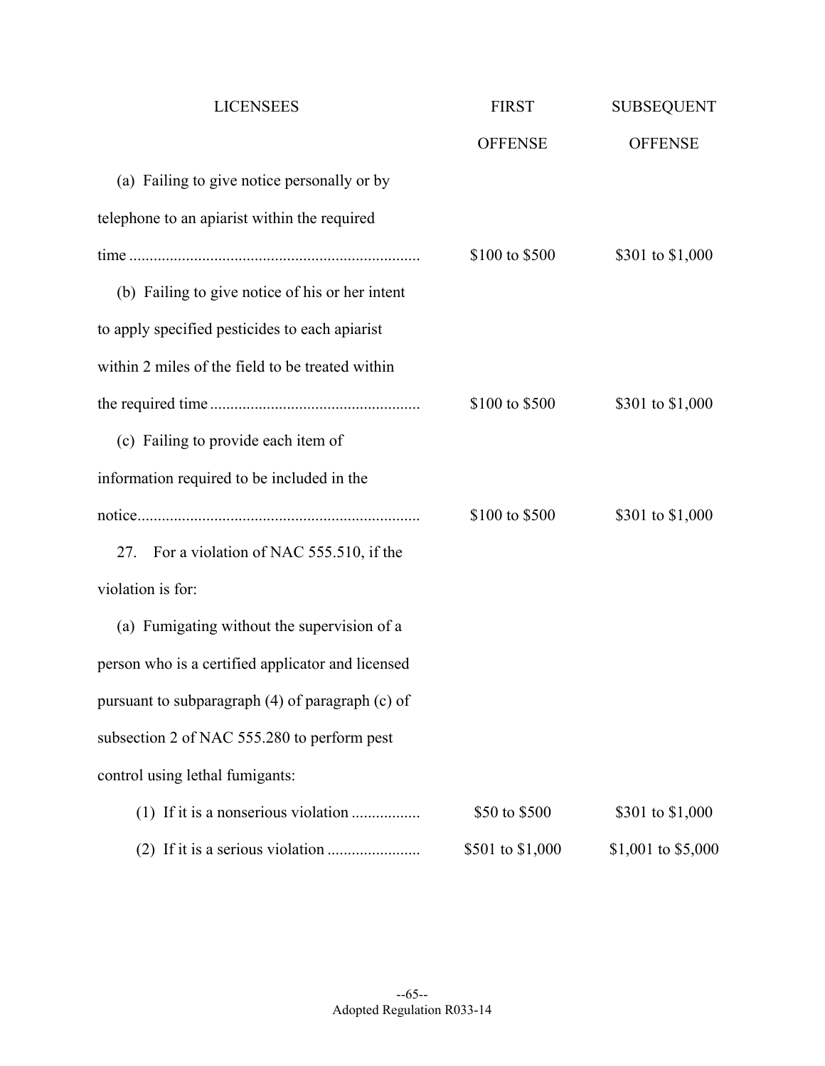| LICENSEES | FIRST OFFENSE | SUBSEQUENT OFFENSE |
|---|---|---|
| (a) Failing to give notice personally or by telephone to an apiarist within the required time | \$100 to \$500 | \$301 to \$1,000 |
| (b) Failing to give notice of his or her intent to apply specified pesticides to each apiarist within 2 miles of the field to be treated within the required time | \$100 to \$500 | \$301 to \$1,000 |
| (c) Failing to provide each item of information required to be included in the notice | \$100 to \$500 | \$301 to \$1,000 |
| 27. For a violation of NAC 555.510, if the violation is for: | | |
| (a) Fumigating without the supervision of a person who is a certified applicator and licensed pursuant to subparagraph (4) of paragraph (c) of subsection 2 of NAC 555.280 to perform pest control using lethal fumigants: | | |
| (1) If it is a nonserious violation | \$50 to \$500 | \$301 to \$1,000 |
| (2) If it is a serious violation | \$501 to \$1,000 | \$1,001 to \$5,000 |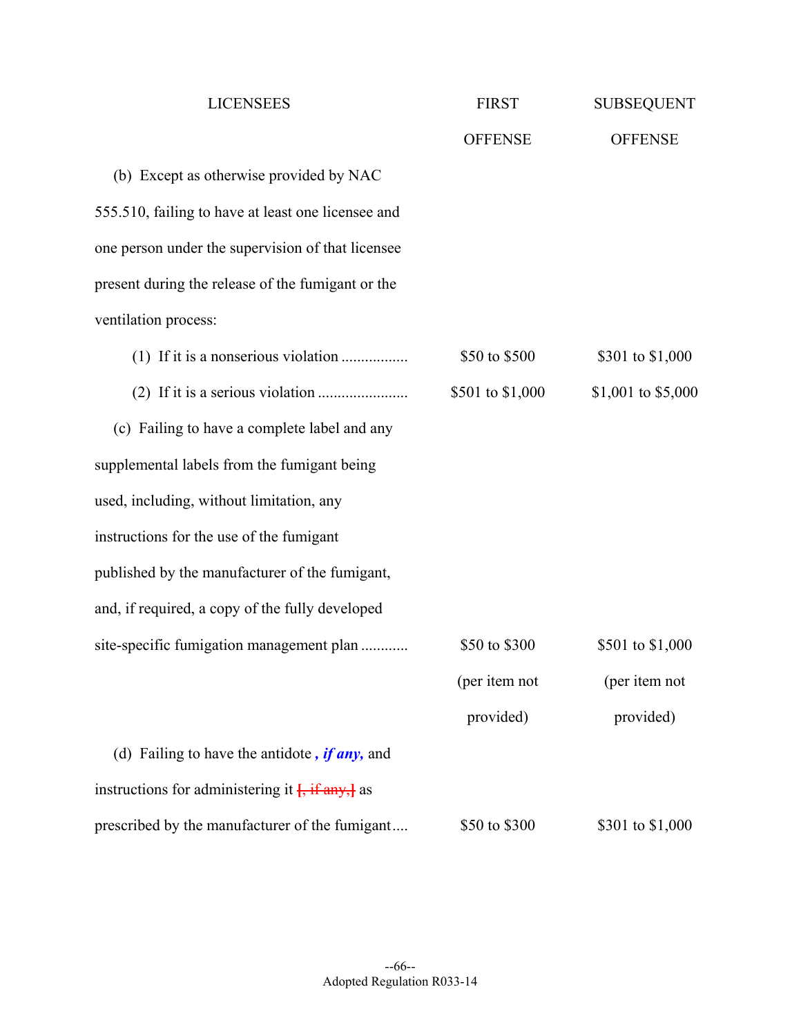| LICENSEES | FIRST OFFENSE | SUBSEQUENT OFFENSE |
|---|---|---|
| (b) Except as otherwise provided by NAC 555.510, failing to have at least one licensee and one person under the supervision of that licensee present during the release of the fumigant or the ventilation process: | | |
| (1) If it is a nonserious violation ................. | $50 to $500 | $301 to $1,000 |
| (2) If it is a serious violation ....................... | $501 to $1,000 | $1,001 to $5,000 |
| (c) Failing to have a complete label and any supplemental labels from the fumigant being used, including, without limitation, any instructions for the use of the fumigant published by the manufacturer of the fumigant, and, if required, a copy of the fully developed site-specific fumigation management plan ........... | $50 to $300 (per item not provided) | $501 to $1,000 (per item not provided) |
| (d) Failing to have the antidote ***, if any,*** and instructions for administering it ~~[, if any,]~~ as prescribed by the manufacturer of the fumigant.... | $50 to $300 | $301 to $1,000 |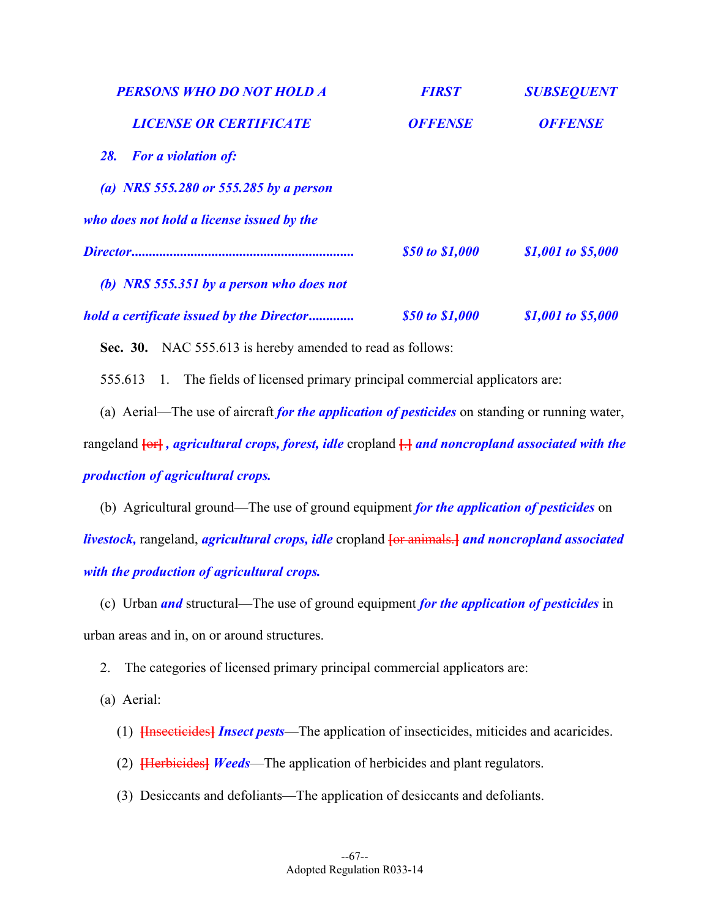| *PERSONS WHO DO NOT HOLD A LICENSE OR CERTIFICATE* | *FIRST OFFENSE* | *SUBSEQUENT OFFENSE* |
|---|---|---|
| *28. For a violation of:* | | |
| *(a) NRS 555.280 or 555.285 by a person who does not hold a license issued by the Director...............................................................* | *$50 to $1,000* | *$1,001 to $5,000* |
| *(b) NRS 555.351 by a person who does not hold a certificate issued by the Director............* | *$50 to $1,000* | *$1,001 to $5,000* |

**Sec. 30.** NAC 555.613 is hereby amended to read as follows:

555.613 1. The fields of licensed primary principal commercial applicators are:

(a) Aerial—The use of aircraft ***for the application of pesticides*** on standing or running water, rangeland [or] ***, agricultural crops, forest, idle*** cropland [.] ***and noncropland associated with the production of agricultural crops.***

(b) Agricultural ground—The use of ground equipment ***for the application of pesticides*** on ***livestock,*** rangeland, ***agricultural crops, idle*** cropland [or animals.] ***and noncropland associated with the production of agricultural crops.***

(c) Urban ***and*** structural—The use of ground equipment ***for the application of pesticides*** in urban areas and in, on or around structures.

2. The categories of licensed primary principal commercial applicators are:

(a) Aerial:

(1) [Insecticides] ***Insect pests***—The application of insecticides, miticides and acaricides.

(2) [Herbicides] ***Weeds***—The application of herbicides and plant regulators.

(3) Desiccants and defoliants—The application of desiccants and defoliants.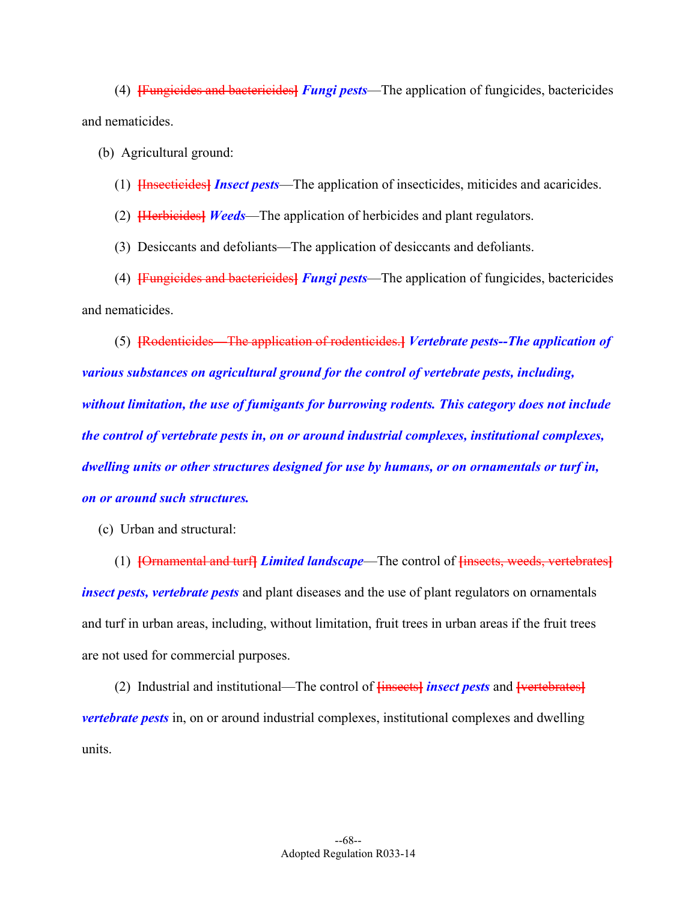(4) ~~[Fungicides and bactericides]~~ ***Fungi pests***—The application of fungicides, bactericides and nematicides.

(b) Agricultural ground:

(1) ~~[Insecticides]~~ ***Insect pests***—The application of insecticides, miticides and acaricides.

(2) ~~[Herbicides]~~ ***Weeds***—The application of herbicides and plant regulators.

(3) Desiccants and defoliants—The application of desiccants and defoliants.

(4) ~~[Fungicides and bactericides]~~ ***Fungi pests***—The application of fungicides, bactericides and nematicides.

(5) ~~[Rodenticides—The application of rodenticides.]~~ ***Vertebrate pests--The application of various substances on agricultural ground for the control of vertebrate pests, including, without limitation, the use of fumigants for burrowing rodents. This category does not include the control of vertebrate pests in, on or around industrial complexes, institutional complexes, dwelling units or other structures designed for use by humans, or on ornamentals or turf in, on or around such structures.***

(c) Urban and structural:

(1) ~~[Ornamental and turf]~~ ***Limited landscape***—The control of ~~[insects, weeds, vertebrates]~~ ***insect pests, vertebrate pests*** and plant diseases and the use of plant regulators on ornamentals and turf in urban areas, including, without limitation, fruit trees in urban areas if the fruit trees are not used for commercial purposes.

(2) Industrial and institutional—The control of ~~[insects]~~ ***insect pests*** and ~~[vertebrates]~~ ***vertebrate pests*** in, on or around industrial complexes, institutional complexes and dwelling units.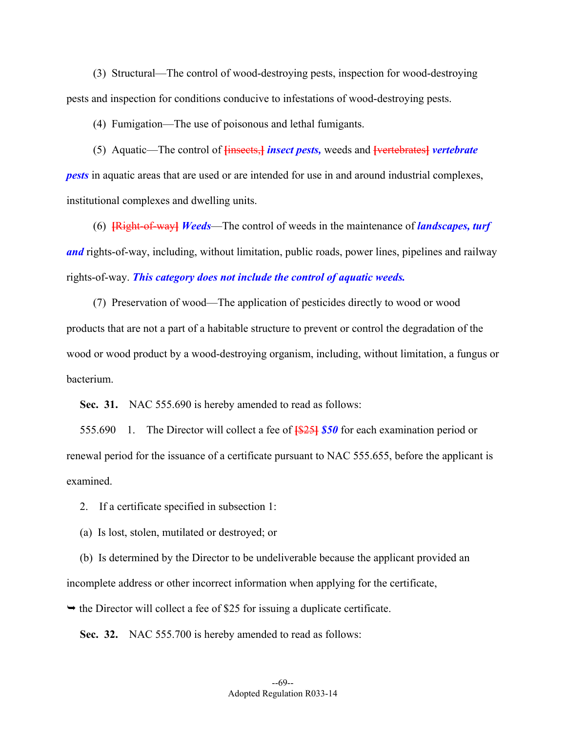(3) Structural—The control of wood-destroying pests, inspection for wood-destroying pests and inspection for conditions conducive to infestations of wood-destroying pests.

(4) Fumigation—The use of poisonous and lethal fumigants.

(5) Aquatic—The control of ~~[insects,]~~ ***insect pests,*** weeds and ~~[vertebrates]~~ ***vertebrate pests*** in aquatic areas that are used or are intended for use in and around industrial complexes, institutional complexes and dwelling units.

(6) ~~[Right-of-way]~~ ***Weeds***—The control of weeds in the maintenance of ***landscapes, turf and*** rights-of-way, including, without limitation, public roads, power lines, pipelines and railway rights-of-way. ***This category does not include the control of aquatic weeds.***

(7) Preservation of wood—The application of pesticides directly to wood or wood products that are not a part of a habitable structure to prevent or control the degradation of the wood or wood product by a wood-destroying organism, including, without limitation, a fungus or bacterium.

**Sec. 31.** NAC 555.690 is hereby amended to read as follows:

555.690 1. The Director will collect a fee of ~~[$25]~~ ***$50*** for each examination period or renewal period for the issuance of a certificate pursuant to NAC 555.655, before the applicant is examined.

2. If a certificate specified in subsection 1:

(a) Is lost, stolen, mutilated or destroyed; or

(b) Is determined by the Director to be undeliverable because the applicant provided an incomplete address or other incorrect information when applying for the certificate,

➥ the Director will collect a fee of $25 for issuing a duplicate certificate.

**Sec. 32.** NAC 555.700 is hereby amended to read as follows: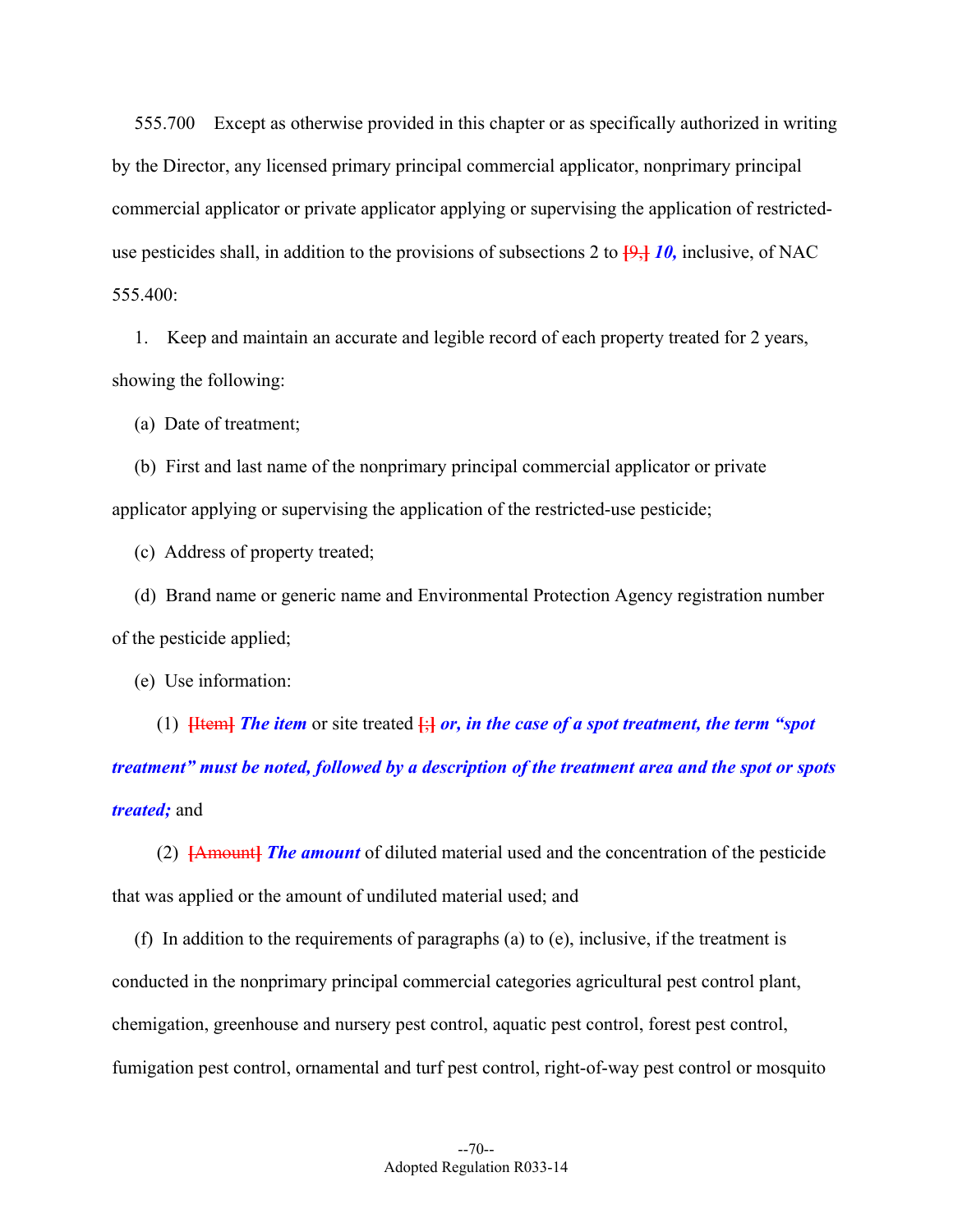555.700 Except as otherwise provided in this chapter or as specifically authorized in writing by the Director, any licensed primary principal commercial applicator, nonprimary principal commercial applicator or private applicator applying or supervising the application of restricted-use pesticides shall, in addition to the provisions of subsections 2 to [9,] ***10,*** inclusive, of NAC 555.400:

1. Keep and maintain an accurate and legible record of each property treated for 2 years, showing the following:

(a) Date of treatment;

(b) First and last name of the nonprimary principal commercial applicator or private applicator applying or supervising the application of the restricted-use pesticide;

(c) Address of property treated;

(d) Brand name or generic name and Environmental Protection Agency registration number of the pesticide applied;

(e) Use information:

(1) [Item] ***The item*** or site treated [;] ***or, in the case of a spot treatment, the term "spot treatment" must be noted, followed by a description of the treatment area and the spot or spots treated;*** and

(2) [Amount] ***The amount*** of diluted material used and the concentration of the pesticide that was applied or the amount of undiluted material used; and

(f) In addition to the requirements of paragraphs (a) to (e), inclusive, if the treatment is conducted in the nonprimary principal commercial categories agricultural pest control plant, chemigation, greenhouse and nursery pest control, aquatic pest control, forest pest control, fumigation pest control, ornamental and turf pest control, right-of-way pest control or mosquito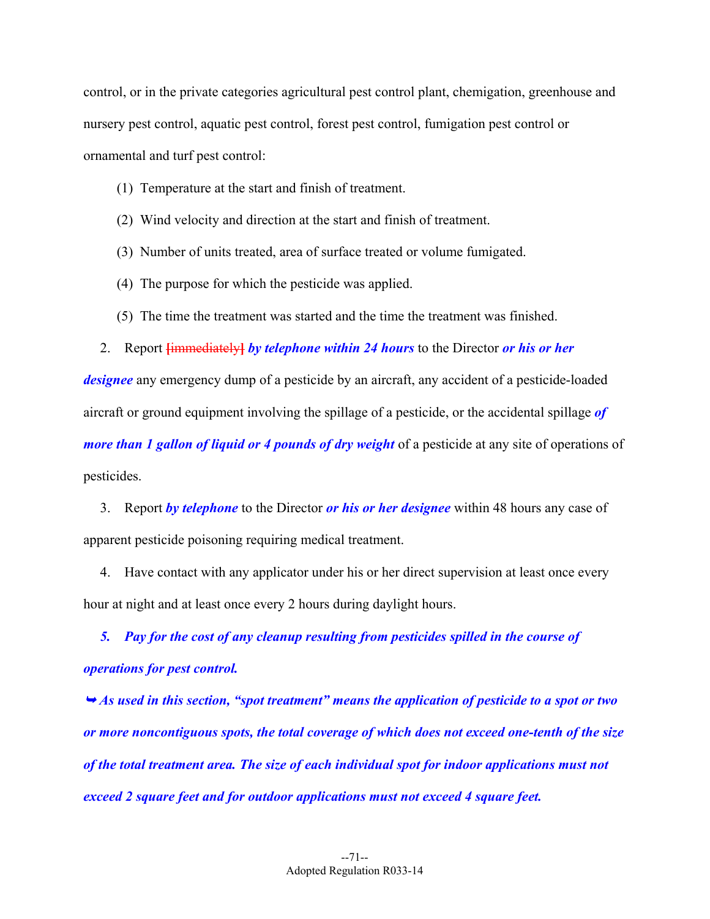control, or in the private categories agricultural pest control plant, chemigation, greenhouse and nursery pest control, aquatic pest control, forest pest control, fumigation pest control or ornamental and turf pest control:

(1) Temperature at the start and finish of treatment.

(2) Wind velocity and direction at the start and finish of treatment.

(3) Number of units treated, area of surface treated or volume fumigated.

(4) The purpose for which the pesticide was applied.

(5) The time the treatment was started and the time the treatment was finished.

2. Report ~~[immediately]~~ ***by telephone within 24 hours*** to the Director ***or his or her designee*** any emergency dump of a pesticide by an aircraft, any accident of a pesticide-loaded aircraft or ground equipment involving the spillage of a pesticide, or the accidental spillage ***of more than 1 gallon of liquid or 4 pounds of dry weight*** of a pesticide at any site of operations of pesticides.

3. Report ***by telephone*** to the Director ***or his or her designee*** within 48 hours any case of apparent pesticide poisoning requiring medical treatment.

4. Have contact with any applicator under his or her direct supervision at least once every hour at night and at least once every 2 hours during daylight hours.

***5. Pay for the cost of any cleanup resulting from pesticides spilled in the course of operations for pest control.***

***➥ As used in this section, "spot treatment" means the application of pesticide to a spot or two or more noncontiguous spots, the total coverage of which does not exceed one-tenth of the size of the total treatment area. The size of each individual spot for indoor applications must not exceed 2 square feet and for outdoor applications must not exceed 4 square feet.***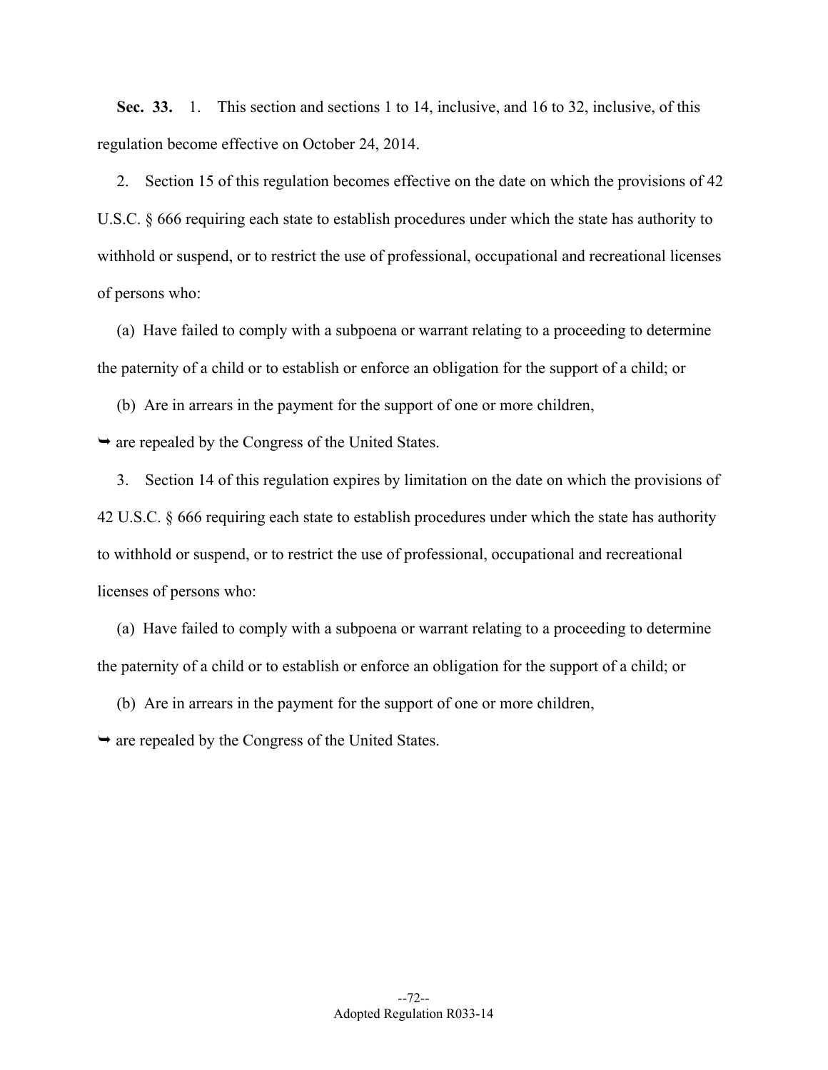**Sec. 33.** 1. This section and sections 1 to 14, inclusive, and 16 to 32, inclusive, of this regulation become effective on October 24, 2014.

2. Section 15 of this regulation becomes effective on the date on which the provisions of 42 U.S.C. § 666 requiring each state to establish procedures under which the state has authority to withhold or suspend, or to restrict the use of professional, occupational and recreational licenses of persons who:

(a) Have failed to comply with a subpoena or warrant relating to a proceeding to determine the paternity of a child or to establish or enforce an obligation for the support of a child; or

(b) Are in arrears in the payment for the support of one or more children,

➥ are repealed by the Congress of the United States.

3. Section 14 of this regulation expires by limitation on the date on which the provisions of 42 U.S.C. § 666 requiring each state to establish procedures under which the state has authority to withhold or suspend, or to restrict the use of professional, occupational and recreational licenses of persons who:

(a) Have failed to comply with a subpoena or warrant relating to a proceeding to determine the paternity of a child or to establish or enforce an obligation for the support of a child; or

(b) Are in arrears in the payment for the support of one or more children,

➥ are repealed by the Congress of the United States.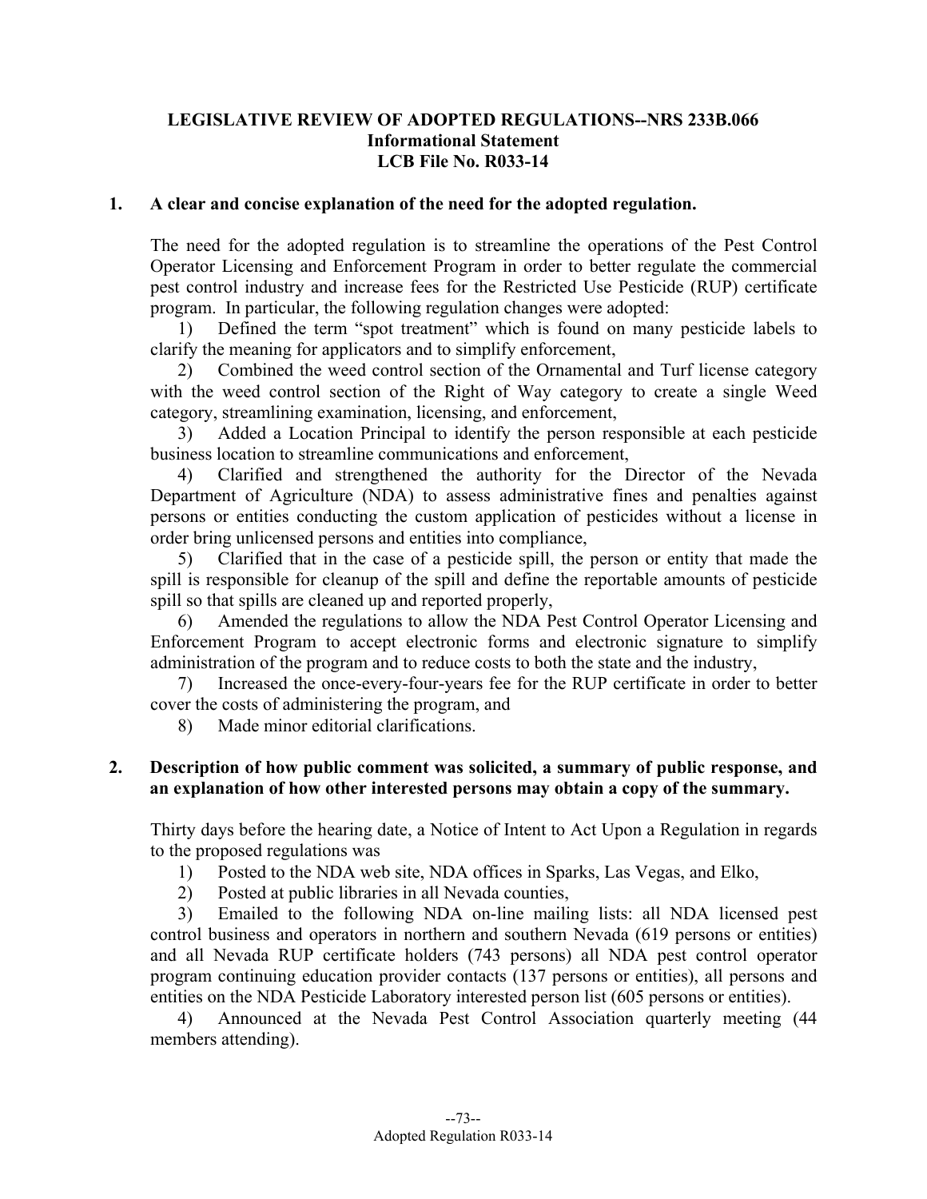**LEGISLATIVE REVIEW OF ADOPTED REGULATIONS--NRS 233B.066**
**Informational Statement**
**LCB File No. R033-14**

**1. A clear and concise explanation of the need for the adopted regulation.**

The need for the adopted regulation is to streamline the operations of the Pest Control Operator Licensing and Enforcement Program in order to better regulate the commercial pest control industry and increase fees for the Restricted Use Pesticide (RUP) certificate program. In particular, the following regulation changes were adopted:

1) Defined the term "spot treatment" which is found on many pesticide labels to clarify the meaning for applicators and to simplify enforcement,

2) Combined the weed control section of the Ornamental and Turf license category with the weed control section of the Right of Way category to create a single Weed category, streamlining examination, licensing, and enforcement,

3) Added a Location Principal to identify the person responsible at each pesticide business location to streamline communications and enforcement,

4) Clarified and strengthened the authority for the Director of the Nevada Department of Agriculture (NDA) to assess administrative fines and penalties against persons or entities conducting the custom application of pesticides without a license in order bring unlicensed persons and entities into compliance,

5) Clarified that in the case of a pesticide spill, the person or entity that made the spill is responsible for cleanup of the spill and define the reportable amounts of pesticide spill so that spills are cleaned up and reported properly,

6) Amended the regulations to allow the NDA Pest Control Operator Licensing and Enforcement Program to accept electronic forms and electronic signature to simplify administration of the program and to reduce costs to both the state and the industry,

7) Increased the once-every-four-years fee for the RUP certificate in order to better cover the costs of administering the program, and

8) Made minor editorial clarifications.

**2. Description of how public comment was solicited, a summary of public response, and an explanation of how other interested persons may obtain a copy of the summary.**

Thirty days before the hearing date, a Notice of Intent to Act Upon a Regulation in regards to the proposed regulations was

1) Posted to the NDA web site, NDA offices in Sparks, Las Vegas, and Elko,

2) Posted at public libraries in all Nevada counties,

3) Emailed to the following NDA on-line mailing lists: all NDA licensed pest control business and operators in northern and southern Nevada (619 persons or entities) and all Nevada RUP certificate holders (743 persons) all NDA pest control operator program continuing education provider contacts (137 persons or entities), all persons and entities on the NDA Pesticide Laboratory interested person list (605 persons or entities).

4) Announced at the Nevada Pest Control Association quarterly meeting (44 members attending).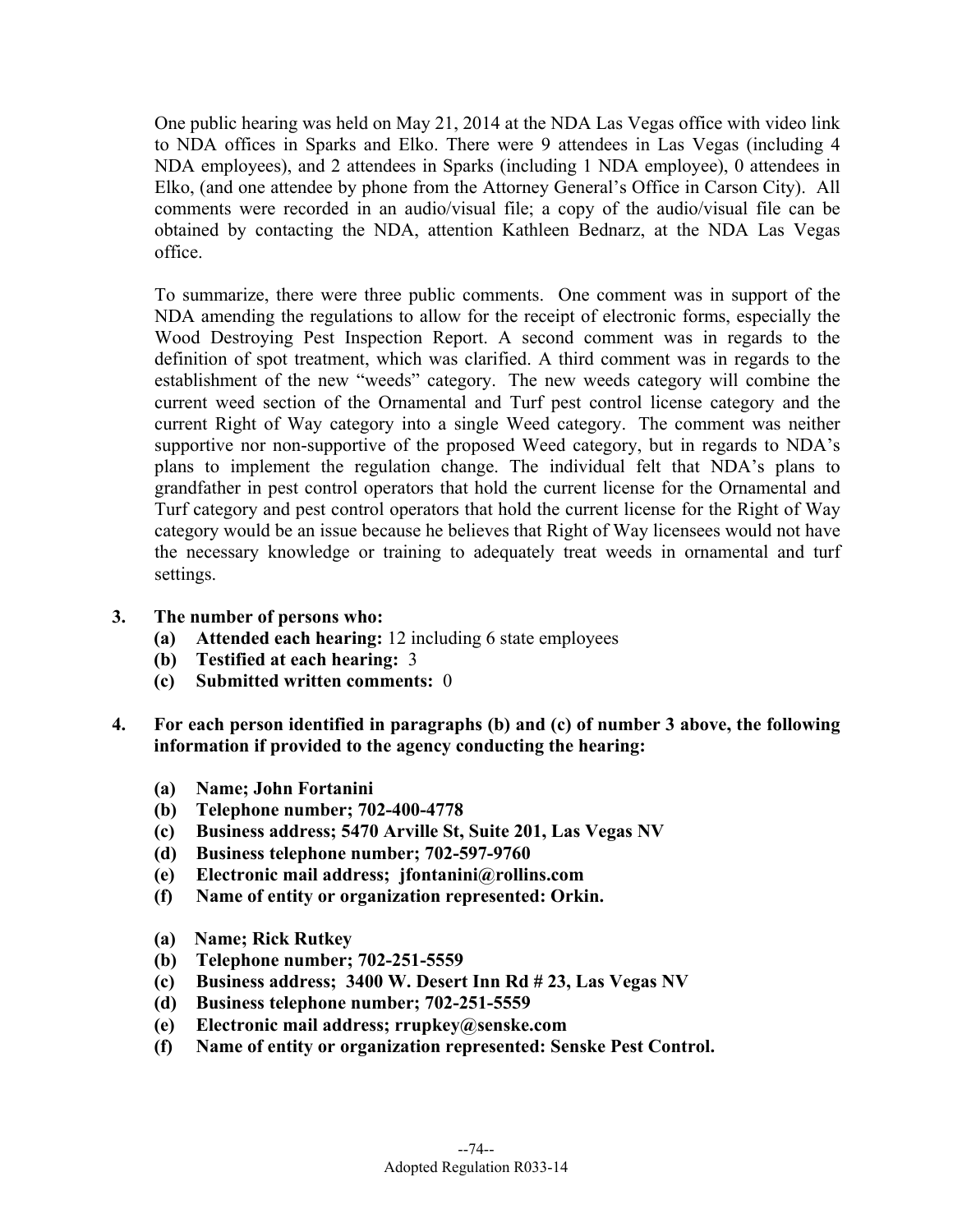One public hearing was held on May 21, 2014 at the NDA Las Vegas office with video link to NDA offices in Sparks and Elko. There were 9 attendees in Las Vegas (including 4 NDA employees), and 2 attendees in Sparks (including 1 NDA employee), 0 attendees in Elko, (and one attendee by phone from the Attorney General's Office in Carson City). All comments were recorded in an audio/visual file; a copy of the audio/visual file can be obtained by contacting the NDA, attention Kathleen Bednarz, at the NDA Las Vegas office.

To summarize, there were three public comments. One comment was in support of the NDA amending the regulations to allow for the receipt of electronic forms, especially the Wood Destroying Pest Inspection Report. A second comment was in regards to the definition of spot treatment, which was clarified. A third comment was in regards to the establishment of the new "weeds" category. The new weeds category will combine the current weed section of the Ornamental and Turf pest control license category and the current Right of Way category into a single Weed category. The comment was neither supportive nor non-supportive of the proposed Weed category, but in regards to NDA's plans to implement the regulation change. The individual felt that NDA's plans to grandfather in pest control operators that hold the current license for the Ornamental and Turf category and pest control operators that hold the current license for the Right of Way category would be an issue because he believes that Right of Way licensees would not have the necessary knowledge or training to adequately treat weeds in ornamental and turf settings.

**3. The number of persons who:**

- **(a) Attended each hearing:** 12 including 6 state employees
- **(b) Testified at each hearing:** 3
- **(c) Submitted written comments:** 0

**4. For each person identified in paragraphs (b) and (c) of number 3 above, the following information if provided to the agency conducting the hearing:**

- **(a) Name; John Fortanini**
- **(b) Telephone number; 702-400-4778**
- **(c) Business address; 5470 Arville St, Suite 201, Las Vegas NV**
- **(d) Business telephone number; 702-597-9760**
- **(e) Electronic mail address; jfontanini@rollins.com**
- **(f) Name of entity or organization represented: Orkin.**

- **(a) Name; Rick Rutkey**
- **(b) Telephone number; 702-251-5559**
- **(c) Business address; 3400 W. Desert Inn Rd # 23, Las Vegas NV**
- **(d) Business telephone number; 702-251-5559**
- **(e) Electronic mail address; rrupkey@senske.com**
- **(f) Name of entity or organization represented: Senske Pest Control.**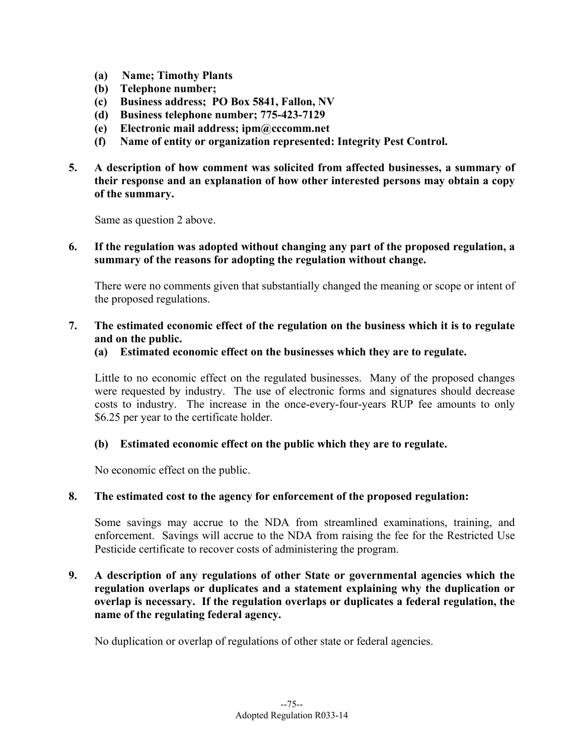- **(a) Name; Timothy Plants**
- **(b) Telephone number;**
- **(c) Business address; PO Box 5841, Fallon, NV**
- **(d) Business telephone number; 775-423-7129**
- **(e) Electronic mail address; ipm@cccomm.net**
- **(f) Name of entity or organization represented: Integrity Pest Control.**

**5. A description of how comment was solicited from affected businesses, a summary of their response and an explanation of how other interested persons may obtain a copy of the summary.**

Same as question 2 above.

**6. If the regulation was adopted without changing any part of the proposed regulation, a summary of the reasons for adopting the regulation without change.**

There were no comments given that substantially changed the meaning or scope or intent of the proposed regulations.

**7. The estimated economic effect of the regulation on the business which it is to regulate and on the public.**

**(a) Estimated economic effect on the businesses which they are to regulate.**

Little to no economic effect on the regulated businesses. Many of the proposed changes were requested by industry. The use of electronic forms and signatures should decrease costs to industry. The increase in the once-every-four-years RUP fee amounts to only $6.25 per year to the certificate holder.

**(b) Estimated economic effect on the public which they are to regulate.**

No economic effect on the public.

**8. The estimated cost to the agency for enforcement of the proposed regulation:**

Some savings may accrue to the NDA from streamlined examinations, training, and enforcement. Savings will accrue to the NDA from raising the fee for the Restricted Use Pesticide certificate to recover costs of administering the program.

**9. A description of any regulations of other State or governmental agencies which the regulation overlaps or duplicates and a statement explaining why the duplication or overlap is necessary. If the regulation overlaps or duplicates a federal regulation, the name of the regulating federal agency.**

No duplication or overlap of regulations of other state or federal agencies.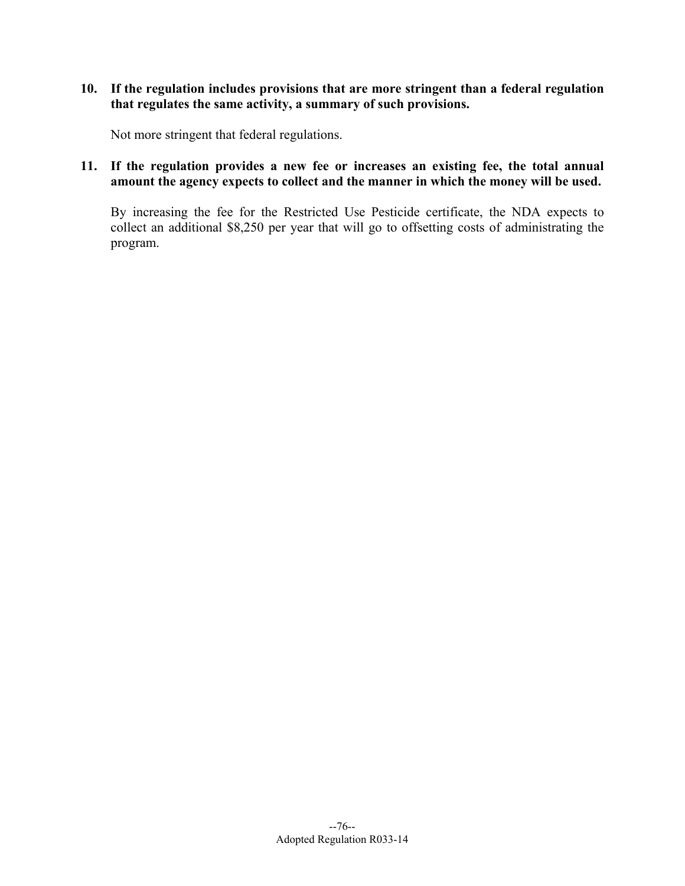**10. If the regulation includes provisions that are more stringent than a federal regulation that regulates the same activity, a summary of such provisions.**

Not more stringent that federal regulations.

**11. If the regulation provides a new fee or increases an existing fee, the total annual amount the agency expects to collect and the manner in which the money will be used.**

By increasing the fee for the Restricted Use Pesticide certificate, the NDA expects to collect an additional $8,250 per year that will go to offsetting costs of administrating the program.